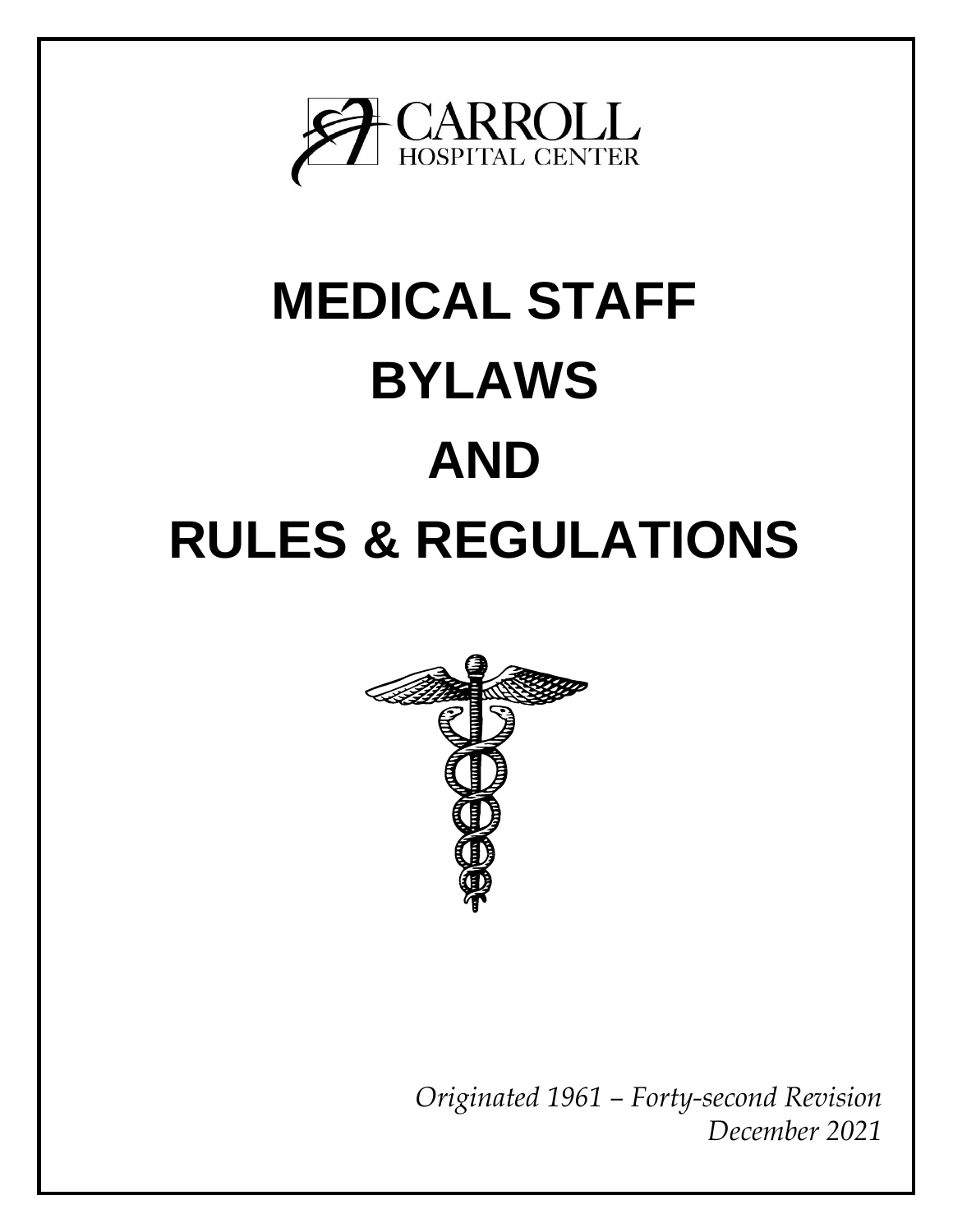CARROLL
HOSPITAL CENTER

# MEDICAL STAFF BYLAWS AND RULES & REGULATIONS

*Originated 1961 – Forty-second Revision*
*December 2021*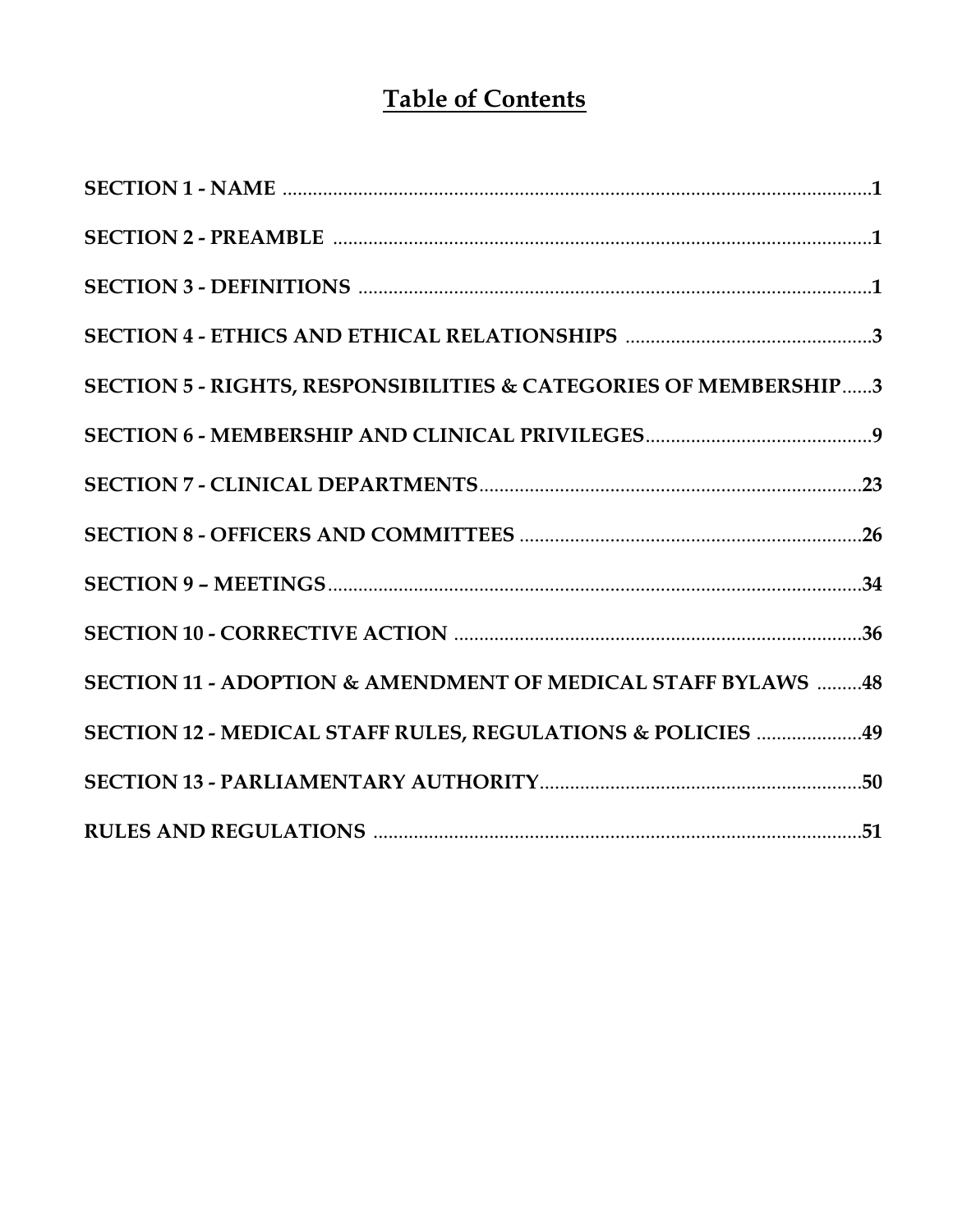# Table of Contents

**SECTION 1 - NAME** ....................................................................................................................1

**SECTION 2 - PREAMBLE** ..........................................................................................................1

**SECTION 3 - DEFINITIONS** .....................................................................................................1

**SECTION 4 - ETHICS AND ETHICAL RELATIONSHIPS** ................................................3

**SECTION 5 - RIGHTS, RESPONSIBILITIES & CATEGORIES OF MEMBERSHIP**......3

**SECTION 6 - MEMBERSHIP AND CLINICAL PRIVILEGES**............................................9

**SECTION 7 - CLINICAL DEPARTMENTS**............................................................................23

**SECTION 8 - OFFICERS AND COMMITTEES** ....................................................................26

**SECTION 9 – MEETINGS**..........................................................................................................34

**SECTION 10 - CORRECTIVE ACTION** ..................................................................................36

**SECTION 11 - ADOPTION & AMENDMENT OF MEDICAL STAFF BYLAWS** .........48

**SECTION 12 - MEDICAL STAFF RULES, REGULATIONS & POLICIES** ......................49

**SECTION 13 - PARLIAMENTARY AUTHORITY**...............................................................50

**RULES AND REGULATIONS** ..................................................................................................51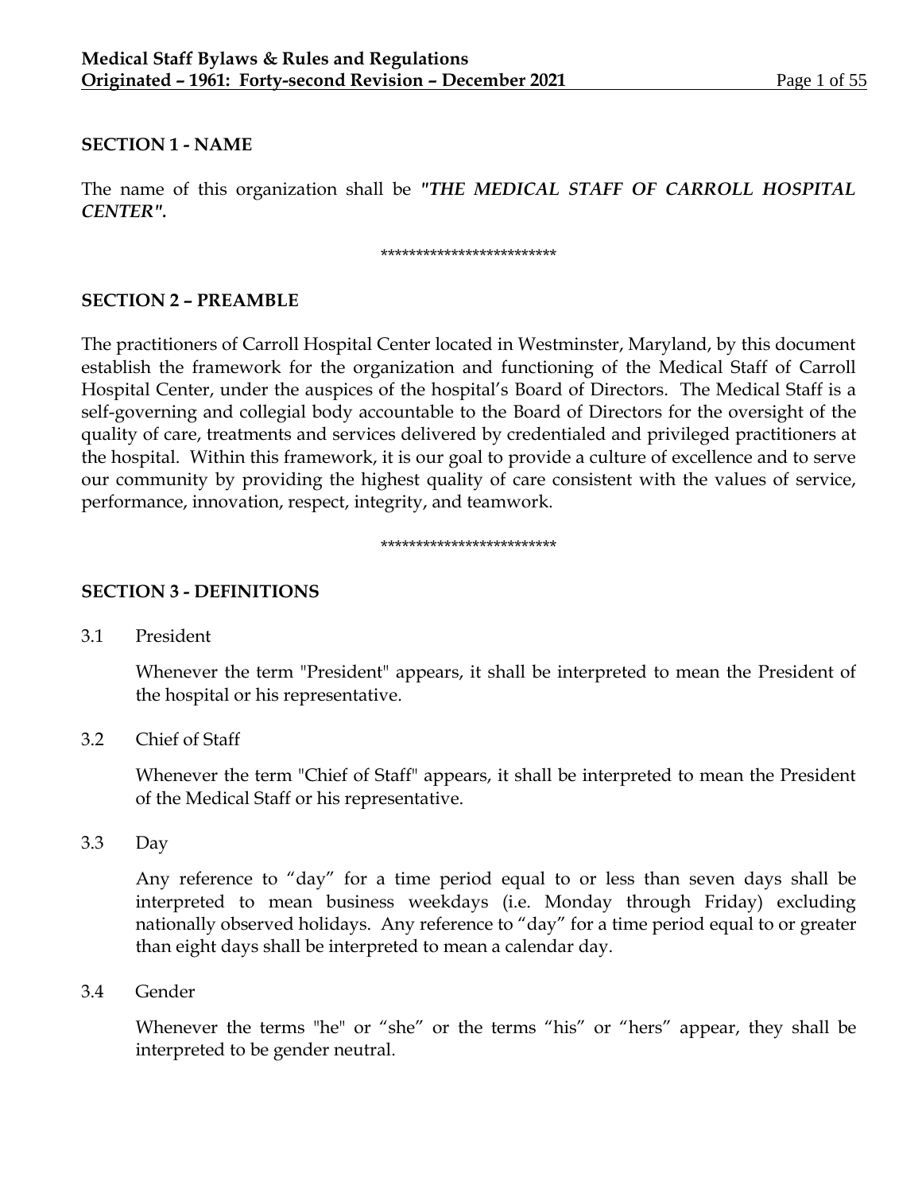## SECTION 1 - NAME

The name of this organization shall be ***"THE MEDICAL STAFF OF CARROLL HOSPITAL CENTER".***

\*************************

## SECTION 2 – PREAMBLE

The practitioners of Carroll Hospital Center located in Westminster, Maryland, by this document establish the framework for the organization and functioning of the Medical Staff of Carroll Hospital Center, under the auspices of the hospital's Board of Directors. The Medical Staff is a self-governing and collegial body accountable to the Board of Directors for the oversight of the quality of care, treatments and services delivered by credentialed and privileged practitioners at the hospital. Within this framework, it is our goal to provide a culture of excellence and to serve our community by providing the highest quality of care consistent with the values of service, performance, innovation, respect, integrity, and teamwork.

\*************************

## SECTION 3 - DEFINITIONS

3.1 President

Whenever the term "President" appears, it shall be interpreted to mean the President of the hospital or his representative.

3.2 Chief of Staff

Whenever the term "Chief of Staff" appears, it shall be interpreted to mean the President of the Medical Staff or his representative.

3.3 Day

Any reference to "day" for a time period equal to or less than seven days shall be interpreted to mean business weekdays (i.e. Monday through Friday) excluding nationally observed holidays. Any reference to "day" for a time period equal to or greater than eight days shall be interpreted to mean a calendar day.

3.4 Gender

Whenever the terms "he" or "she" or the terms "his" or "hers" appear, they shall be interpreted to be gender neutral.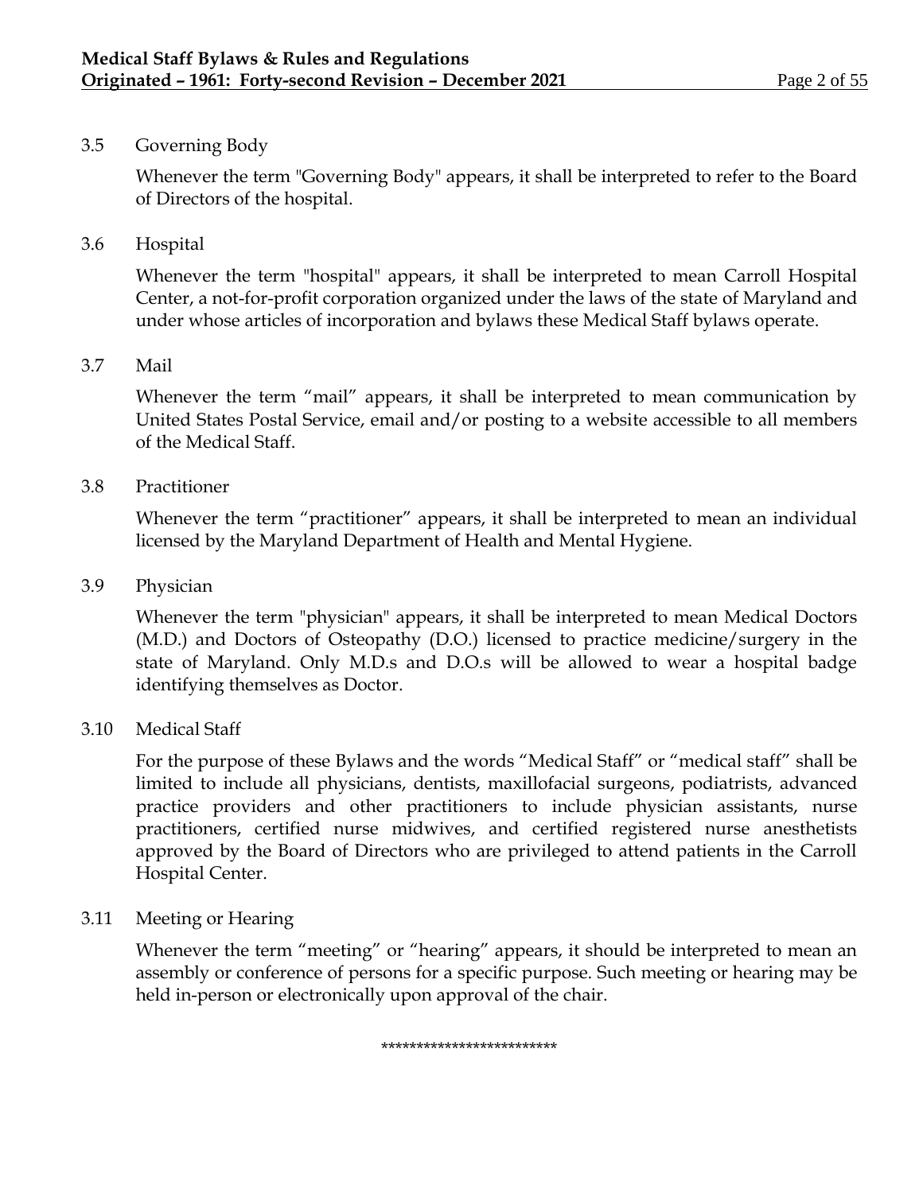3.5 Governing Body

Whenever the term "Governing Body" appears, it shall be interpreted to refer to the Board of Directors of the hospital.

3.6 Hospital

Whenever the term "hospital" appears, it shall be interpreted to mean Carroll Hospital Center, a not-for-profit corporation organized under the laws of the state of Maryland and under whose articles of incorporation and bylaws these Medical Staff bylaws operate.

3.7 Mail

Whenever the term "mail" appears, it shall be interpreted to mean communication by United States Postal Service, email and/or posting to a website accessible to all members of the Medical Staff.

3.8 Practitioner

Whenever the term "practitioner" appears, it shall be interpreted to mean an individual licensed by the Maryland Department of Health and Mental Hygiene.

3.9 Physician

Whenever the term "physician" appears, it shall be interpreted to mean Medical Doctors (M.D.) and Doctors of Osteopathy (D.O.) licensed to practice medicine/surgery in the state of Maryland. Only M.D.s and D.O.s will be allowed to wear a hospital badge identifying themselves as Doctor.

3.10 Medical Staff

For the purpose of these Bylaws and the words "Medical Staff" or "medical staff" shall be limited to include all physicians, dentists, maxillofacial surgeons, podiatrists, advanced practice providers and other practitioners to include physician assistants, nurse practitioners, certified nurse midwives, and certified registered nurse anesthetists approved by the Board of Directors who are privileged to attend patients in the Carroll Hospital Center.

3.11 Meeting or Hearing

Whenever the term "meeting" or "hearing" appears, it should be interpreted to mean an assembly or conference of persons for a specific purpose. Such meeting or hearing may be held in-person or electronically upon approval of the chair.

*************************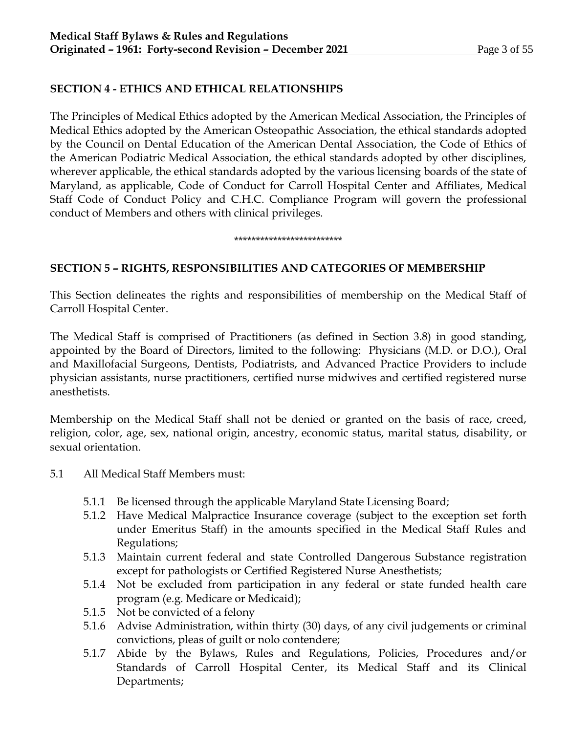## SECTION 4 - ETHICS AND ETHICAL RELATIONSHIPS

The Principles of Medical Ethics adopted by the American Medical Association, the Principles of Medical Ethics adopted by the American Osteopathic Association, the ethical standards adopted by the Council on Dental Education of the American Dental Association, the Code of Ethics of the American Podiatric Medical Association, the ethical standards adopted by other disciplines, wherever applicable, the ethical standards adopted by the various licensing boards of the state of Maryland, as applicable, Code of Conduct for Carroll Hospital Center and Affiliates, Medical Staff Code of Conduct Policy and C.H.C. Compliance Program will govern the professional conduct of Members and others with clinical privileges.

*************************

## SECTION 5 – RIGHTS, RESPONSIBILITIES AND CATEGORIES OF MEMBERSHIP

This Section delineates the rights and responsibilities of membership on the Medical Staff of Carroll Hospital Center.

The Medical Staff is comprised of Practitioners (as defined in Section 3.8) in good standing, appointed by the Board of Directors, limited to the following: Physicians (M.D. or D.O.), Oral and Maxillofacial Surgeons, Dentists, Podiatrists, and Advanced Practice Providers to include physician assistants, nurse practitioners, certified nurse midwives and certified registered nurse anesthetists.

Membership on the Medical Staff shall not be denied or granted on the basis of race, creed, religion, color, age, sex, national origin, ancestry, economic status, marital status, disability, or sexual orientation.

5.1 All Medical Staff Members must:

- 5.1.1 Be licensed through the applicable Maryland State Licensing Board;
- 5.1.2 Have Medical Malpractice Insurance coverage (subject to the exception set forth under Emeritus Staff) in the amounts specified in the Medical Staff Rules and Regulations;
- 5.1.3 Maintain current federal and state Controlled Dangerous Substance registration except for pathologists or Certified Registered Nurse Anesthetists;
- 5.1.4 Not be excluded from participation in any federal or state funded health care program (e.g. Medicare or Medicaid);
- 5.1.5 Not be convicted of a felony
- 5.1.6 Advise Administration, within thirty (30) days, of any civil judgements or criminal convictions, pleas of guilt or nolo contendere;
- 5.1.7 Abide by the Bylaws, Rules and Regulations, Policies, Procedures and/or Standards of Carroll Hospital Center, its Medical Staff and its Clinical Departments;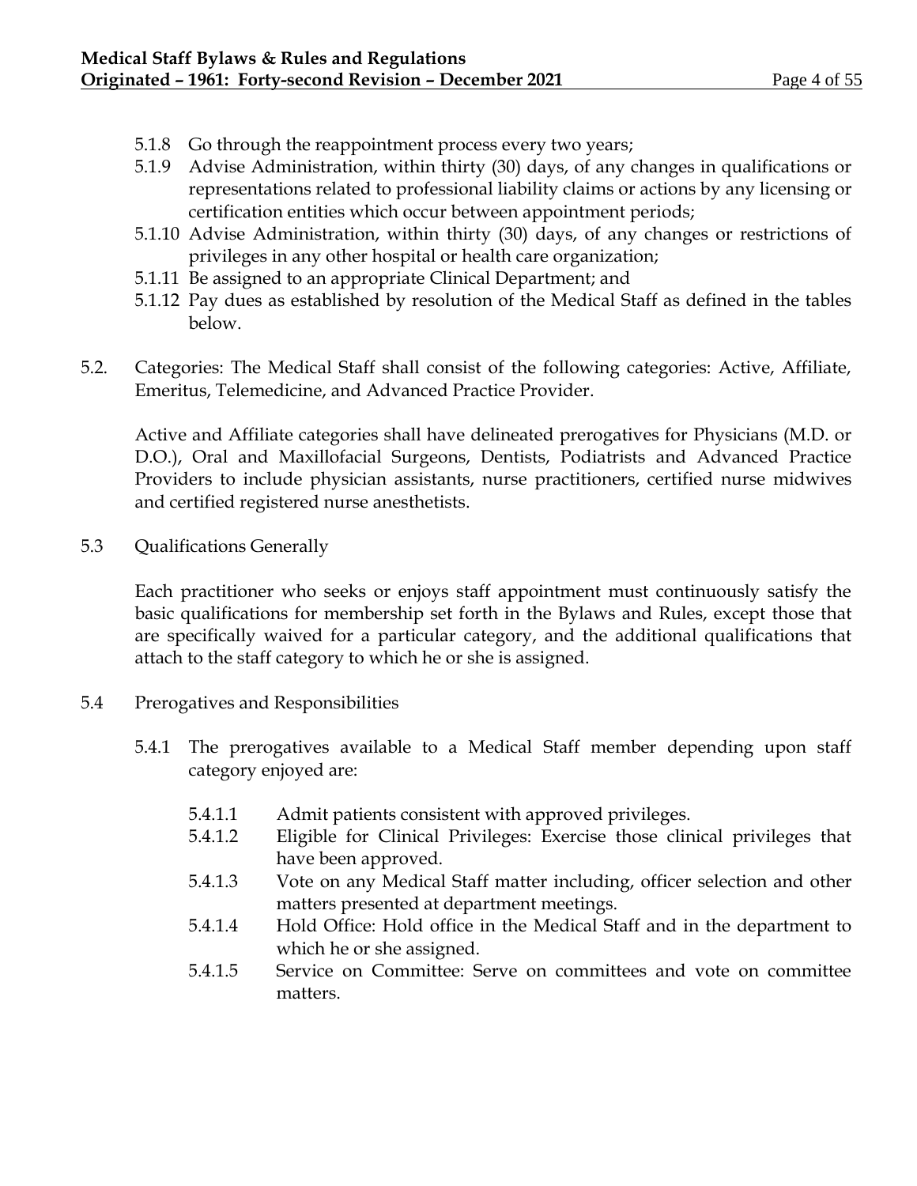5.1.8 Go through the reappointment process every two years;

5.1.9 Advise Administration, within thirty (30) days, of any changes in qualifications or representations related to professional liability claims or actions by any licensing or certification entities which occur between appointment periods;

5.1.10 Advise Administration, within thirty (30) days, of any changes or restrictions of privileges in any other hospital or health care organization;

5.1.11 Be assigned to an appropriate Clinical Department; and

5.1.12 Pay dues as established by resolution of the Medical Staff as defined in the tables below.

5.2. Categories: The Medical Staff shall consist of the following categories: Active, Affiliate, Emeritus, Telemedicine, and Advanced Practice Provider.

Active and Affiliate categories shall have delineated prerogatives for Physicians (M.D. or D.O.), Oral and Maxillofacial Surgeons, Dentists, Podiatrists and Advanced Practice Providers to include physician assistants, nurse practitioners, certified nurse midwives and certified registered nurse anesthetists.

5.3 Qualifications Generally

Each practitioner who seeks or enjoys staff appointment must continuously satisfy the basic qualifications for membership set forth in the Bylaws and Rules, except those that are specifically waived for a particular category, and the additional qualifications that attach to the staff category to which he or she is assigned.

5.4 Prerogatives and Responsibilities

5.4.1 The prerogatives available to a Medical Staff member depending upon staff category enjoyed are:

5.4.1.1 Admit patients consistent with approved privileges.

5.4.1.2 Eligible for Clinical Privileges: Exercise those clinical privileges that have been approved.

5.4.1.3 Vote on any Medical Staff matter including, officer selection and other matters presented at department meetings.

5.4.1.4 Hold Office: Hold office in the Medical Staff and in the department to which he or she assigned.

5.4.1.5 Service on Committee: Serve on committees and vote on committee matters.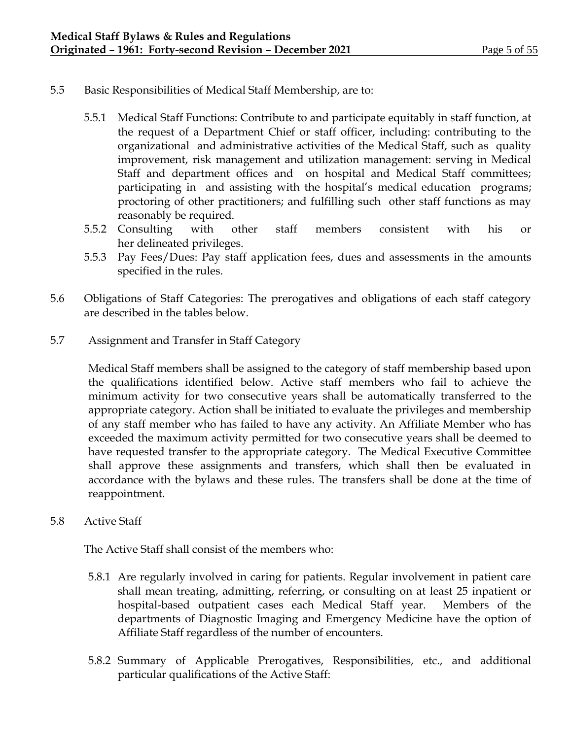5.5 Basic Responsibilities of Medical Staff Membership, are to:

- 5.5.1 Medical Staff Functions: Contribute to and participate equitably in staff function, at the request of a Department Chief or staff officer, including: contributing to the organizational and administrative activities of the Medical Staff, such as quality improvement, risk management and utilization management: serving in Medical Staff and department offices and on hospital and Medical Staff committees; participating in and assisting with the hospital's medical education programs; proctoring of other practitioners; and fulfilling such other staff functions as may reasonably be required.
- 5.5.2 Consulting with other staff members consistent with his or her delineated privileges.
- 5.5.3 Pay Fees/Dues: Pay staff application fees, dues and assessments in the amounts specified in the rules.

5.6 Obligations of Staff Categories: The prerogatives and obligations of each staff category are described in the tables below.

5.7 Assignment and Transfer in Staff Category

Medical Staff members shall be assigned to the category of staff membership based upon the qualifications identified below. Active staff members who fail to achieve the minimum activity for two consecutive years shall be automatically transferred to the appropriate category. Action shall be initiated to evaluate the privileges and membership of any staff member who has failed to have any activity. An Affiliate Member who has exceeded the maximum activity permitted for two consecutive years shall be deemed to have requested transfer to the appropriate category. The Medical Executive Committee shall approve these assignments and transfers, which shall then be evaluated in accordance with the bylaws and these rules. The transfers shall be done at the time of reappointment.

5.8 Active Staff

The Active Staff shall consist of the members who:

- 5.8.1 Are regularly involved in caring for patients. Regular involvement in patient care shall mean treating, admitting, referring, or consulting on at least 25 inpatient or hospital-based outpatient cases each Medical Staff year. Members of the departments of Diagnostic Imaging and Emergency Medicine have the option of Affiliate Staff regardless of the number of encounters.

- 5.8.2 Summary of Applicable Prerogatives, Responsibilities, etc., and additional particular qualifications of the Active Staff: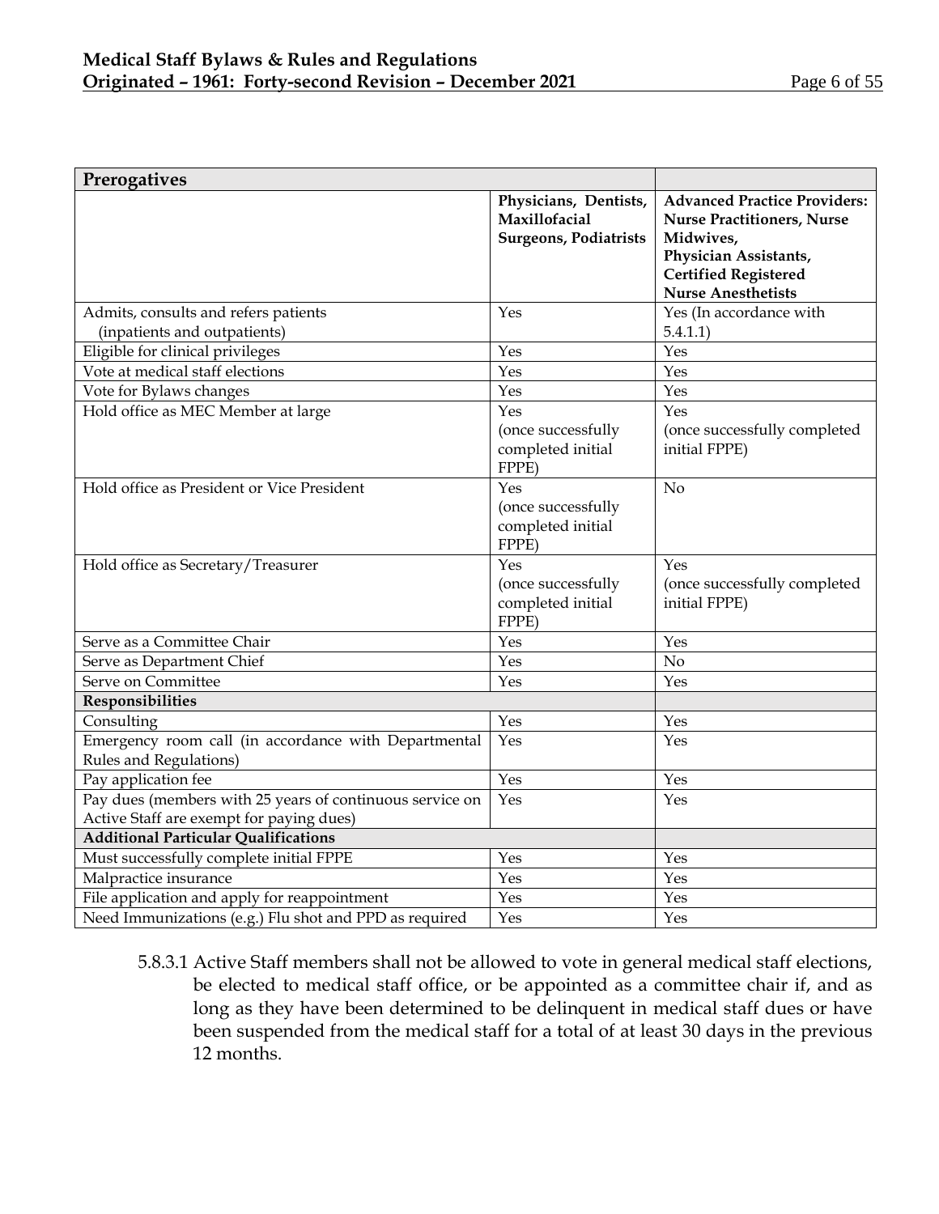| **Prerogatives** | | |
|---|---|---|
| | **Physicians, Dentists, Maxillofacial Surgeons, Podiatrists** | **Advanced Practice Providers: Nurse Practitioners, Nurse Midwives, Physician Assistants, Certified Registered Nurse Anesthetists** |
| Admits, consults and refers patients (inpatients and outpatients) | Yes | Yes (In accordance with 5.4.1.1) |
| Eligible for clinical privileges | Yes | Yes |
| Vote at medical staff elections | Yes | Yes |
| Vote for Bylaws changes | Yes | Yes |
| Hold office as MEC Member at large | Yes (once successfully completed initial FPPE) | Yes (once successfully completed initial FPPE) |
| Hold office as President or Vice President | Yes (once successfully completed initial FPPE) | No |
| Hold office as Secretary/Treasurer | Yes (once successfully completed initial FPPE) | Yes (once successfully completed initial FPPE) |
| Serve as a Committee Chair | Yes | Yes |
| Serve as Department Chief | Yes | No |
| Serve on Committee | Yes | Yes |
| **Responsibilities** | | |
| Consulting | Yes | Yes |
| Emergency room call (in accordance with Departmental Rules and Regulations) | Yes | Yes |
| Pay application fee | Yes | Yes |
| Pay dues (members with 25 years of continuous service on Active Staff are exempt for paying dues) | Yes | Yes |
| **Additional Particular Qualifications** | | |
| Must successfully complete initial FPPE | Yes | Yes |
| Malpractice insurance | Yes | Yes |
| File application and apply for reappointment | Yes | Yes |
| Need Immunizations (e.g.) Flu shot and PPD as required | Yes | Yes |

5.8.3.1 Active Staff members shall not be allowed to vote in general medical staff elections, be elected to medical staff office, or be appointed as a committee chair if, and as long as they have been determined to be delinquent in medical staff dues or have been suspended from the medical staff for a total of at least 30 days in the previous 12 months.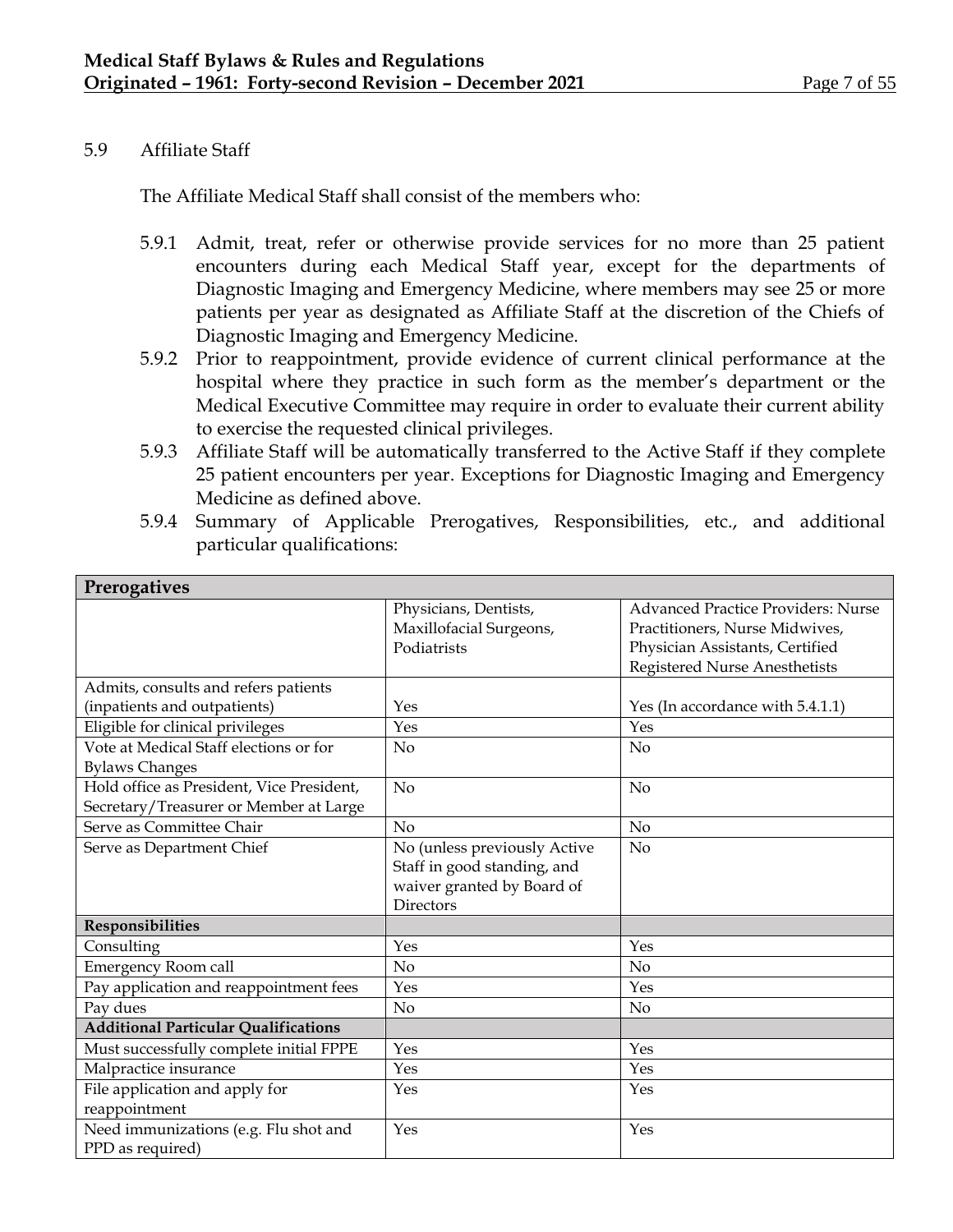5.9 Affiliate Staff

The Affiliate Medical Staff shall consist of the members who:

5.9.1 Admit, treat, refer or otherwise provide services for no more than 25 patient encounters during each Medical Staff year, except for the departments of Diagnostic Imaging and Emergency Medicine, where members may see 25 or more patients per year as designated as Affiliate Staff at the discretion of the Chiefs of Diagnostic Imaging and Emergency Medicine.

5.9.2 Prior to reappointment, provide evidence of current clinical performance at the hospital where they practice in such form as the member's department or the Medical Executive Committee may require in order to evaluate their current ability to exercise the requested clinical privileges.

5.9.3 Affiliate Staff will be automatically transferred to the Active Staff if they complete 25 patient encounters per year. Exceptions for Diagnostic Imaging and Emergency Medicine as defined above.

5.9.4 Summary of Applicable Prerogatives, Responsibilities, etc., and additional particular qualifications:

| **Prerogatives** | | |
|---|---|---|
| | Physicians, Dentists, Maxillofacial Surgeons, Podiatrists | Advanced Practice Providers: Nurse Practitioners, Nurse Midwives, Physician Assistants, Certified Registered Nurse Anesthetists |
| Admits, consults and refers patients (inpatients and outpatients) | Yes | Yes (In accordance with 5.4.1.1) |
| Eligible for clinical privileges | Yes | Yes |
| Vote at Medical Staff elections or for Bylaws Changes | No | No |
| Hold office as President, Vice President, Secretary/Treasurer or Member at Large | No | No |
| Serve as Committee Chair | No | No |
| Serve as Department Chief | No (unless previously Active Staff in good standing, and waiver granted by Board of Directors | No |
| **Responsibilities** | | |
| Consulting | Yes | Yes |
| Emergency Room call | No | No |
| Pay application and reappointment fees | Yes | Yes |
| Pay dues | No | No |
| **Additional Particular Qualifications** | | |
| Must successfully complete initial FPPE | Yes | Yes |
| Malpractice insurance | Yes | Yes |
| File application and apply for reappointment | Yes | Yes |
| Need immunizations (e.g. Flu shot and PPD as required) | Yes | Yes |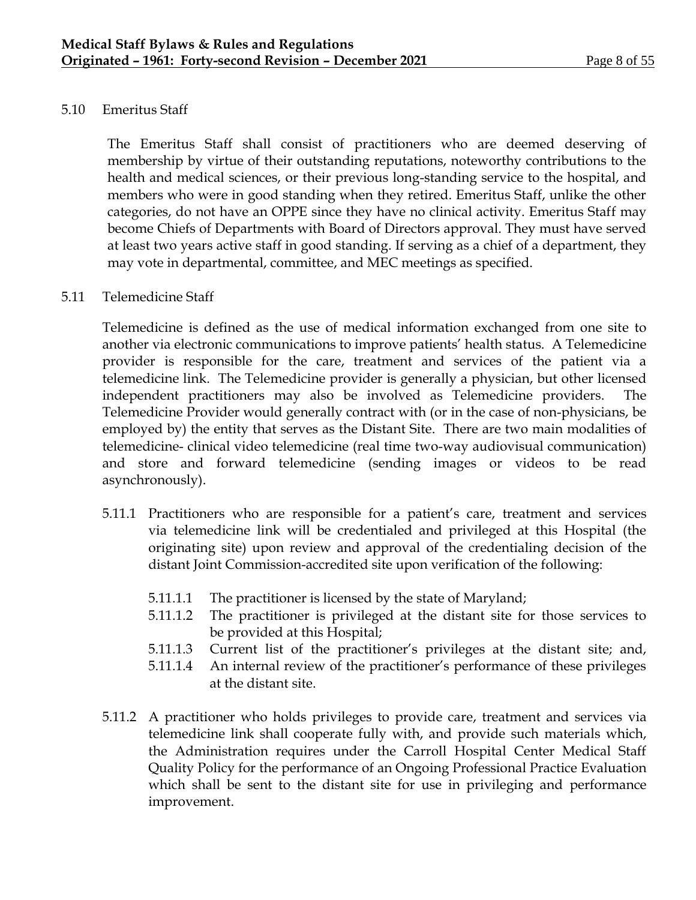## 5.10 Emeritus Staff

The Emeritus Staff shall consist of practitioners who are deemed deserving of membership by virtue of their outstanding reputations, noteworthy contributions to the health and medical sciences, or their previous long-standing service to the hospital, and members who were in good standing when they retired. Emeritus Staff, unlike the other categories, do not have an OPPE since they have no clinical activity. Emeritus Staff may become Chiefs of Departments with Board of Directors approval. They must have served at least two years active staff in good standing. If serving as a chief of a department, they may vote in departmental, committee, and MEC meetings as specified.

## 5.11 Telemedicine Staff

Telemedicine is defined as the use of medical information exchanged from one site to another via electronic communications to improve patients' health status. A Telemedicine provider is responsible for the care, treatment and services of the patient via a telemedicine link. The Telemedicine provider is generally a physician, but other licensed independent practitioners may also be involved as Telemedicine providers. The Telemedicine Provider would generally contract with (or in the case of non-physicians, be employed by) the entity that serves as the Distant Site. There are two main modalities of telemedicine- clinical video telemedicine (real time two-way audiovisual communication) and store and forward telemedicine (sending images or videos to be read asynchronously).

5.11.1 Practitioners who are responsible for a patient's care, treatment and services via telemedicine link will be credentialed and privileged at this Hospital (the originating site) upon review and approval of the credentialing decision of the distant Joint Commission-accredited site upon verification of the following:

- 5.11.1.1 The practitioner is licensed by the state of Maryland;
- 5.11.1.2 The practitioner is privileged at the distant site for those services to be provided at this Hospital;
- 5.11.1.3 Current list of the practitioner's privileges at the distant site; and,
- 5.11.1.4 An internal review of the practitioner's performance of these privileges at the distant site.

5.11.2 A practitioner who holds privileges to provide care, treatment and services via telemedicine link shall cooperate fully with, and provide such materials which, the Administration requires under the Carroll Hospital Center Medical Staff Quality Policy for the performance of an Ongoing Professional Practice Evaluation which shall be sent to the distant site for use in privileging and performance improvement.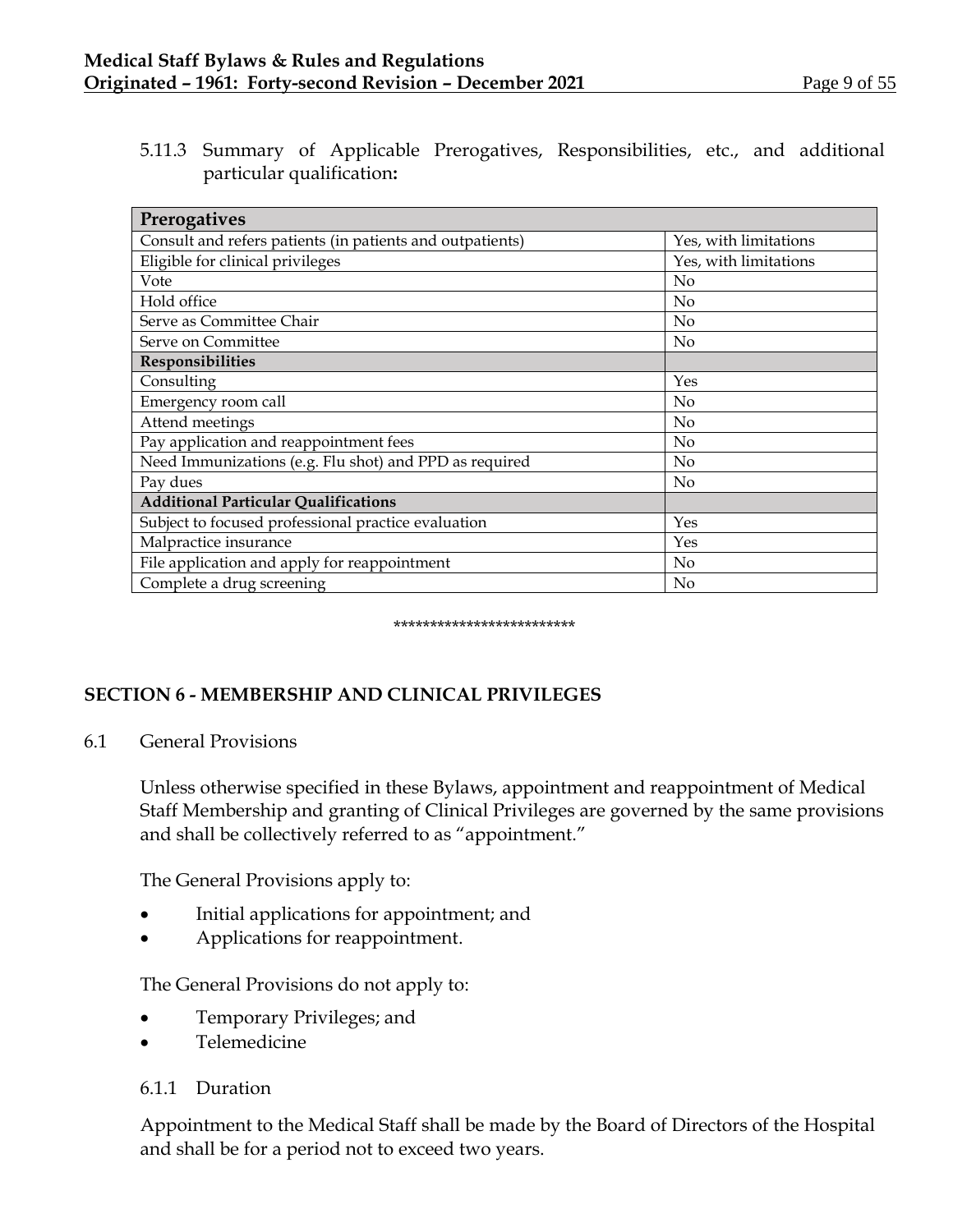5.11.3 Summary of Applicable Prerogatives, Responsibilities, etc., and additional particular qualification**:**

| **Prerogatives** | |
|---|---|
| Consult and refers patients (in patients and outpatients) | Yes, with limitations |
| Eligible for clinical privileges | Yes, with limitations |
| Vote | No |
| Hold office | No |
| Serve as Committee Chair | No |
| Serve on Committee | No |
| **Responsibilities** | |
| Consulting | Yes |
| Emergency room call | No |
| Attend meetings | No |
| Pay application and reappointment fees | No |
| Need Immunizations (e.g. Flu shot) and PPD as required | No |
| Pay dues | No |
| **Additional Particular Qualifications** | |
| Subject to focused professional practice evaluation | Yes |
| Malpractice insurance | Yes |
| File application and apply for reappointment | No |
| Complete a drug screening | No |

*************************

## SECTION 6 - MEMBERSHIP AND CLINICAL PRIVILEGES

6.1 General Provisions

Unless otherwise specified in these Bylaws, appointment and reappointment of Medical Staff Membership and granting of Clinical Privileges are governed by the same provisions and shall be collectively referred to as "appointment."

The General Provisions apply to:

- Initial applications for appointment; and
- Applications for reappointment.

The General Provisions do not apply to:

- Temporary Privileges; and
- Telemedicine

6.1.1 Duration

Appointment to the Medical Staff shall be made by the Board of Directors of the Hospital and shall be for a period not to exceed two years.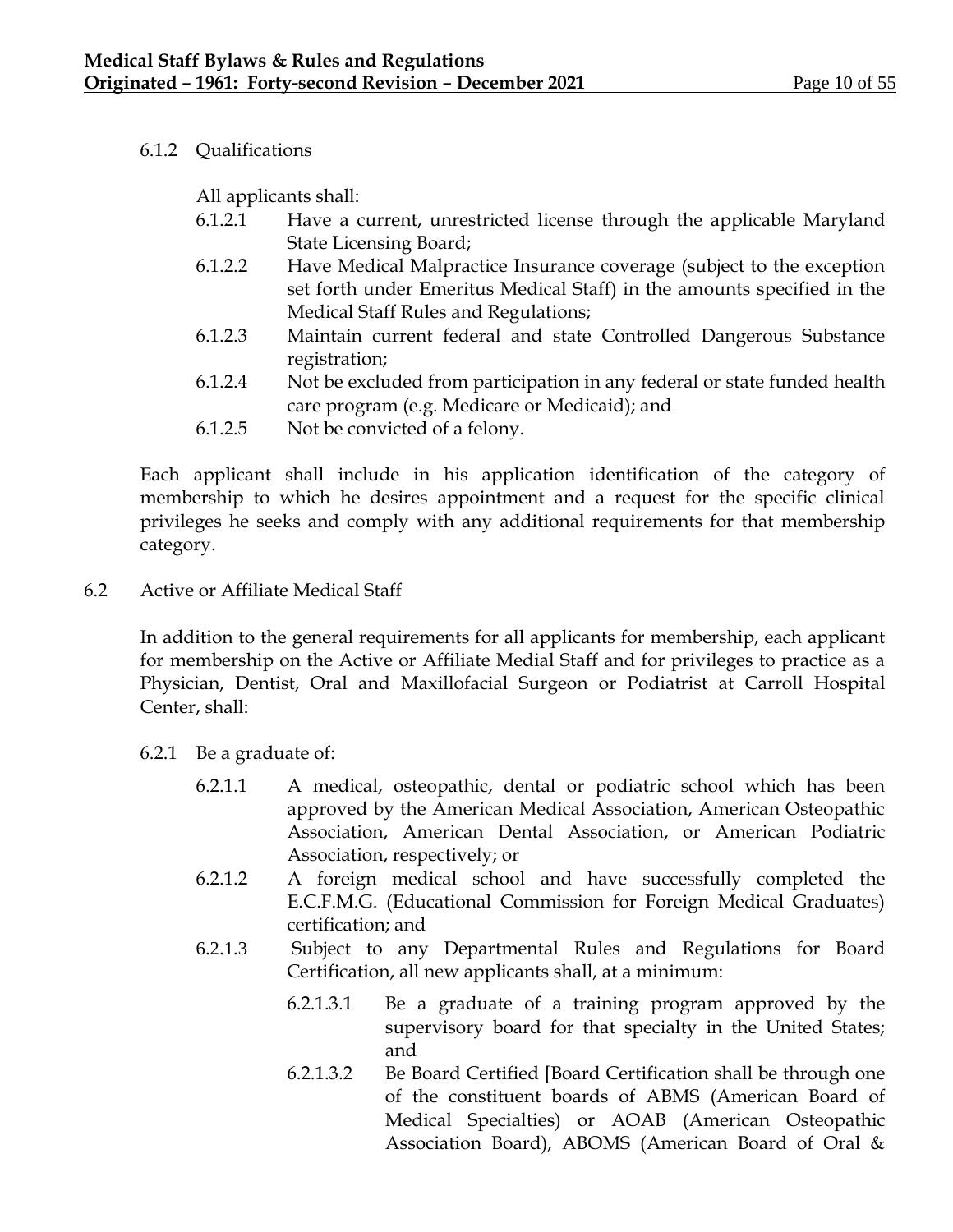6.1.2 Qualifications

All applicants shall:

6.1.2.1 Have a current, unrestricted license through the applicable Maryland State Licensing Board;

6.1.2.2 Have Medical Malpractice Insurance coverage (subject to the exception set forth under Emeritus Medical Staff) in the amounts specified in the Medical Staff Rules and Regulations;

6.1.2.3 Maintain current federal and state Controlled Dangerous Substance registration;

6.1.2.4 Not be excluded from participation in any federal or state funded health care program (e.g. Medicare or Medicaid); and

6.1.2.5 Not be convicted of a felony.

Each applicant shall include in his application identification of the category of membership to which he desires appointment and a request for the specific clinical privileges he seeks and comply with any additional requirements for that membership category.

6.2 Active or Affiliate Medical Staff

In addition to the general requirements for all applicants for membership, each applicant for membership on the Active or Affiliate Medial Staff and for privileges to practice as a Physician, Dentist, Oral and Maxillofacial Surgeon or Podiatrist at Carroll Hospital Center, shall:

6.2.1 Be a graduate of:

6.2.1.1 A medical, osteopathic, dental or podiatric school which has been approved by the American Medical Association, American Osteopathic Association, American Dental Association, or American Podiatric Association, respectively; or

6.2.1.2 A foreign medical school and have successfully completed the E.C.F.M.G. (Educational Commission for Foreign Medical Graduates) certification; and

6.2.1.3 Subject to any Departmental Rules and Regulations for Board Certification, all new applicants shall, at a minimum:

6.2.1.3.1 Be a graduate of a training program approved by the supervisory board for that specialty in the United States; and

6.2.1.3.2 Be Board Certified [Board Certification shall be through one of the constituent boards of ABMS (American Board of Medical Specialties) or AOAB (American Osteopathic Association Board), ABOMS (American Board of Oral &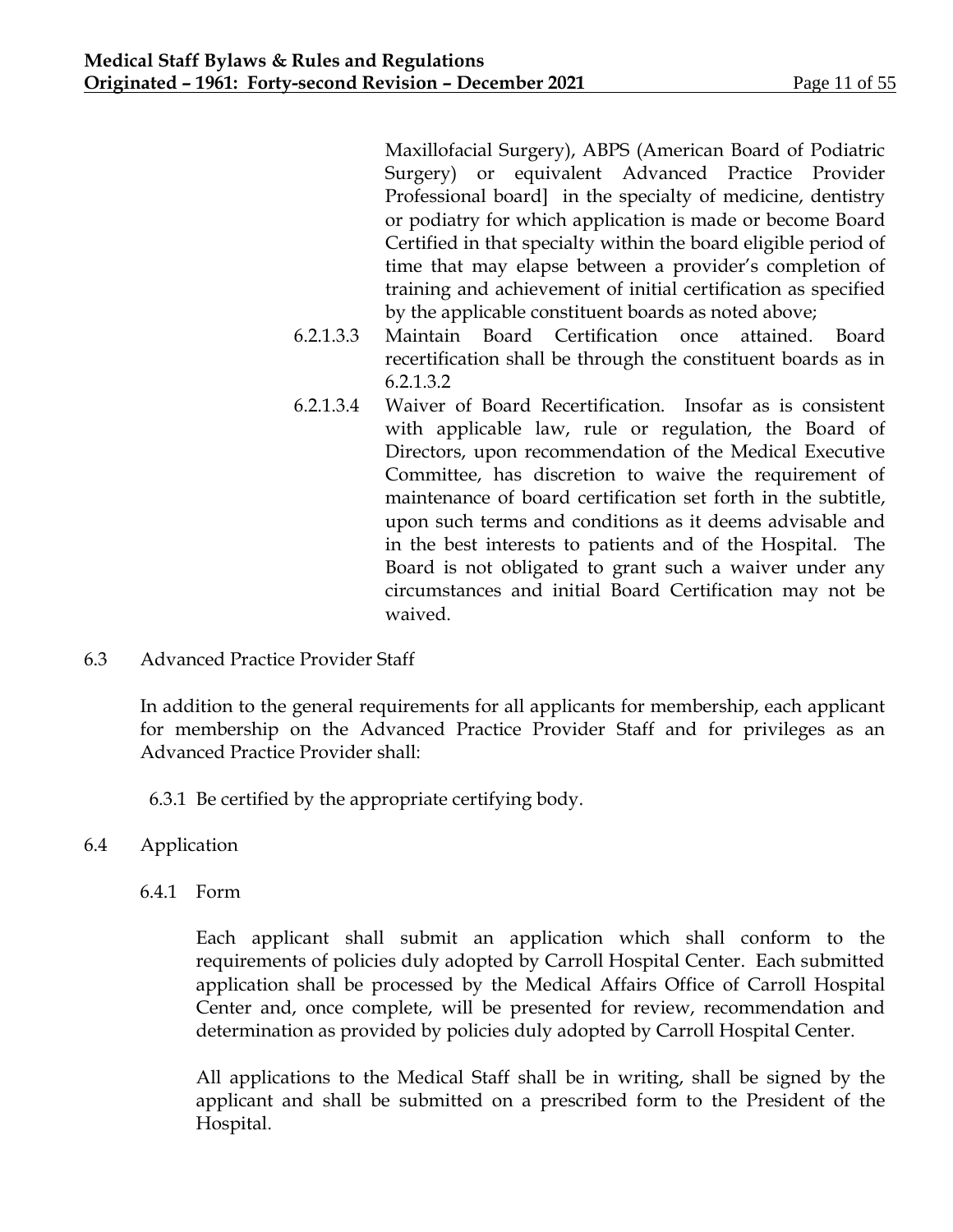Maxillofacial Surgery), ABPS (American Board of Podiatric Surgery) or equivalent Advanced Practice Provider Professional board] in the specialty of medicine, dentistry or podiatry for which application is made or become Board Certified in that specialty within the board eligible period of time that may elapse between a provider's completion of training and achievement of initial certification as specified by the applicable constituent boards as noted above;

6.2.1.3.3 Maintain Board Certification once attained. Board recertification shall be through the constituent boards as in 6.2.1.3.2

6.2.1.3.4 Waiver of Board Recertification. Insofar as is consistent with applicable law, rule or regulation, the Board of Directors, upon recommendation of the Medical Executive Committee, has discretion to waive the requirement of maintenance of board certification set forth in the subtitle, upon such terms and conditions as it deems advisable and in the best interests to patients and of the Hospital. The Board is not obligated to grant such a waiver under any circumstances and initial Board Certification may not be waived.

6.3 Advanced Practice Provider Staff

In addition to the general requirements for all applicants for membership, each applicant for membership on the Advanced Practice Provider Staff and for privileges as an Advanced Practice Provider shall:

6.3.1 Be certified by the appropriate certifying body.

6.4 Application

6.4.1 Form

Each applicant shall submit an application which shall conform to the requirements of policies duly adopted by Carroll Hospital Center. Each submitted application shall be processed by the Medical Affairs Office of Carroll Hospital Center and, once complete, will be presented for review, recommendation and determination as provided by policies duly adopted by Carroll Hospital Center.

All applications to the Medical Staff shall be in writing, shall be signed by the applicant and shall be submitted on a prescribed form to the President of the Hospital.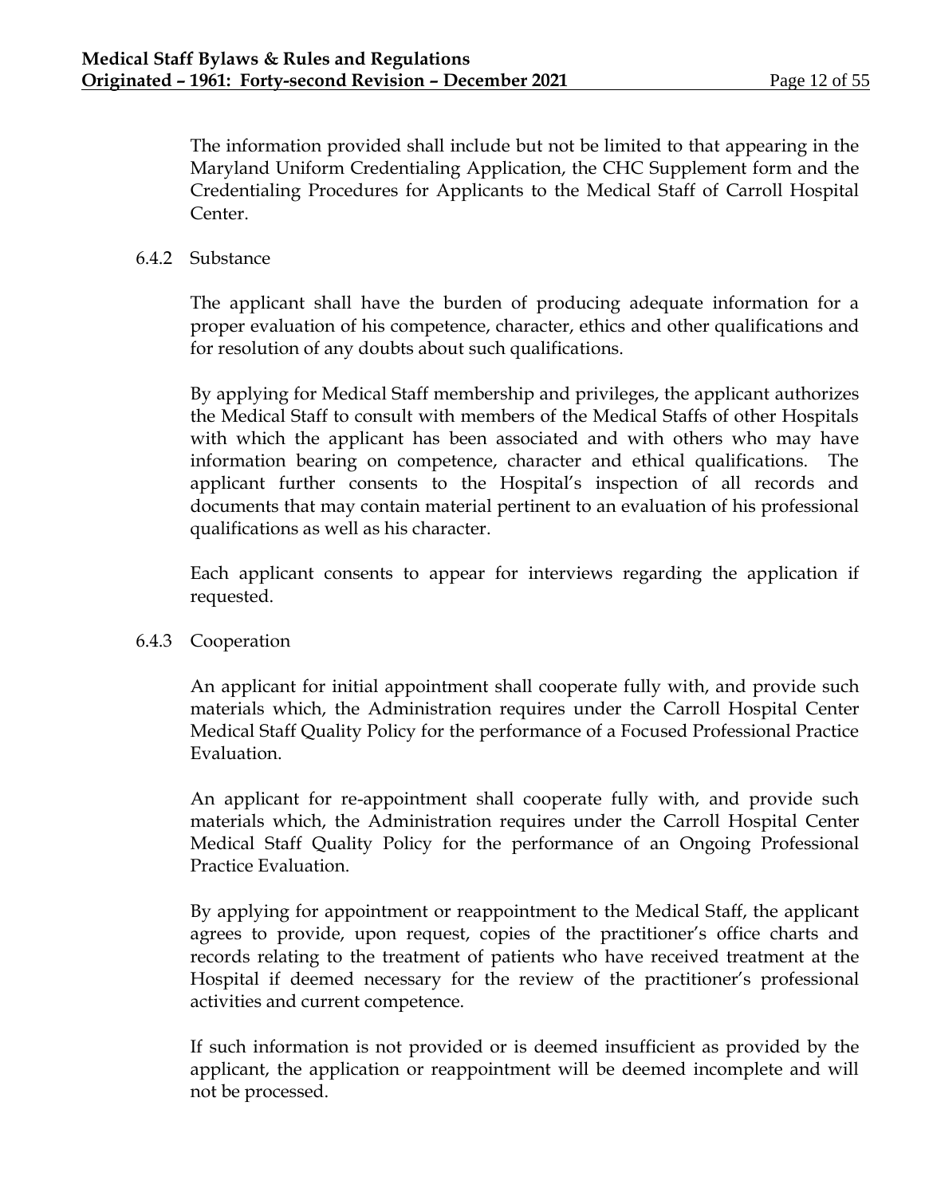The information provided shall include but not be limited to that appearing in the Maryland Uniform Credentialing Application, the CHC Supplement form and the Credentialing Procedures for Applicants to the Medical Staff of Carroll Hospital Center.

#### 6.4.2 Substance

The applicant shall have the burden of producing adequate information for a proper evaluation of his competence, character, ethics and other qualifications and for resolution of any doubts about such qualifications.

By applying for Medical Staff membership and privileges, the applicant authorizes the Medical Staff to consult with members of the Medical Staffs of other Hospitals with which the applicant has been associated and with others who may have information bearing on competence, character and ethical qualifications. The applicant further consents to the Hospital's inspection of all records and documents that may contain material pertinent to an evaluation of his professional qualifications as well as his character.

Each applicant consents to appear for interviews regarding the application if requested.

#### 6.4.3 Cooperation

An applicant for initial appointment shall cooperate fully with, and provide such materials which, the Administration requires under the Carroll Hospital Center Medical Staff Quality Policy for the performance of a Focused Professional Practice Evaluation.

An applicant for re-appointment shall cooperate fully with, and provide such materials which, the Administration requires under the Carroll Hospital Center Medical Staff Quality Policy for the performance of an Ongoing Professional Practice Evaluation.

By applying for appointment or reappointment to the Medical Staff, the applicant agrees to provide, upon request, copies of the practitioner's office charts and records relating to the treatment of patients who have received treatment at the Hospital if deemed necessary for the review of the practitioner's professional activities and current competence.

If such information is not provided or is deemed insufficient as provided by the applicant, the application or reappointment will be deemed incomplete and will not be processed.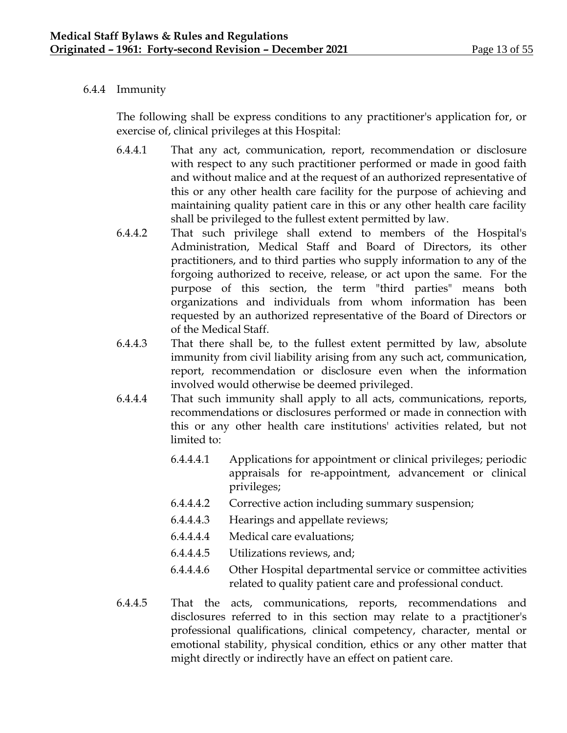6.4.4 Immunity

The following shall be express conditions to any practitioner's application for, or exercise of, clinical privileges at this Hospital:

6.4.4.1 That any act, communication, report, recommendation or disclosure with respect to any such practitioner performed or made in good faith and without malice and at the request of an authorized representative of this or any other health care facility for the purpose of achieving and maintaining quality patient care in this or any other health care facility shall be privileged to the fullest extent permitted by law.

6.4.4.2 That such privilege shall extend to members of the Hospital's Administration, Medical Staff and Board of Directors, its other practitioners, and to third parties who supply information to any of the forgoing authorized to receive, release, or act upon the same. For the purpose of this section, the term "third parties" means both organizations and individuals from whom information has been requested by an authorized representative of the Board of Directors or of the Medical Staff.

6.4.4.3 That there shall be, to the fullest extent permitted by law, absolute immunity from civil liability arising from any such act, communication, report, recommendation or disclosure even when the information involved would otherwise be deemed privileged.

6.4.4.4 That such immunity shall apply to all acts, communications, reports, recommendations or disclosures performed or made in connection with this or any other health care institutions' activities related, but not limited to:

- 6.4.4.4.1 Applications for appointment or clinical privileges; periodic appraisals for re-appointment, advancement or clinical privileges;
- 6.4.4.4.2 Corrective action including summary suspension;
- 6.4.4.4.3 Hearings and appellate reviews;
- 6.4.4.4.4 Medical care evaluations;
- 6.4.4.4.5 Utilizations reviews, and;
- 6.4.4.4.6 Other Hospital departmental service or committee activities related to quality patient care and professional conduct.

6.4.4.5 That the acts, communications, reports, recommendations and disclosures referred to in this section may relate to a practitioner's professional qualifications, clinical competency, character, mental or emotional stability, physical condition, ethics or any other matter that might directly or indirectly have an effect on patient care.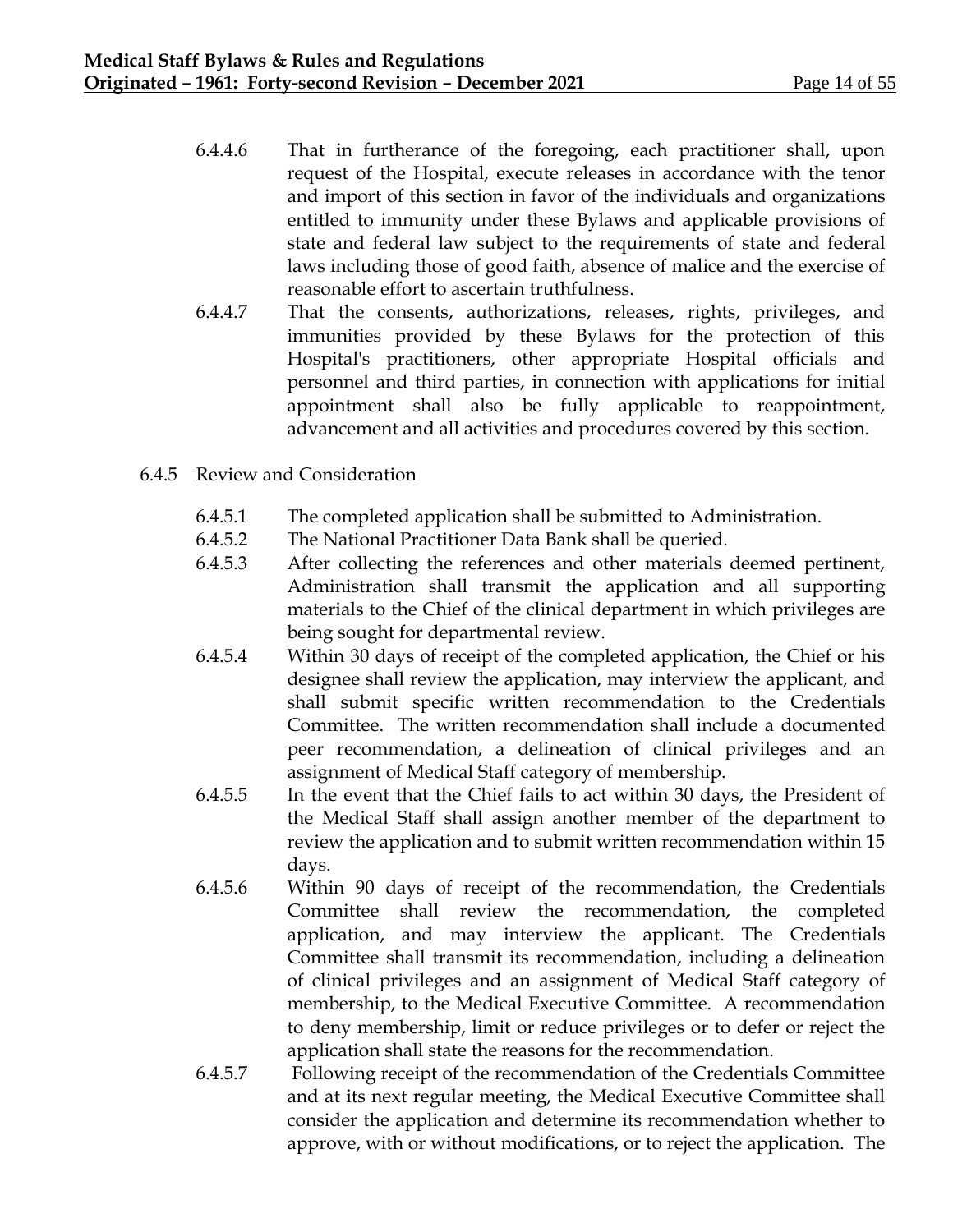6.4.4.6 That in furtherance of the foregoing, each practitioner shall, upon request of the Hospital, execute releases in accordance with the tenor and import of this section in favor of the individuals and organizations entitled to immunity under these Bylaws and applicable provisions of state and federal law subject to the requirements of state and federal laws including those of good faith, absence of malice and the exercise of reasonable effort to ascertain truthfulness.

6.4.4.7 That the consents, authorizations, releases, rights, privileges, and immunities provided by these Bylaws for the protection of this Hospital's practitioners, other appropriate Hospital officials and personnel and third parties, in connection with applications for initial appointment shall also be fully applicable to reappointment, advancement and all activities and procedures covered by this section.

6.4.5 Review and Consideration

6.4.5.1 The completed application shall be submitted to Administration.

6.4.5.2 The National Practitioner Data Bank shall be queried.

6.4.5.3 After collecting the references and other materials deemed pertinent, Administration shall transmit the application and all supporting materials to the Chief of the clinical department in which privileges are being sought for departmental review.

6.4.5.4 Within 30 days of receipt of the completed application, the Chief or his designee shall review the application, may interview the applicant, and shall submit specific written recommendation to the Credentials Committee. The written recommendation shall include a documented peer recommendation, a delineation of clinical privileges and an assignment of Medical Staff category of membership.

6.4.5.5 In the event that the Chief fails to act within 30 days, the President of the Medical Staff shall assign another member of the department to review the application and to submit written recommendation within 15 days.

6.4.5.6 Within 90 days of receipt of the recommendation, the Credentials Committee shall review the recommendation, the completed application, and may interview the applicant. The Credentials Committee shall transmit its recommendation, including a delineation of clinical privileges and an assignment of Medical Staff category of membership, to the Medical Executive Committee. A recommendation to deny membership, limit or reduce privileges or to defer or reject the application shall state the reasons for the recommendation.

6.4.5.7 Following receipt of the recommendation of the Credentials Committee and at its next regular meeting, the Medical Executive Committee shall consider the application and determine its recommendation whether to approve, with or without modifications, or to reject the application. The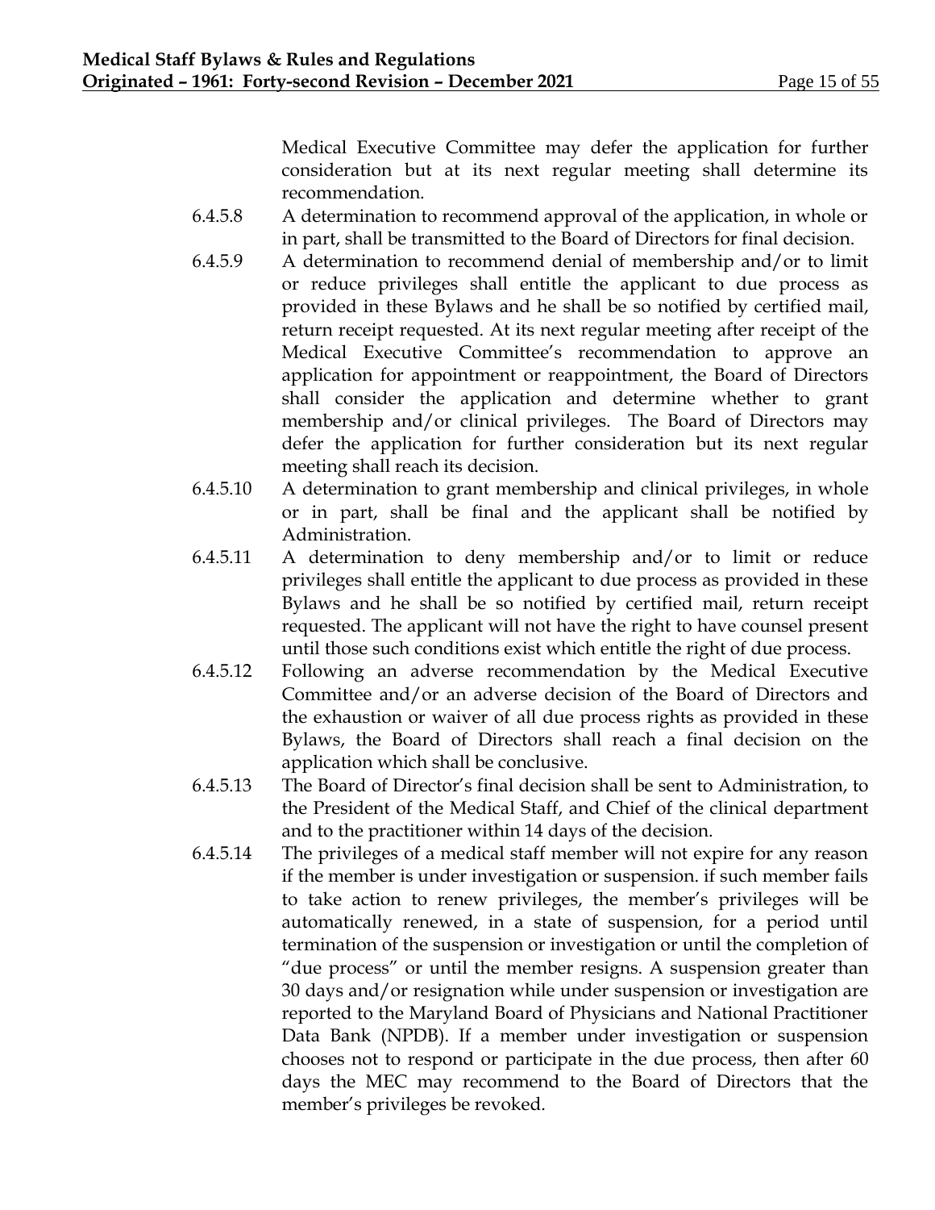Medical Executive Committee may defer the application for further consideration but at its next regular meeting shall determine its recommendation.

6.4.5.8 A determination to recommend approval of the application, in whole or in part, shall be transmitted to the Board of Directors for final decision.

6.4.5.9 A determination to recommend denial of membership and/or to limit or reduce privileges shall entitle the applicant to due process as provided in these Bylaws and he shall be so notified by certified mail, return receipt requested. At its next regular meeting after receipt of the Medical Executive Committee's recommendation to approve an application for appointment or reappointment, the Board of Directors shall consider the application and determine whether to grant membership and/or clinical privileges. The Board of Directors may defer the application for further consideration but its next regular meeting shall reach its decision.

6.4.5.10 A determination to grant membership and clinical privileges, in whole or in part, shall be final and the applicant shall be notified by Administration.

6.4.5.11 A determination to deny membership and/or to limit or reduce privileges shall entitle the applicant to due process as provided in these Bylaws and he shall be so notified by certified mail, return receipt requested. The applicant will not have the right to have counsel present until those such conditions exist which entitle the right of due process.

6.4.5.12 Following an adverse recommendation by the Medical Executive Committee and/or an adverse decision of the Board of Directors and the exhaustion or waiver of all due process rights as provided in these Bylaws, the Board of Directors shall reach a final decision on the application which shall be conclusive.

6.4.5.13 The Board of Director's final decision shall be sent to Administration, to the President of the Medical Staff, and Chief of the clinical department and to the practitioner within 14 days of the decision.

6.4.5.14 The privileges of a medical staff member will not expire for any reason if the member is under investigation or suspension. if such member fails to take action to renew privileges, the member's privileges will be automatically renewed, in a state of suspension, for a period until termination of the suspension or investigation or until the completion of "due process" or until the member resigns. A suspension greater than 30 days and/or resignation while under suspension or investigation are reported to the Maryland Board of Physicians and National Practitioner Data Bank (NPDB). If a member under investigation or suspension chooses not to respond or participate in the due process, then after 60 days the MEC may recommend to the Board of Directors that the member's privileges be revoked.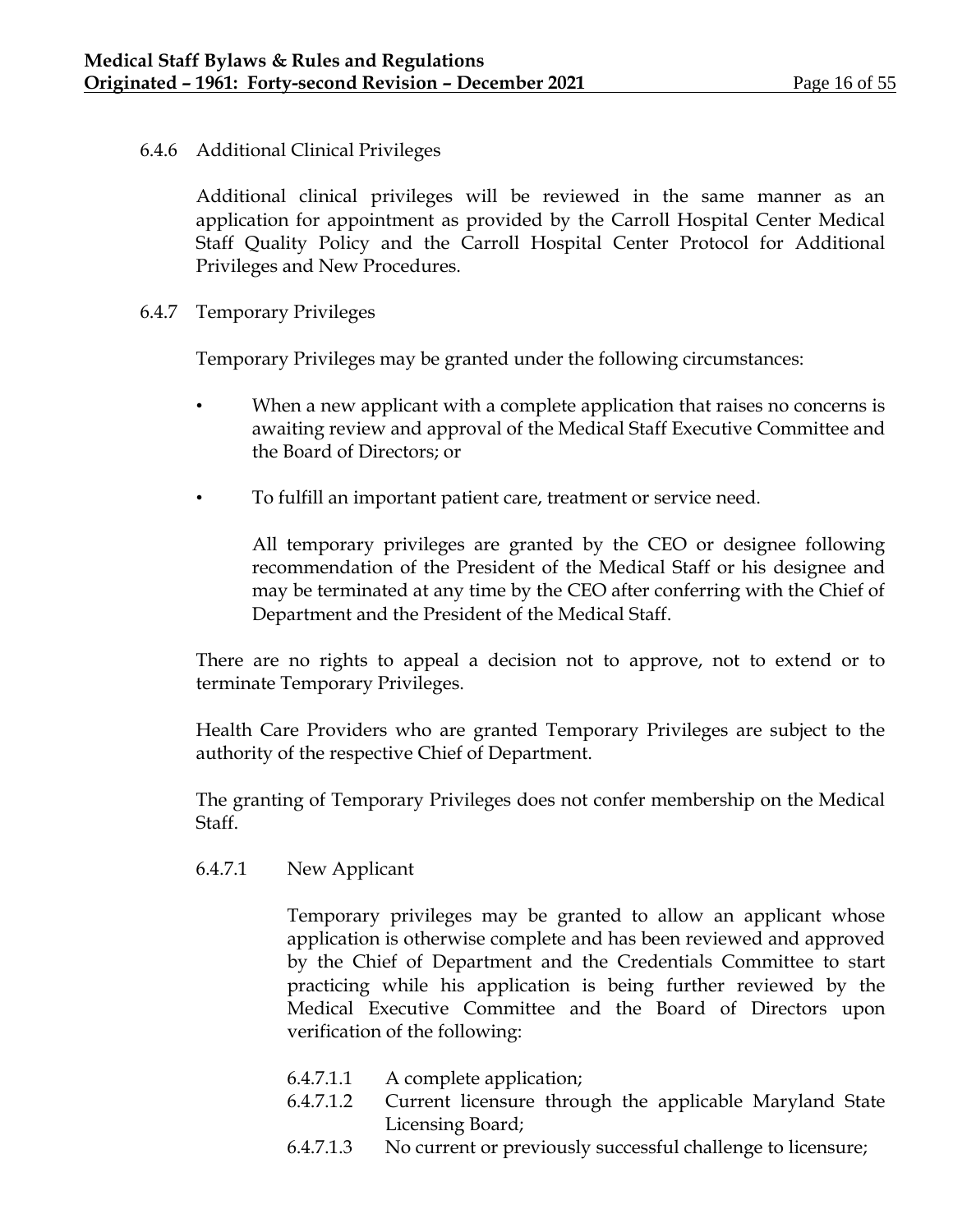6.4.6 Additional Clinical Privileges

Additional clinical privileges will be reviewed in the same manner as an application for appointment as provided by the Carroll Hospital Center Medical Staff Quality Policy and the Carroll Hospital Center Protocol for Additional Privileges and New Procedures.

6.4.7 Temporary Privileges

Temporary Privileges may be granted under the following circumstances:

- When a new applicant with a complete application that raises no concerns is awaiting review and approval of the Medical Staff Executive Committee and the Board of Directors; or
- To fulfill an important patient care, treatment or service need.

  All temporary privileges are granted by the CEO or designee following recommendation of the President of the Medical Staff or his designee and may be terminated at any time by the CEO after conferring with the Chief of Department and the President of the Medical Staff.

There are no rights to appeal a decision not to approve, not to extend or to terminate Temporary Privileges.

Health Care Providers who are granted Temporary Privileges are subject to the authority of the respective Chief of Department.

The granting of Temporary Privileges does not confer membership on the Medical Staff.

6.4.7.1 New Applicant

Temporary privileges may be granted to allow an applicant whose application is otherwise complete and has been reviewed and approved by the Chief of Department and the Credentials Committee to start practicing while his application is being further reviewed by the Medical Executive Committee and the Board of Directors upon verification of the following:

6.4.7.1.1 A complete application;
6.4.7.1.2 Current licensure through the applicable Maryland State Licensing Board;
6.4.7.1.3 No current or previously successful challenge to licensure;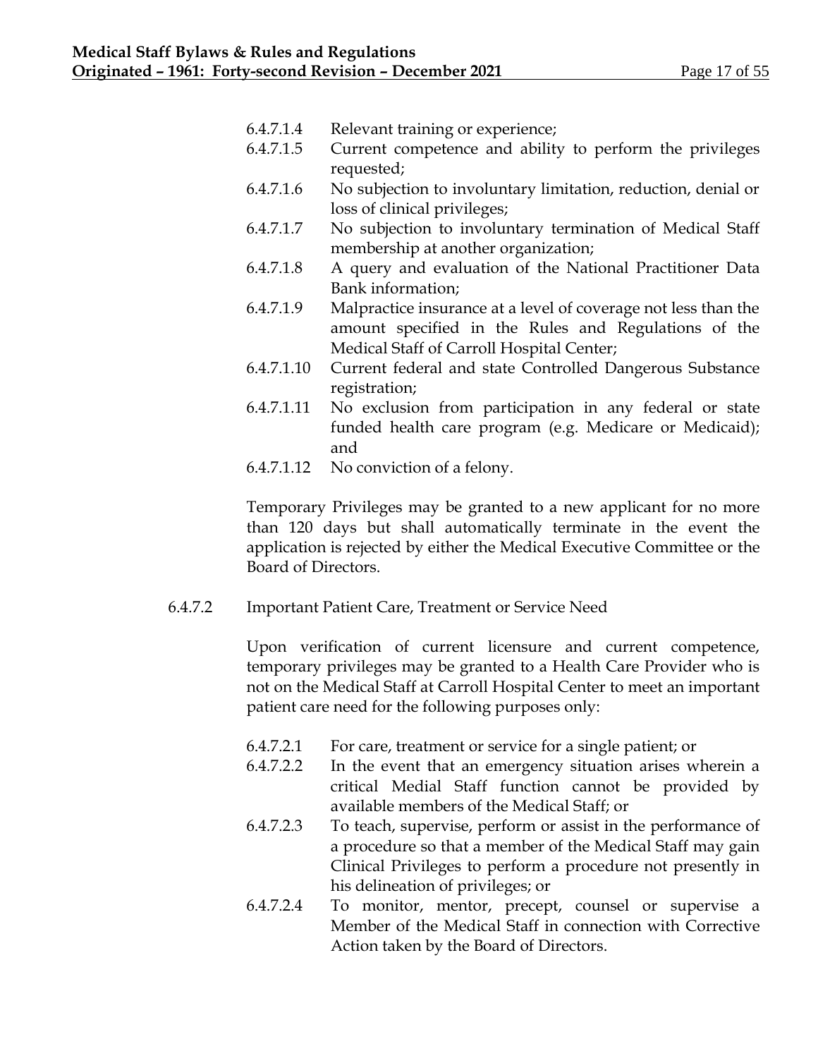6.4.7.1.4 Relevant training or experience;

6.4.7.1.5 Current competence and ability to perform the privileges requested;

6.4.7.1.6 No subjection to involuntary limitation, reduction, denial or loss of clinical privileges;

6.4.7.1.7 No subjection to involuntary termination of Medical Staff membership at another organization;

6.4.7.1.8 A query and evaluation of the National Practitioner Data Bank information;

6.4.7.1.9 Malpractice insurance at a level of coverage not less than the amount specified in the Rules and Regulations of the Medical Staff of Carroll Hospital Center;

6.4.7.1.10 Current federal and state Controlled Dangerous Substance registration;

6.4.7.1.11 No exclusion from participation in any federal or state funded health care program (e.g. Medicare or Medicaid); and

6.4.7.1.12 No conviction of a felony.

Temporary Privileges may be granted to a new applicant for no more than 120 days but shall automatically terminate in the event the application is rejected by either the Medical Executive Committee or the Board of Directors.

6.4.7.2 Important Patient Care, Treatment or Service Need

Upon verification of current licensure and current competence, temporary privileges may be granted to a Health Care Provider who is not on the Medical Staff at Carroll Hospital Center to meet an important patient care need for the following purposes only:

6.4.7.2.1 For care, treatment or service for a single patient; or

6.4.7.2.2 In the event that an emergency situation arises wherein a critical Medial Staff function cannot be provided by available members of the Medical Staff; or

6.4.7.2.3 To teach, supervise, perform or assist in the performance of a procedure so that a member of the Medical Staff may gain Clinical Privileges to perform a procedure not presently in his delineation of privileges; or

6.4.7.2.4 To monitor, mentor, precept, counsel or supervise a Member of the Medical Staff in connection with Corrective Action taken by the Board of Directors.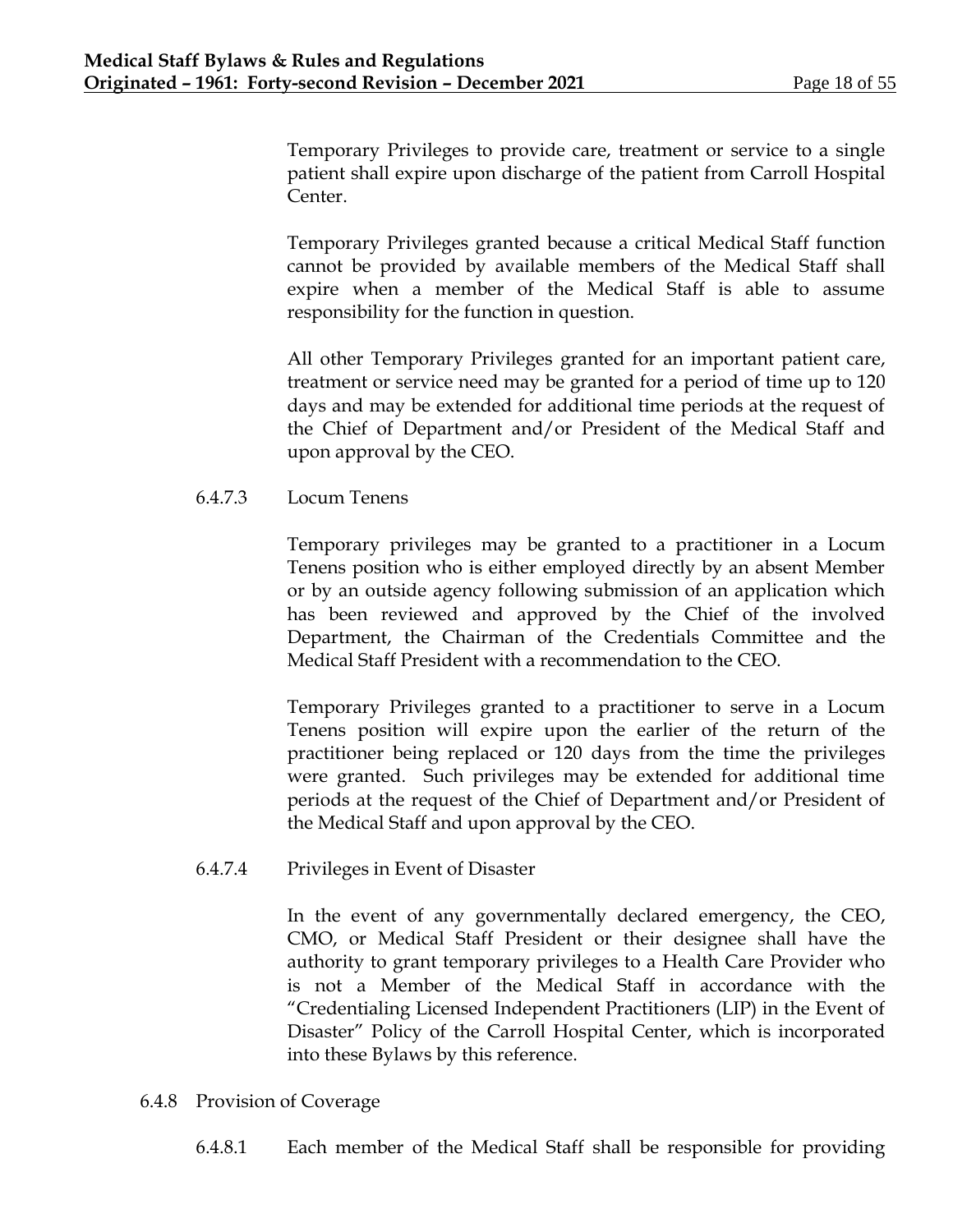Temporary Privileges to provide care, treatment or service to a single patient shall expire upon discharge of the patient from Carroll Hospital Center.

Temporary Privileges granted because a critical Medical Staff function cannot be provided by available members of the Medical Staff shall expire when a member of the Medical Staff is able to assume responsibility for the function in question.

All other Temporary Privileges granted for an important patient care, treatment or service need may be granted for a period of time up to 120 days and may be extended for additional time periods at the request of the Chief of Department and/or President of the Medical Staff and upon approval by the CEO.

6.4.7.3 Locum Tenens

Temporary privileges may be granted to a practitioner in a Locum Tenens position who is either employed directly by an absent Member or by an outside agency following submission of an application which has been reviewed and approved by the Chief of the involved Department, the Chairman of the Credentials Committee and the Medical Staff President with a recommendation to the CEO.

Temporary Privileges granted to a practitioner to serve in a Locum Tenens position will expire upon the earlier of the return of the practitioner being replaced or 120 days from the time the privileges were granted. Such privileges may be extended for additional time periods at the request of the Chief of Department and/or President of the Medical Staff and upon approval by the CEO.

6.4.7.4 Privileges in Event of Disaster

In the event of any governmentally declared emergency, the CEO, CMO, or Medical Staff President or their designee shall have the authority to grant temporary privileges to a Health Care Provider who is not a Member of the Medical Staff in accordance with the "Credentialing Licensed Independent Practitioners (LIP) in the Event of Disaster" Policy of the Carroll Hospital Center, which is incorporated into these Bylaws by this reference.

6.4.8 Provision of Coverage

6.4.8.1 Each member of the Medical Staff shall be responsible for providing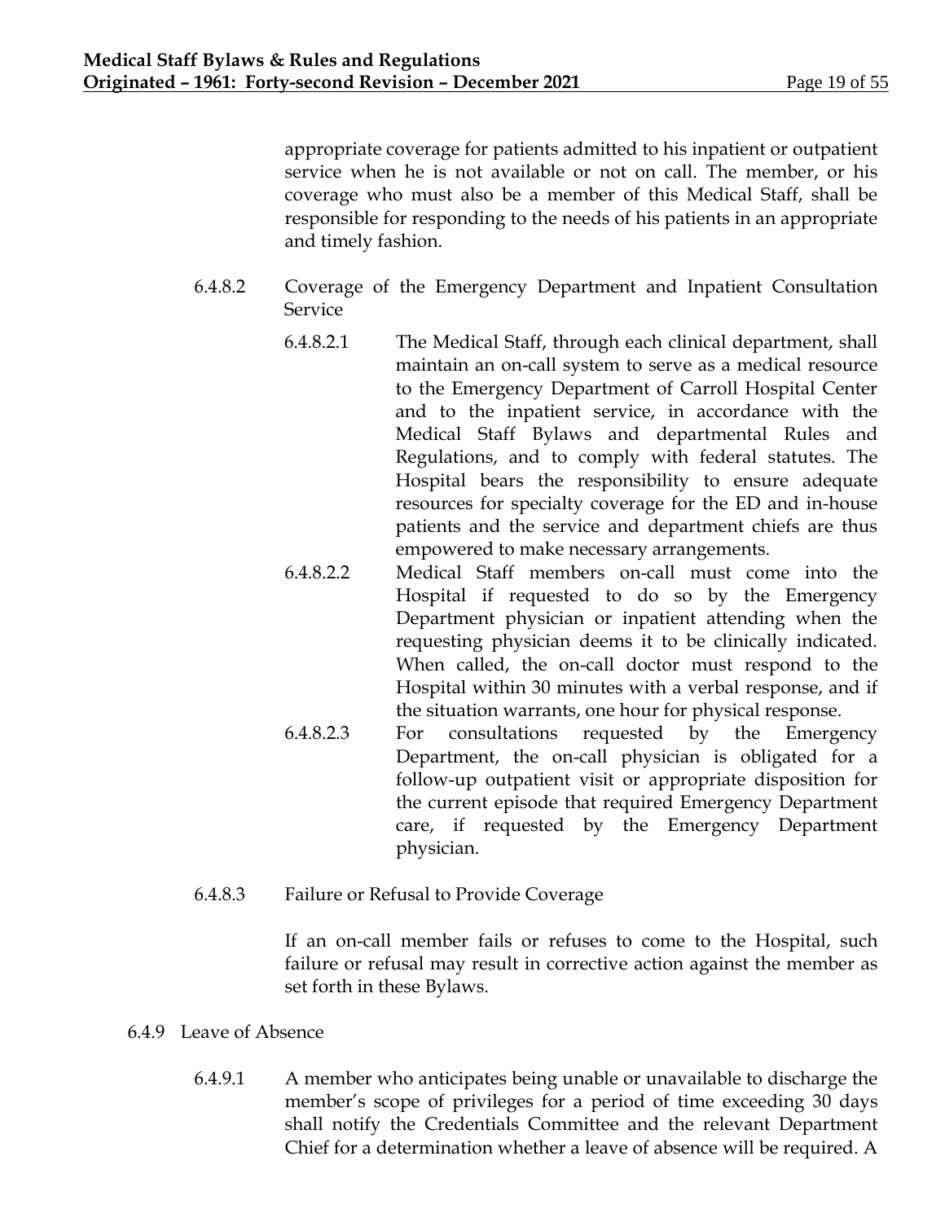appropriate coverage for patients admitted to his inpatient or outpatient service when he is not available or not on call. The member, or his coverage who must also be a member of this Medical Staff, shall be responsible for responding to the needs of his patients in an appropriate and timely fashion.

6.4.8.2 Coverage of the Emergency Department and Inpatient Consultation Service

6.4.8.2.1 The Medical Staff, through each clinical department, shall maintain an on-call system to serve as a medical resource to the Emergency Department of Carroll Hospital Center and to the inpatient service, in accordance with the Medical Staff Bylaws and departmental Rules and Regulations, and to comply with federal statutes. The Hospital bears the responsibility to ensure adequate resources for specialty coverage for the ED and in-house patients and the service and department chiefs are thus empowered to make necessary arrangements.

6.4.8.2.2 Medical Staff members on-call must come into the Hospital if requested to do so by the Emergency Department physician or inpatient attending when the requesting physician deems it to be clinically indicated. When called, the on-call doctor must respond to the Hospital within 30 minutes with a verbal response, and if the situation warrants, one hour for physical response.

6.4.8.2.3 For consultations requested by the Emergency Department, the on-call physician is obligated for a follow-up outpatient visit or appropriate disposition for the current episode that required Emergency Department care, if requested by the Emergency Department physician.

6.4.8.3 Failure or Refusal to Provide Coverage

If an on-call member fails or refuses to come to the Hospital, such failure or refusal may result in corrective action against the member as set forth in these Bylaws.

6.4.9 Leave of Absence

6.4.9.1 A member who anticipates being unable or unavailable to discharge the member's scope of privileges for a period of time exceeding 30 days shall notify the Credentials Committee and the relevant Department Chief for a determination whether a leave of absence will be required. A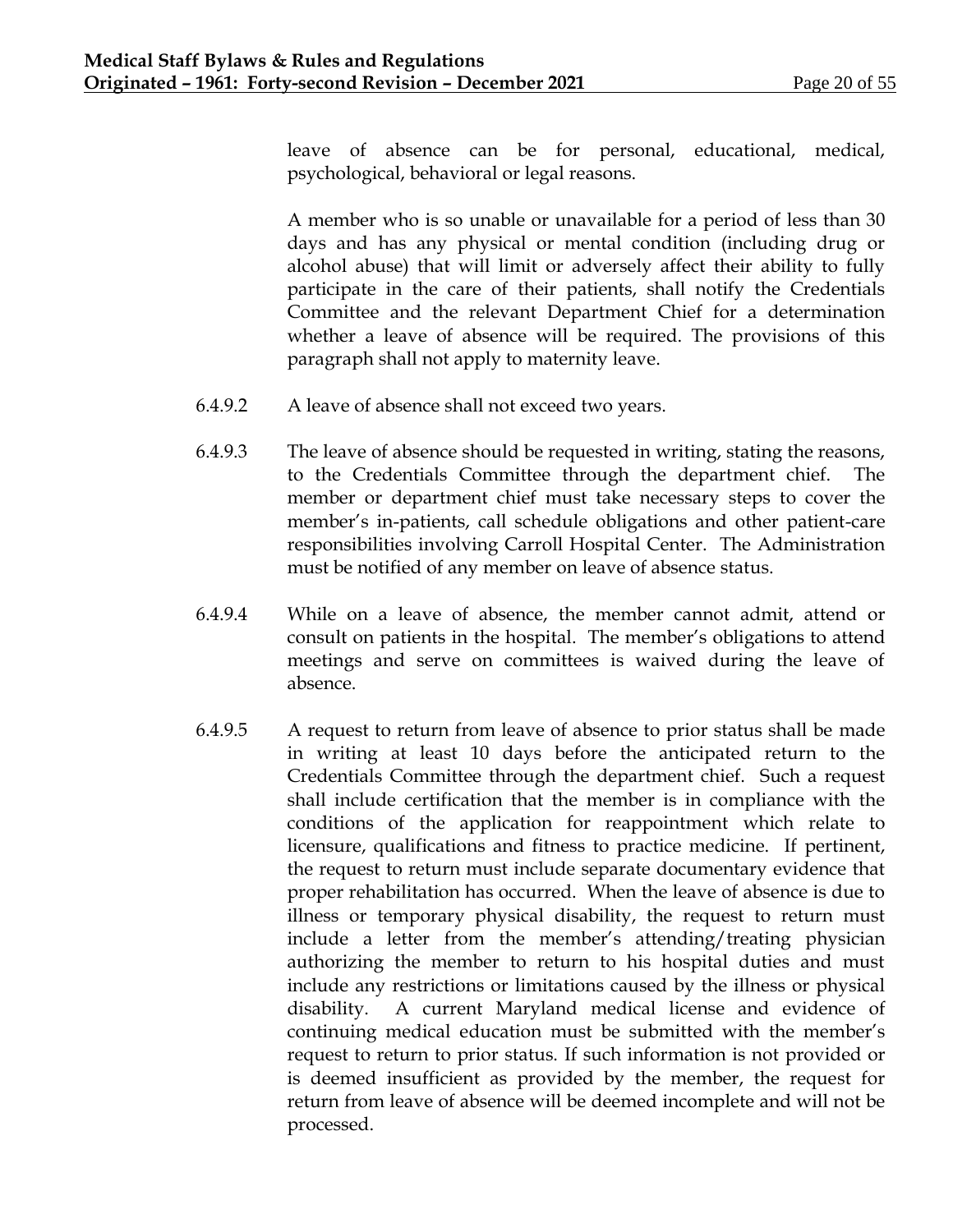leave of absence can be for personal, educational, medical, psychological, behavioral or legal reasons.

A member who is so unable or unavailable for a period of less than 30 days and has any physical or mental condition (including drug or alcohol abuse) that will limit or adversely affect their ability to fully participate in the care of their patients, shall notify the Credentials Committee and the relevant Department Chief for a determination whether a leave of absence will be required. The provisions of this paragraph shall not apply to maternity leave.

6.4.9.2 A leave of absence shall not exceed two years.

6.4.9.3 The leave of absence should be requested in writing, stating the reasons, to the Credentials Committee through the department chief. The member or department chief must take necessary steps to cover the member's in-patients, call schedule obligations and other patient-care responsibilities involving Carroll Hospital Center. The Administration must be notified of any member on leave of absence status.

6.4.9.4 While on a leave of absence, the member cannot admit, attend or consult on patients in the hospital. The member's obligations to attend meetings and serve on committees is waived during the leave of absence.

6.4.9.5 A request to return from leave of absence to prior status shall be made in writing at least 10 days before the anticipated return to the Credentials Committee through the department chief. Such a request shall include certification that the member is in compliance with the conditions of the application for reappointment which relate to licensure, qualifications and fitness to practice medicine. If pertinent, the request to return must include separate documentary evidence that proper rehabilitation has occurred. When the leave of absence is due to illness or temporary physical disability, the request to return must include a letter from the member's attending/treating physician authorizing the member to return to his hospital duties and must include any restrictions or limitations caused by the illness or physical disability. A current Maryland medical license and evidence of continuing medical education must be submitted with the member's request to return to prior status. If such information is not provided or is deemed insufficient as provided by the member, the request for return from leave of absence will be deemed incomplete and will not be processed.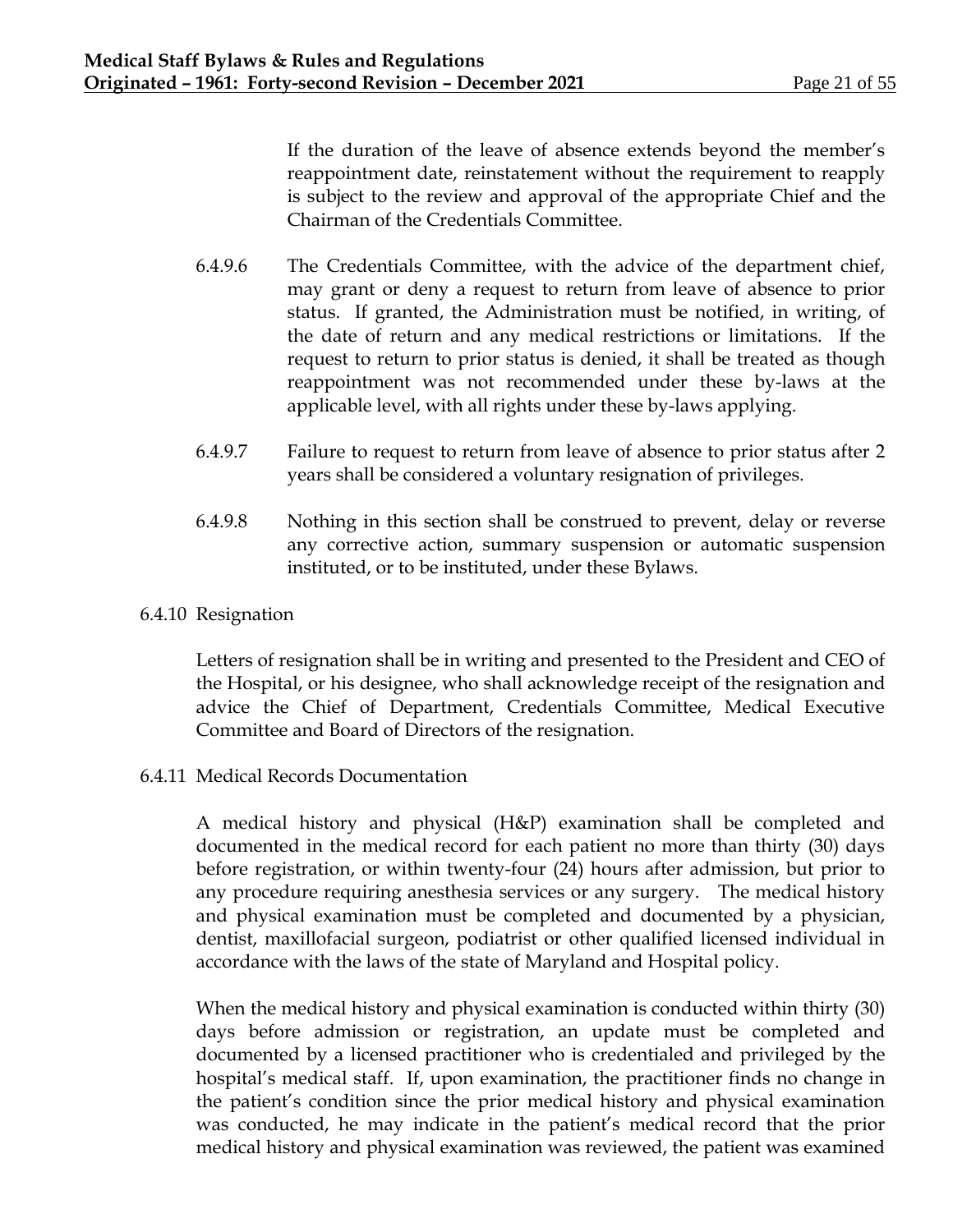If the duration of the leave of absence extends beyond the member's reappointment date, reinstatement without the requirement to reapply is subject to the review and approval of the appropriate Chief and the Chairman of the Credentials Committee.

6.4.9.6 The Credentials Committee, with the advice of the department chief, may grant or deny a request to return from leave of absence to prior status. If granted, the Administration must be notified, in writing, of the date of return and any medical restrictions or limitations. If the request to return to prior status is denied, it shall be treated as though reappointment was not recommended under these by-laws at the applicable level, with all rights under these by-laws applying.

6.4.9.7 Failure to request to return from leave of absence to prior status after 2 years shall be considered a voluntary resignation of privileges.

6.4.9.8 Nothing in this section shall be construed to prevent, delay or reverse any corrective action, summary suspension or automatic suspension instituted, or to be instituted, under these Bylaws.

6.4.10 Resignation

Letters of resignation shall be in writing and presented to the President and CEO of the Hospital, or his designee, who shall acknowledge receipt of the resignation and advice the Chief of Department, Credentials Committee, Medical Executive Committee and Board of Directors of the resignation.

6.4.11 Medical Records Documentation

A medical history and physical (H&P) examination shall be completed and documented in the medical record for each patient no more than thirty (30) days before registration, or within twenty-four (24) hours after admission, but prior to any procedure requiring anesthesia services or any surgery. The medical history and physical examination must be completed and documented by a physician, dentist, maxillofacial surgeon, podiatrist or other qualified licensed individual in accordance with the laws of the state of Maryland and Hospital policy.

When the medical history and physical examination is conducted within thirty (30) days before admission or registration, an update must be completed and documented by a licensed practitioner who is credentialed and privileged by the hospital's medical staff. If, upon examination, the practitioner finds no change in the patient's condition since the prior medical history and physical examination was conducted, he may indicate in the patient's medical record that the prior medical history and physical examination was reviewed, the patient was examined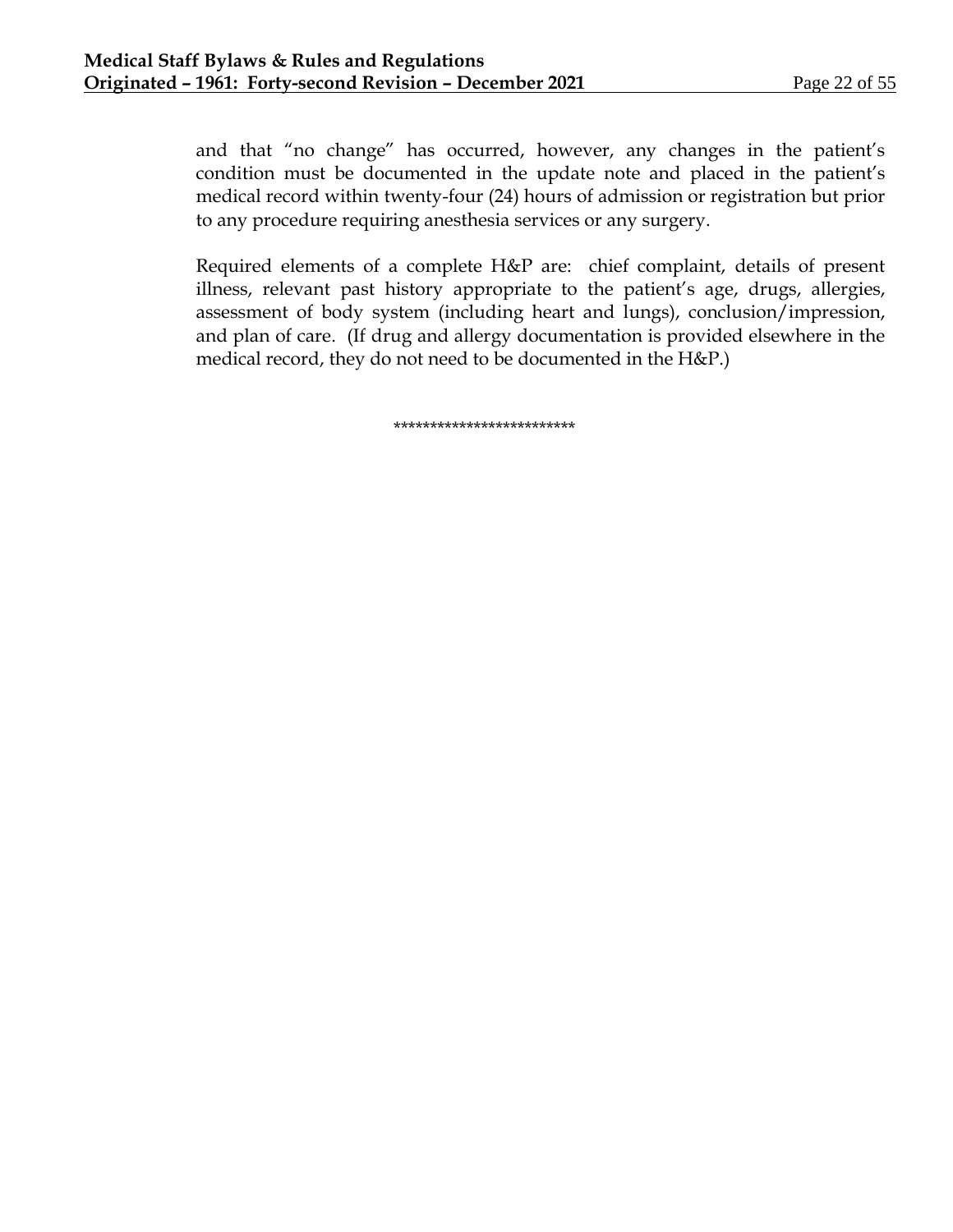and that "no change" has occurred, however, any changes in the patient's condition must be documented in the update note and placed in the patient's medical record within twenty-four (24) hours of admission or registration but prior to any procedure requiring anesthesia services or any surgery.

Required elements of a complete H&P are: chief complaint, details of present illness, relevant past history appropriate to the patient's age, drugs, allergies, assessment of body system (including heart and lungs), conclusion/impression, and plan of care. (If drug and allergy documentation is provided elsewhere in the medical record, they do not need to be documented in the H&P.)

*************************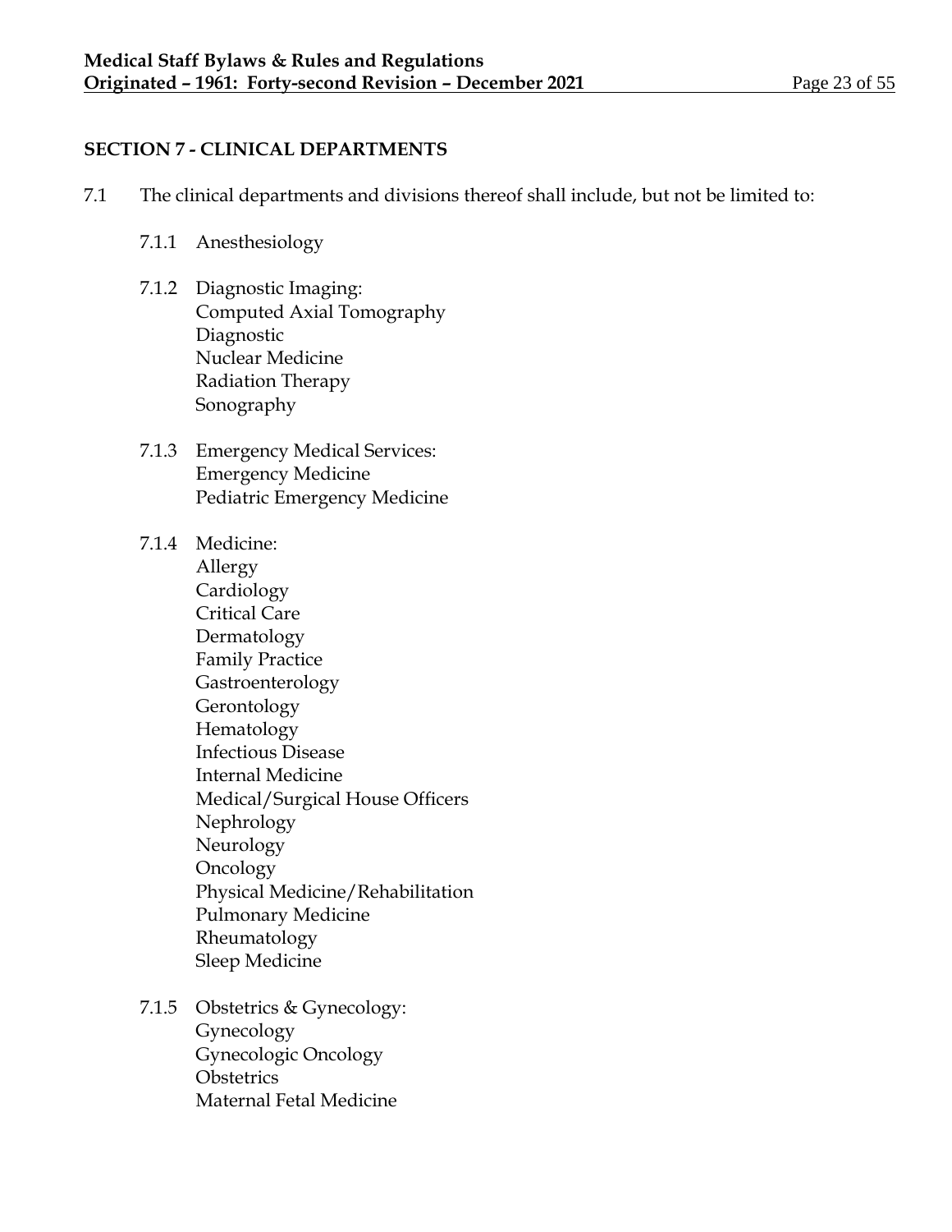## SECTION 7 - CLINICAL DEPARTMENTS

7.1 The clinical departments and divisions thereof shall include, but not be limited to:

7.1.1 Anesthesiology

7.1.2 Diagnostic Imaging:
Computed Axial Tomography
Diagnostic
Nuclear Medicine
Radiation Therapy
Sonography

7.1.3 Emergency Medical Services:
Emergency Medicine
Pediatric Emergency Medicine

7.1.4 Medicine:
Allergy
Cardiology
Critical Care
Dermatology
Family Practice
Gastroenterology
Gerontology
Hematology
Infectious Disease
Internal Medicine
Medical/Surgical House Officers
Nephrology
Neurology
Oncology
Physical Medicine/Rehabilitation
Pulmonary Medicine
Rheumatology
Sleep Medicine

7.1.5 Obstetrics & Gynecology:
Gynecology
Gynecologic Oncology
Obstetrics
Maternal Fetal Medicine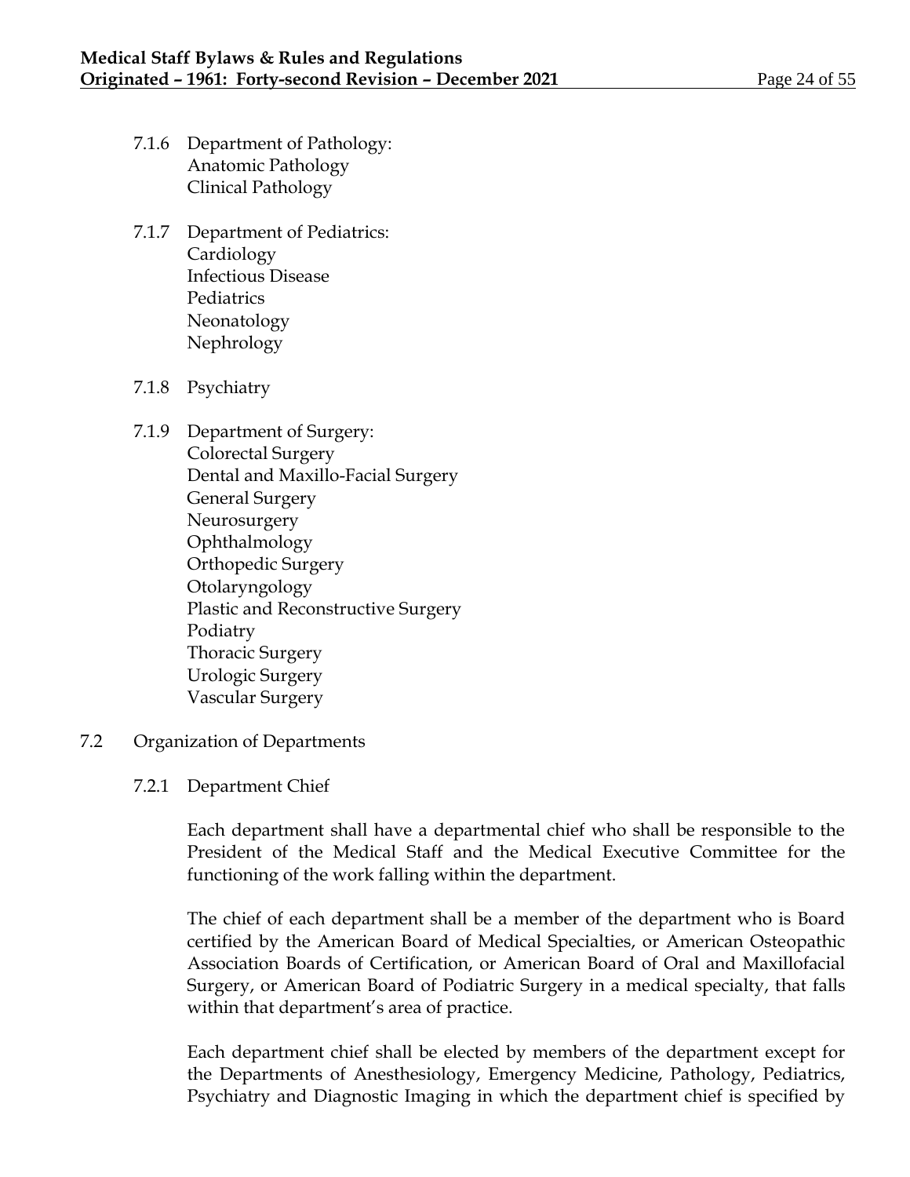7.1.6 Department of Pathology:
  - Anatomic Pathology
  - Clinical Pathology

7.1.7 Department of Pediatrics:
  - Cardiology
  - Infectious Disease
  - Pediatrics
  - Neonatology
  - Nephrology

7.1.8 Psychiatry

7.1.9 Department of Surgery:
  - Colorectal Surgery
  - Dental and Maxillo-Facial Surgery
  - General Surgery
  - Neurosurgery
  - Ophthalmology
  - Orthopedic Surgery
  - Otolaryngology
  - Plastic and Reconstructive Surgery
  - Podiatry
  - Thoracic Surgery
  - Urologic Surgery
  - Vascular Surgery

## 7.2 Organization of Departments

### 7.2.1 Department Chief

Each department shall have a departmental chief who shall be responsible to the President of the Medical Staff and the Medical Executive Committee for the functioning of the work falling within the department.

The chief of each department shall be a member of the department who is Board certified by the American Board of Medical Specialties, or American Osteopathic Association Boards of Certification, or American Board of Oral and Maxillofacial Surgery, or American Board of Podiatric Surgery in a medical specialty, that falls within that department's area of practice.

Each department chief shall be elected by members of the department except for the Departments of Anesthesiology, Emergency Medicine, Pathology, Pediatrics, Psychiatry and Diagnostic Imaging in which the department chief is specified by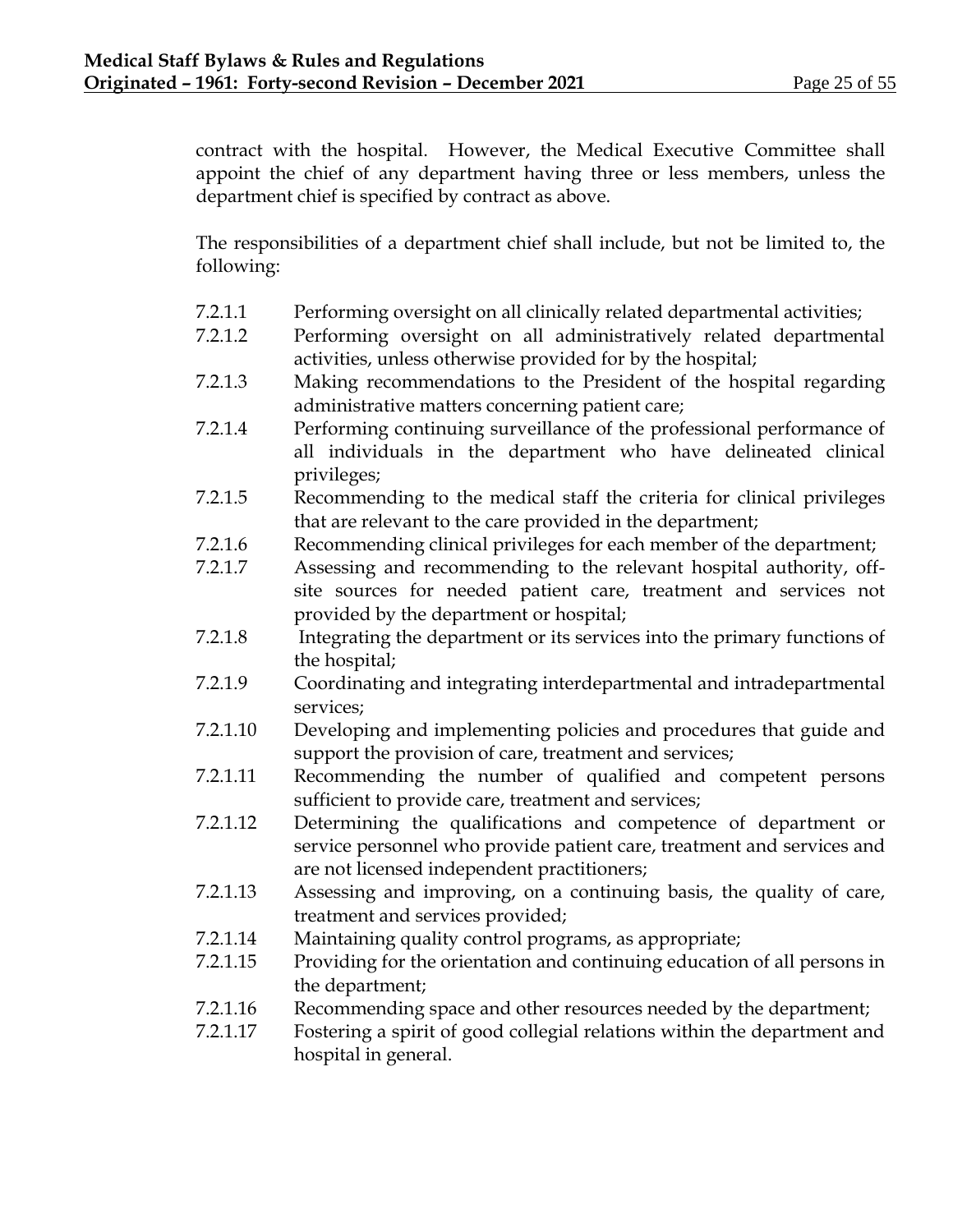contract with the hospital. However, the Medical Executive Committee shall appoint the chief of any department having three or less members, unless the department chief is specified by contract as above.

The responsibilities of a department chief shall include, but not be limited to, the following:

7.2.1.1 Performing oversight on all clinically related departmental activities;

7.2.1.2 Performing oversight on all administratively related departmental activities, unless otherwise provided for by the hospital;

7.2.1.3 Making recommendations to the President of the hospital regarding administrative matters concerning patient care;

7.2.1.4 Performing continuing surveillance of the professional performance of all individuals in the department who have delineated clinical privileges;

7.2.1.5 Recommending to the medical staff the criteria for clinical privileges that are relevant to the care provided in the department;

7.2.1.6 Recommending clinical privileges for each member of the department;

7.2.1.7 Assessing and recommending to the relevant hospital authority, off-site sources for needed patient care, treatment and services not provided by the department or hospital;

7.2.1.8 Integrating the department or its services into the primary functions of the hospital;

7.2.1.9 Coordinating and integrating interdepartmental and intradepartmental services;

7.2.1.10 Developing and implementing policies and procedures that guide and support the provision of care, treatment and services;

7.2.1.11 Recommending the number of qualified and competent persons sufficient to provide care, treatment and services;

7.2.1.12 Determining the qualifications and competence of department or service personnel who provide patient care, treatment and services and are not licensed independent practitioners;

7.2.1.13 Assessing and improving, on a continuing basis, the quality of care, treatment and services provided;

7.2.1.14 Maintaining quality control programs, as appropriate;

7.2.1.15 Providing for the orientation and continuing education of all persons in the department;

7.2.1.16 Recommending space and other resources needed by the department;

7.2.1.17 Fostering a spirit of good collegial relations within the department and hospital in general.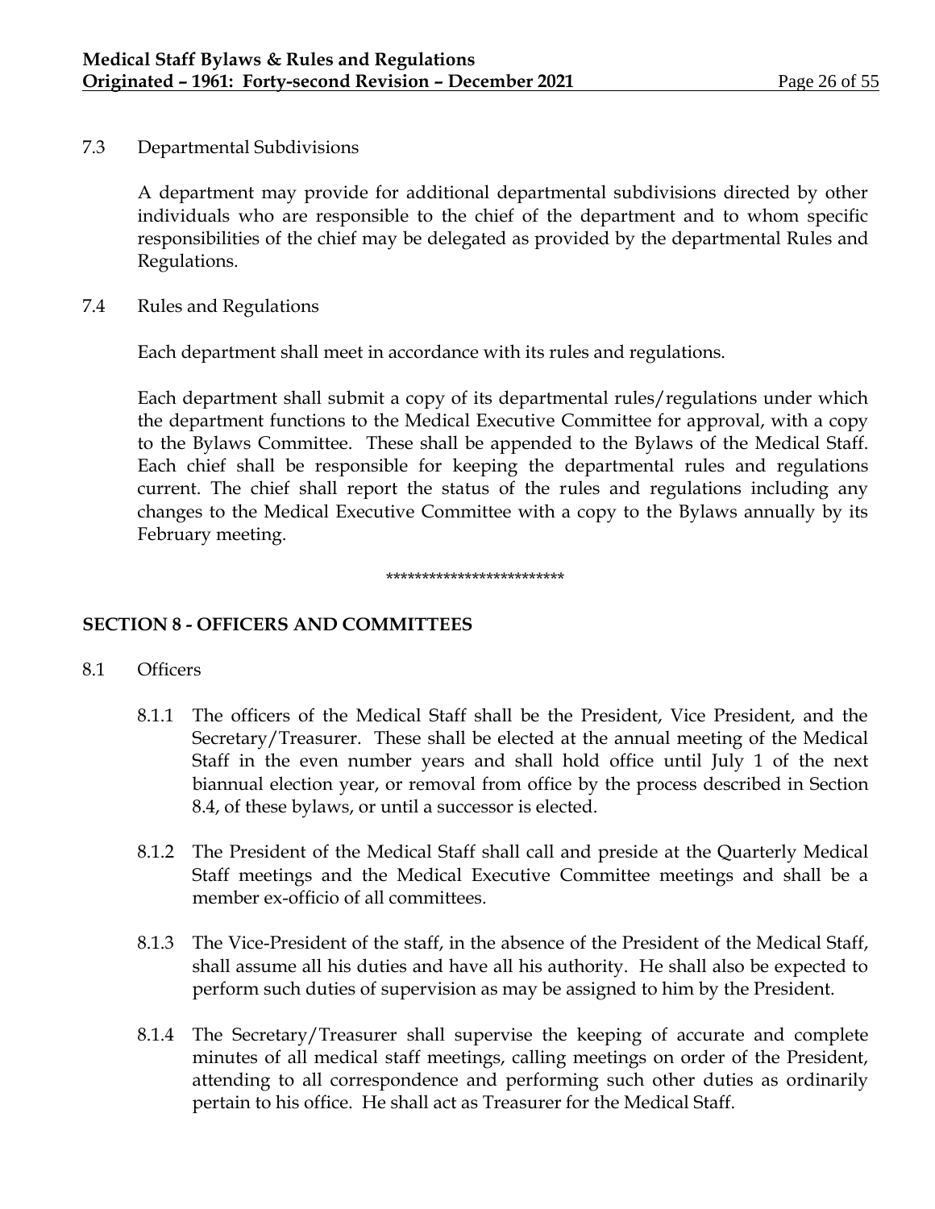7.3 Departmental Subdivisions

A department may provide for additional departmental subdivisions directed by other individuals who are responsible to the chief of the department and to whom specific responsibilities of the chief may be delegated as provided by the departmental Rules and Regulations.

7.4 Rules and Regulations

Each department shall meet in accordance with its rules and regulations.

Each department shall submit a copy of its departmental rules/regulations under which the department functions to the Medical Executive Committee for approval, with a copy to the Bylaws Committee. These shall be appended to the Bylaws of the Medical Staff. Each chief shall be responsible for keeping the departmental rules and regulations current. The chief shall report the status of the rules and regulations including any changes to the Medical Executive Committee with a copy to the Bylaws annually by its February meeting.

*************************

## SECTION 8 - OFFICERS AND COMMITTEES

8.1 Officers

8.1.1 The officers of the Medical Staff shall be the President, Vice President, and the Secretary/Treasurer. These shall be elected at the annual meeting of the Medical Staff in the even number years and shall hold office until July 1 of the next biannual election year, or removal from office by the process described in Section 8.4, of these bylaws, or until a successor is elected.

8.1.2 The President of the Medical Staff shall call and preside at the Quarterly Medical Staff meetings and the Medical Executive Committee meetings and shall be a member ex-officio of all committees.

8.1.3 The Vice-President of the staff, in the absence of the President of the Medical Staff, shall assume all his duties and have all his authority. He shall also be expected to perform such duties of supervision as may be assigned to him by the President.

8.1.4 The Secretary/Treasurer shall supervise the keeping of accurate and complete minutes of all medical staff meetings, calling meetings on order of the President, attending to all correspondence and performing such other duties as ordinarily pertain to his office. He shall act as Treasurer for the Medical Staff.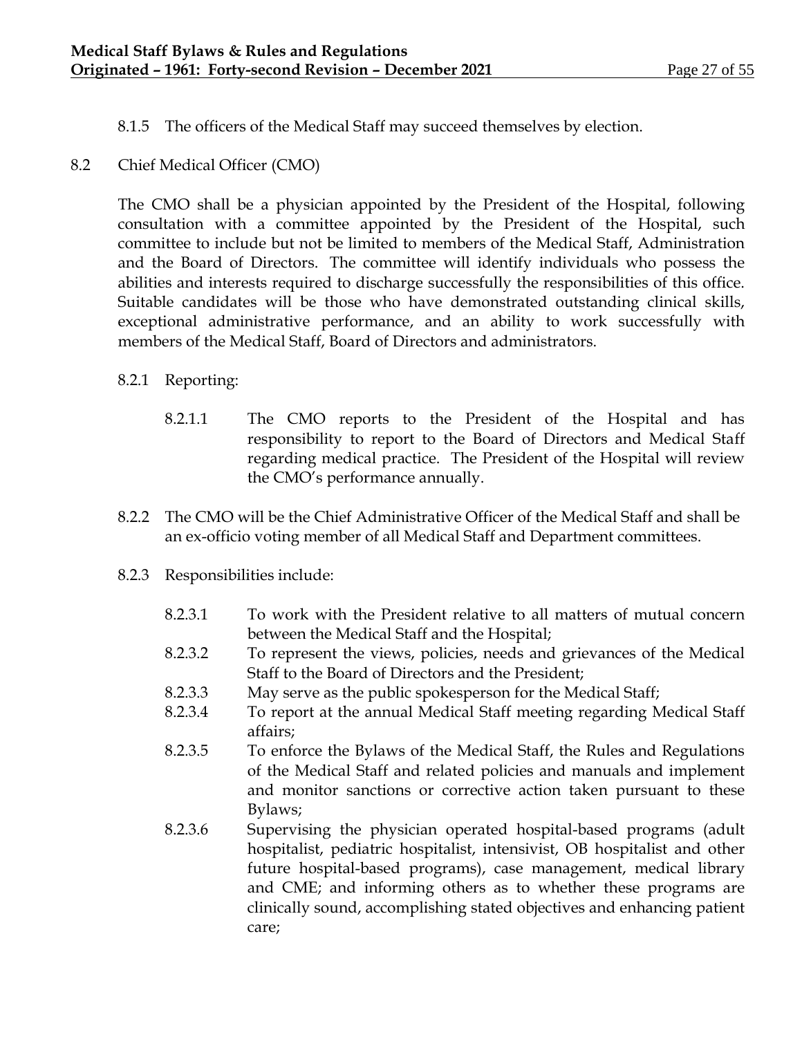8.1.5 The officers of the Medical Staff may succeed themselves by election.

## 8.2 Chief Medical Officer (CMO)

The CMO shall be a physician appointed by the President of the Hospital, following consultation with a committee appointed by the President of the Hospital, such committee to include but not be limited to members of the Medical Staff, Administration and the Board of Directors. The committee will identify individuals who possess the abilities and interests required to discharge successfully the responsibilities of this office. Suitable candidates will be those who have demonstrated outstanding clinical skills, exceptional administrative performance, and an ability to work successfully with members of the Medical Staff, Board of Directors and administrators.

8.2.1 Reporting:

8.2.1.1 The CMO reports to the President of the Hospital and has responsibility to report to the Board of Directors and Medical Staff regarding medical practice. The President of the Hospital will review the CMO's performance annually.

8.2.2 The CMO will be the Chief Administrative Officer of the Medical Staff and shall be an ex-officio voting member of all Medical Staff and Department committees.

8.2.3 Responsibilities include:

8.2.3.1 To work with the President relative to all matters of mutual concern between the Medical Staff and the Hospital;

8.2.3.2 To represent the views, policies, needs and grievances of the Medical Staff to the Board of Directors and the President;

8.2.3.3 May serve as the public spokesperson for the Medical Staff;

8.2.3.4 To report at the annual Medical Staff meeting regarding Medical Staff affairs;

8.2.3.5 To enforce the Bylaws of the Medical Staff, the Rules and Regulations of the Medical Staff and related policies and manuals and implement and monitor sanctions or corrective action taken pursuant to these Bylaws;

8.2.3.6 Supervising the physician operated hospital-based programs (adult hospitalist, pediatric hospitalist, intensivist, OB hospitalist and other future hospital-based programs), case management, medical library and CME; and informing others as to whether these programs are clinically sound, accomplishing stated objectives and enhancing patient care;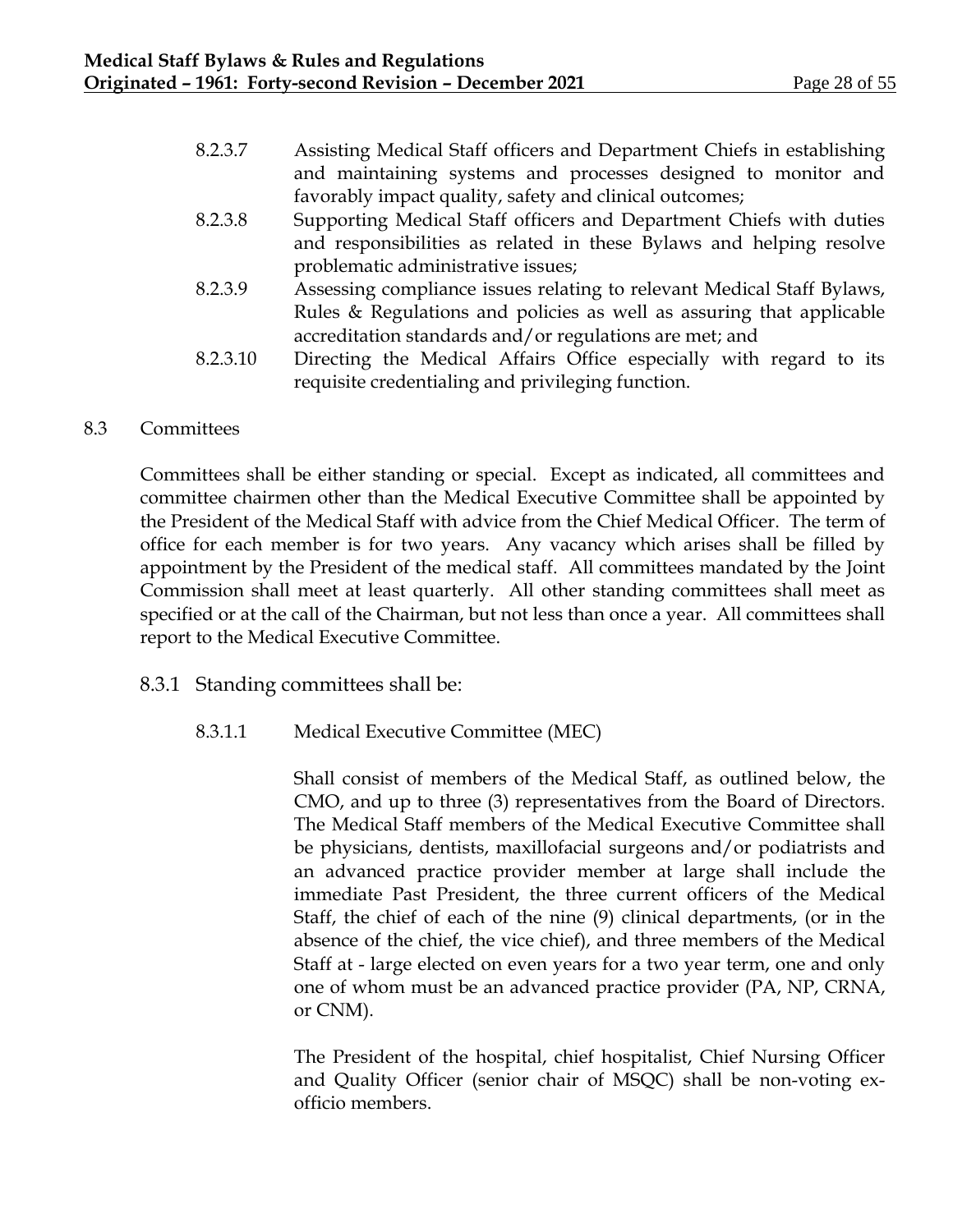8.2.3.7 Assisting Medical Staff officers and Department Chiefs in establishing and maintaining systems and processes designed to monitor and favorably impact quality, safety and clinical outcomes;

8.2.3.8 Supporting Medical Staff officers and Department Chiefs with duties and responsibilities as related in these Bylaws and helping resolve problematic administrative issues;

8.2.3.9 Assessing compliance issues relating to relevant Medical Staff Bylaws, Rules & Regulations and policies as well as assuring that applicable accreditation standards and/or regulations are met; and

8.2.3.10 Directing the Medical Affairs Office especially with regard to its requisite credentialing and privileging function.

## 8.3 Committees

Committees shall be either standing or special. Except as indicated, all committees and committee chairmen other than the Medical Executive Committee shall be appointed by the President of the Medical Staff with advice from the Chief Medical Officer. The term of office for each member is for two years. Any vacancy which arises shall be filled by appointment by the President of the medical staff. All committees mandated by the Joint Commission shall meet at least quarterly. All other standing committees shall meet as specified or at the call of the Chairman, but not less than once a year. All committees shall report to the Medical Executive Committee.

### 8.3.1 Standing committees shall be:

8.3.1.1 Medical Executive Committee (MEC)

Shall consist of members of the Medical Staff, as outlined below, the CMO, and up to three (3) representatives from the Board of Directors. The Medical Staff members of the Medical Executive Committee shall be physicians, dentists, maxillofacial surgeons and/or podiatrists and an advanced practice provider member at large shall include the immediate Past President, the three current officers of the Medical Staff, the chief of each of the nine (9) clinical departments, (or in the absence of the chief, the vice chief), and three members of the Medical Staff at - large elected on even years for a two year term, one and only one of whom must be an advanced practice provider (PA, NP, CRNA, or CNM).

The President of the hospital, chief hospitalist, Chief Nursing Officer and Quality Officer (senior chair of MSQC) shall be non-voting ex-officio members.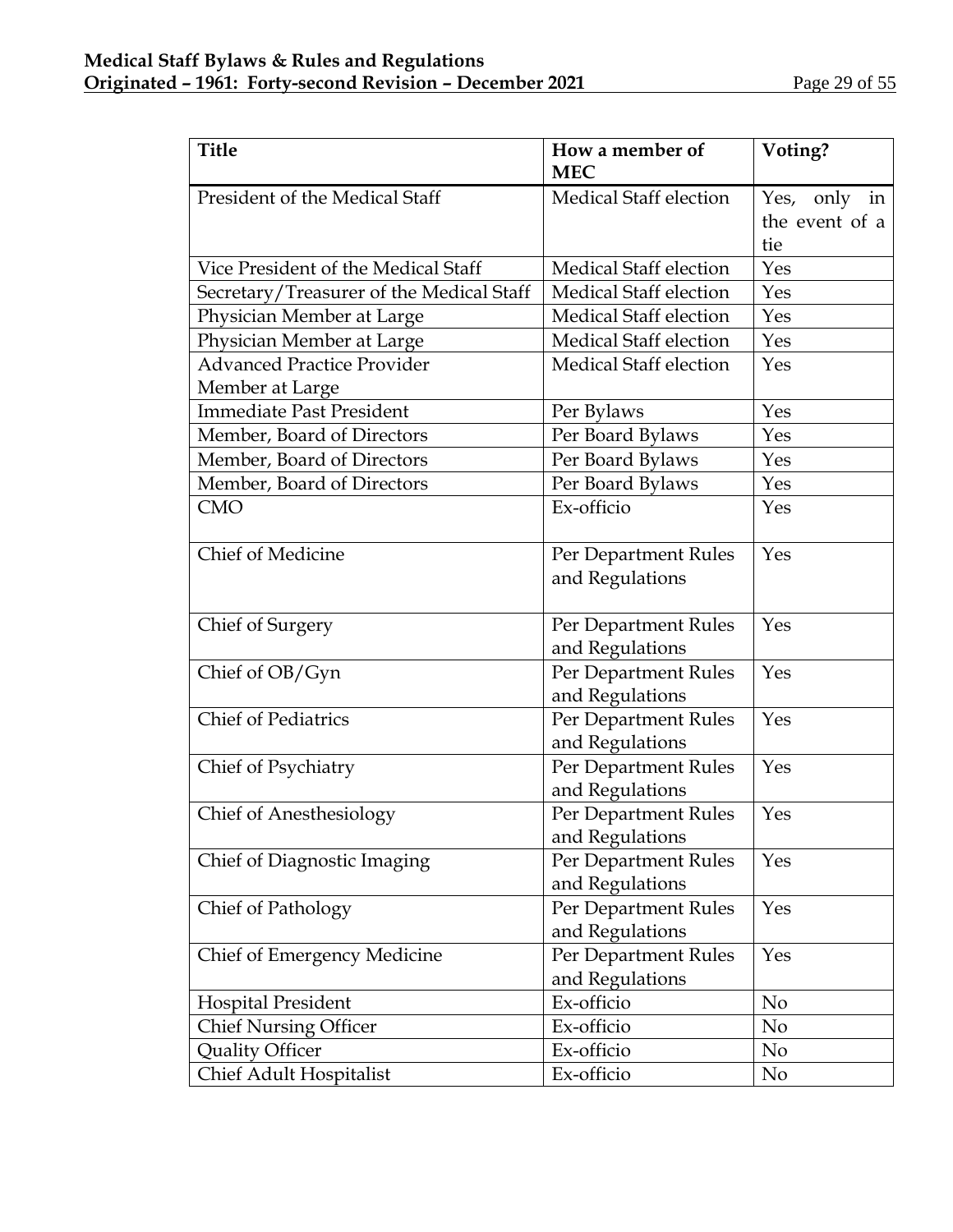| Title | How a member of MEC | Voting? |
|---|---|---|
| President of the Medical Staff | Medical Staff election | Yes, only in the event of a tie |
| Vice President of the Medical Staff | Medical Staff election | Yes |
| Secretary/Treasurer of the Medical Staff | Medical Staff election | Yes |
| Physician Member at Large | Medical Staff election | Yes |
| Physician Member at Large | Medical Staff election | Yes |
| Advanced Practice Provider Member at Large | Medical Staff election | Yes |
| Immediate Past President | Per Bylaws | Yes |
| Member, Board of Directors | Per Board Bylaws | Yes |
| Member, Board of Directors | Per Board Bylaws | Yes |
| Member, Board of Directors | Per Board Bylaws | Yes |
| CMO | Ex-officio | Yes |
| Chief of Medicine | Per Department Rules and Regulations | Yes |
| Chief of Surgery | Per Department Rules and Regulations | Yes |
| Chief of OB/Gyn | Per Department Rules and Regulations | Yes |
| Chief of Pediatrics | Per Department Rules and Regulations | Yes |
| Chief of Psychiatry | Per Department Rules and Regulations | Yes |
| Chief of Anesthesiology | Per Department Rules and Regulations | Yes |
| Chief of Diagnostic Imaging | Per Department Rules and Regulations | Yes |
| Chief of Pathology | Per Department Rules and Regulations | Yes |
| Chief of Emergency Medicine | Per Department Rules and Regulations | Yes |
| Hospital President | Ex-officio | No |
| Chief Nursing Officer | Ex-officio | No |
| Quality Officer | Ex-officio | No |
| Chief Adult Hospitalist | Ex-officio | No |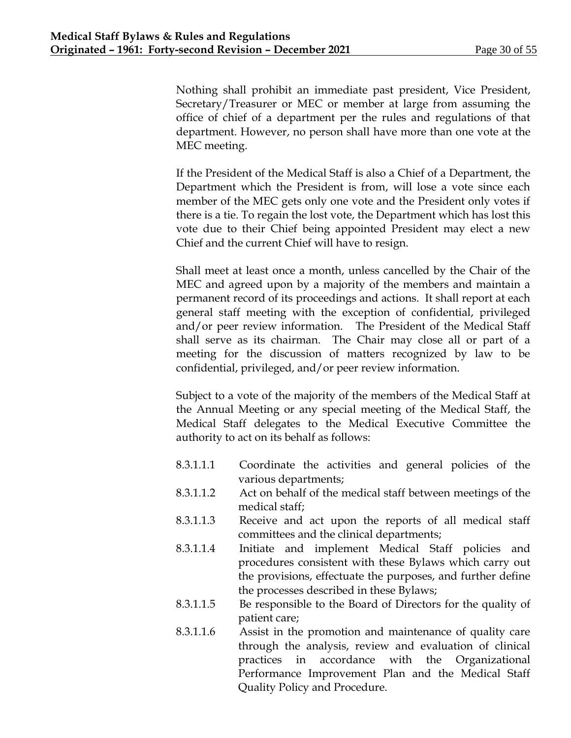Nothing shall prohibit an immediate past president, Vice President, Secretary/Treasurer or MEC or member at large from assuming the office of chief of a department per the rules and regulations of that department. However, no person shall have more than one vote at the MEC meeting.

If the President of the Medical Staff is also a Chief of a Department, the Department which the President is from, will lose a vote since each member of the MEC gets only one vote and the President only votes if there is a tie. To regain the lost vote, the Department which has lost this vote due to their Chief being appointed President may elect a new Chief and the current Chief will have to resign.

Shall meet at least once a month, unless cancelled by the Chair of the MEC and agreed upon by a majority of the members and maintain a permanent record of its proceedings and actions. It shall report at each general staff meeting with the exception of confidential, privileged and/or peer review information. The President of the Medical Staff shall serve as its chairman. The Chair may close all or part of a meeting for the discussion of matters recognized by law to be confidential, privileged, and/or peer review information.

Subject to a vote of the majority of the members of the Medical Staff at the Annual Meeting or any special meeting of the Medical Staff, the Medical Staff delegates to the Medical Executive Committee the authority to act on its behalf as follows:

8.3.1.1.1 Coordinate the activities and general policies of the various departments;

8.3.1.1.2 Act on behalf of the medical staff between meetings of the medical staff;

8.3.1.1.3 Receive and act upon the reports of all medical staff committees and the clinical departments;

8.3.1.1.4 Initiate and implement Medical Staff policies and procedures consistent with these Bylaws which carry out the provisions, effectuate the purposes, and further define the processes described in these Bylaws;

8.3.1.1.5 Be responsible to the Board of Directors for the quality of patient care;

8.3.1.1.6 Assist in the promotion and maintenance of quality care through the analysis, review and evaluation of clinical practices in accordance with the Organizational Performance Improvement Plan and the Medical Staff Quality Policy and Procedure.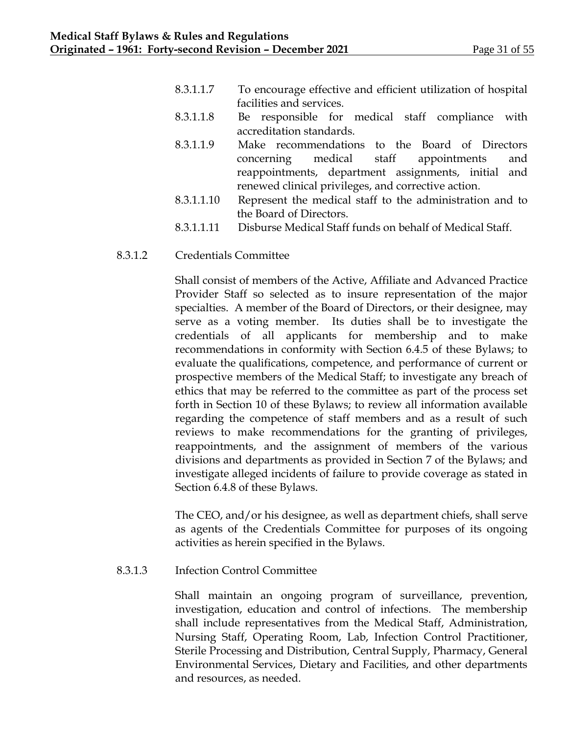8.3.1.1.7 To encourage effective and efficient utilization of hospital facilities and services.

8.3.1.1.8 Be responsible for medical staff compliance with accreditation standards.

8.3.1.1.9 Make recommendations to the Board of Directors concerning medical staff appointments and reappointments, department assignments, initial and renewed clinical privileges, and corrective action.

8.3.1.1.10 Represent the medical staff to the administration and to the Board of Directors.

8.3.1.1.11 Disburse Medical Staff funds on behalf of Medical Staff.

8.3.1.2 Credentials Committee

Shall consist of members of the Active, Affiliate and Advanced Practice Provider Staff so selected as to insure representation of the major specialties. A member of the Board of Directors, or their designee, may serve as a voting member. Its duties shall be to investigate the credentials of all applicants for membership and to make recommendations in conformity with Section 6.4.5 of these Bylaws; to evaluate the qualifications, competence, and performance of current or prospective members of the Medical Staff; to investigate any breach of ethics that may be referred to the committee as part of the process set forth in Section 10 of these Bylaws; to review all information available regarding the competence of staff members and as a result of such reviews to make recommendations for the granting of privileges, reappointments, and the assignment of members of the various divisions and departments as provided in Section 7 of the Bylaws; and investigate alleged incidents of failure to provide coverage as stated in Section 6.4.8 of these Bylaws.

The CEO, and/or his designee, as well as department chiefs, shall serve as agents of the Credentials Committee for purposes of its ongoing activities as herein specified in the Bylaws.

8.3.1.3 Infection Control Committee

Shall maintain an ongoing program of surveillance, prevention, investigation, education and control of infections. The membership shall include representatives from the Medical Staff, Administration, Nursing Staff, Operating Room, Lab, Infection Control Practitioner, Sterile Processing and Distribution, Central Supply, Pharmacy, General Environmental Services, Dietary and Facilities, and other departments and resources, as needed.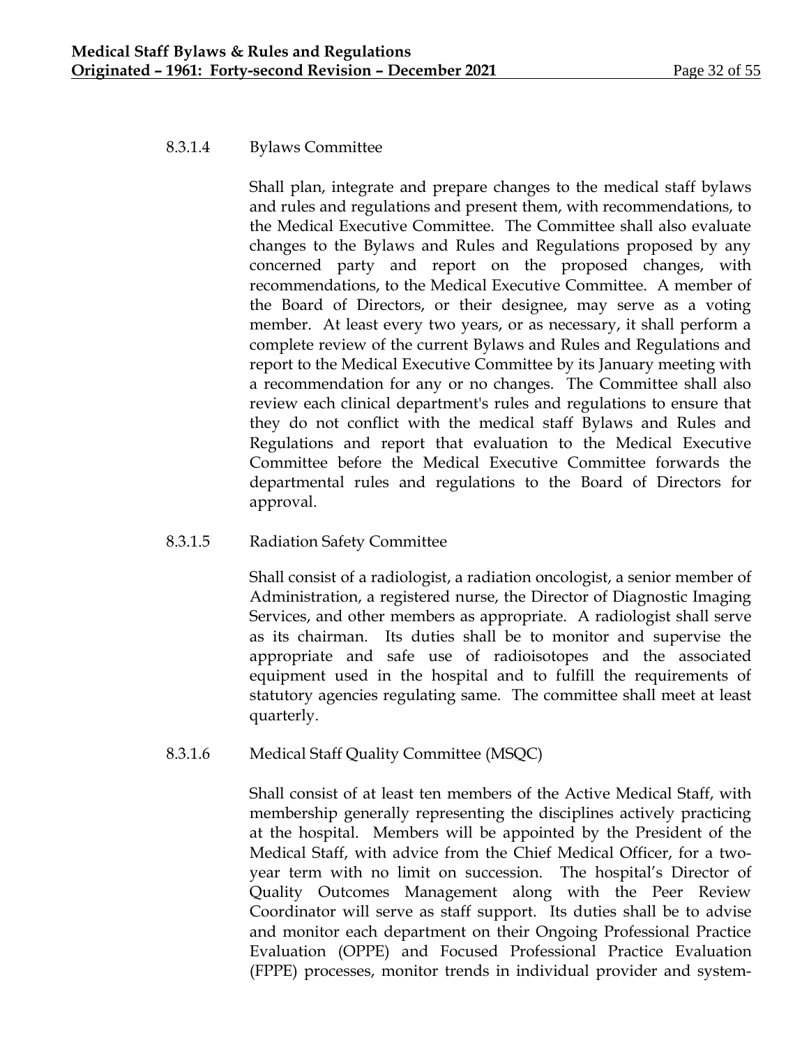#### 8.3.1.4 Bylaws Committee

Shall plan, integrate and prepare changes to the medical staff bylaws and rules and regulations and present them, with recommendations, to the Medical Executive Committee. The Committee shall also evaluate changes to the Bylaws and Rules and Regulations proposed by any concerned party and report on the proposed changes, with recommendations, to the Medical Executive Committee. A member of the Board of Directors, or their designee, may serve as a voting member. At least every two years, or as necessary, it shall perform a complete review of the current Bylaws and Rules and Regulations and report to the Medical Executive Committee by its January meeting with a recommendation for any or no changes. The Committee shall also review each clinical department's rules and regulations to ensure that they do not conflict with the medical staff Bylaws and Rules and Regulations and report that evaluation to the Medical Executive Committee before the Medical Executive Committee forwards the departmental rules and regulations to the Board of Directors for approval.

#### 8.3.1.5 Radiation Safety Committee

Shall consist of a radiologist, a radiation oncologist, a senior member of Administration, a registered nurse, the Director of Diagnostic Imaging Services, and other members as appropriate. A radiologist shall serve as its chairman. Its duties shall be to monitor and supervise the appropriate and safe use of radioisotopes and the associated equipment used in the hospital and to fulfill the requirements of statutory agencies regulating same. The committee shall meet at least quarterly.

#### 8.3.1.6 Medical Staff Quality Committee (MSQC)

Shall consist of at least ten members of the Active Medical Staff, with membership generally representing the disciplines actively practicing at the hospital. Members will be appointed by the President of the Medical Staff, with advice from the Chief Medical Officer, for a two-year term with no limit on succession. The hospital's Director of Quality Outcomes Management along with the Peer Review Coordinator will serve as staff support. Its duties shall be to advise and monitor each department on their Ongoing Professional Practice Evaluation (OPPE) and Focused Professional Practice Evaluation (FPPE) processes, monitor trends in individual provider and system-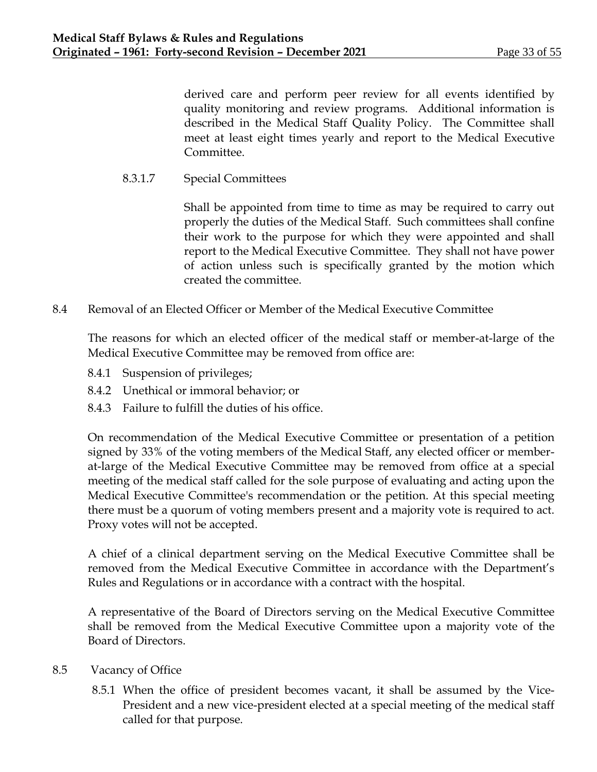derived care and perform peer review for all events identified by quality monitoring and review programs. Additional information is described in the Medical Staff Quality Policy. The Committee shall meet at least eight times yearly and report to the Medical Executive Committee.

8.3.1.7 Special Committees

Shall be appointed from time to time as may be required to carry out properly the duties of the Medical Staff. Such committees shall confine their work to the purpose for which they were appointed and shall report to the Medical Executive Committee. They shall not have power of action unless such is specifically granted by the motion which created the committee.

## 8.4 Removal of an Elected Officer or Member of the Medical Executive Committee

The reasons for which an elected officer of the medical staff or member-at-large of the Medical Executive Committee may be removed from office are:

8.4.1 Suspension of privileges;

8.4.2 Unethical or immoral behavior; or

8.4.3 Failure to fulfill the duties of his office.

On recommendation of the Medical Executive Committee or presentation of a petition signed by 33% of the voting members of the Medical Staff, any elected officer or member-at-large of the Medical Executive Committee may be removed from office at a special meeting of the medical staff called for the sole purpose of evaluating and acting upon the Medical Executive Committee's recommendation or the petition. At this special meeting there must be a quorum of voting members present and a majority vote is required to act. Proxy votes will not be accepted.

A chief of a clinical department serving on the Medical Executive Committee shall be removed from the Medical Executive Committee in accordance with the Department's Rules and Regulations or in accordance with a contract with the hospital.

A representative of the Board of Directors serving on the Medical Executive Committee shall be removed from the Medical Executive Committee upon a majority vote of the Board of Directors.

## 8.5 Vacancy of Office

8.5.1 When the office of president becomes vacant, it shall be assumed by the Vice-President and a new vice-president elected at a special meeting of the medical staff called for that purpose.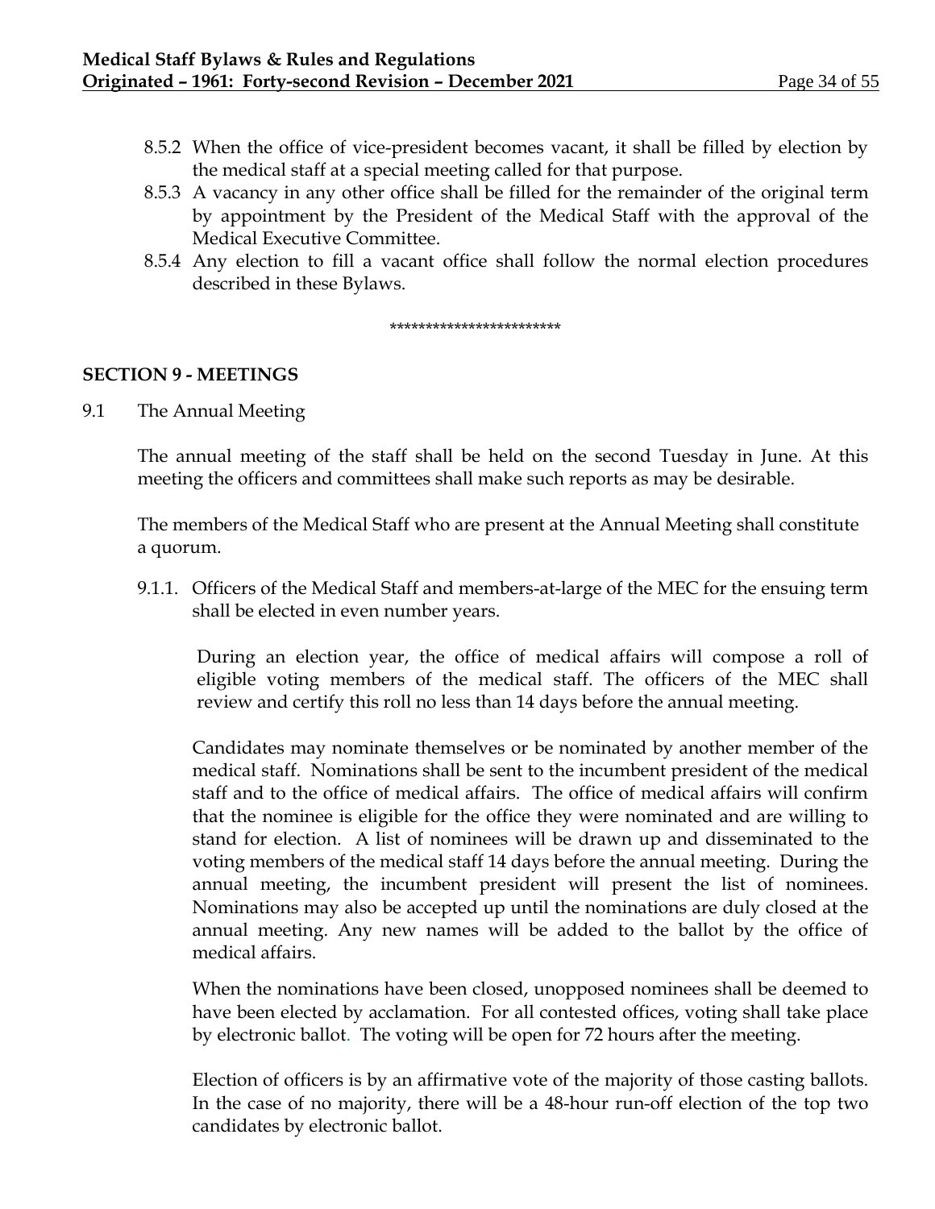8.5.2 When the office of vice-president becomes vacant, it shall be filled by election by the medical staff at a special meeting called for that purpose.

8.5.3 A vacancy in any other office shall be filled for the remainder of the original term by appointment by the President of the Medical Staff with the approval of the Medical Executive Committee.

8.5.4 Any election to fill a vacant office shall follow the normal election procedures described in these Bylaws.

************************

## SECTION 9 - MEETINGS

9.1 The Annual Meeting

The annual meeting of the staff shall be held on the second Tuesday in June. At this meeting the officers and committees shall make such reports as may be desirable.

The members of the Medical Staff who are present at the Annual Meeting shall constitute a quorum.

9.1.1. Officers of the Medical Staff and members-at-large of the MEC for the ensuing term shall be elected in even number years.

During an election year, the office of medical affairs will compose a roll of eligible voting members of the medical staff. The officers of the MEC shall review and certify this roll no less than 14 days before the annual meeting.

Candidates may nominate themselves or be nominated by another member of the medical staff. Nominations shall be sent to the incumbent president of the medical staff and to the office of medical affairs. The office of medical affairs will confirm that the nominee is eligible for the office they were nominated and are willing to stand for election. A list of nominees will be drawn up and disseminated to the voting members of the medical staff 14 days before the annual meeting. During the annual meeting, the incumbent president will present the list of nominees. Nominations may also be accepted up until the nominations are duly closed at the annual meeting. Any new names will be added to the ballot by the office of medical affairs.

When the nominations have been closed, unopposed nominees shall be deemed to have been elected by acclamation. For all contested offices, voting shall take place by electronic ballot. The voting will be open for 72 hours after the meeting.

Election of officers is by an affirmative vote of the majority of those casting ballots. In the case of no majority, there will be a 48-hour run-off election of the top two candidates by electronic ballot.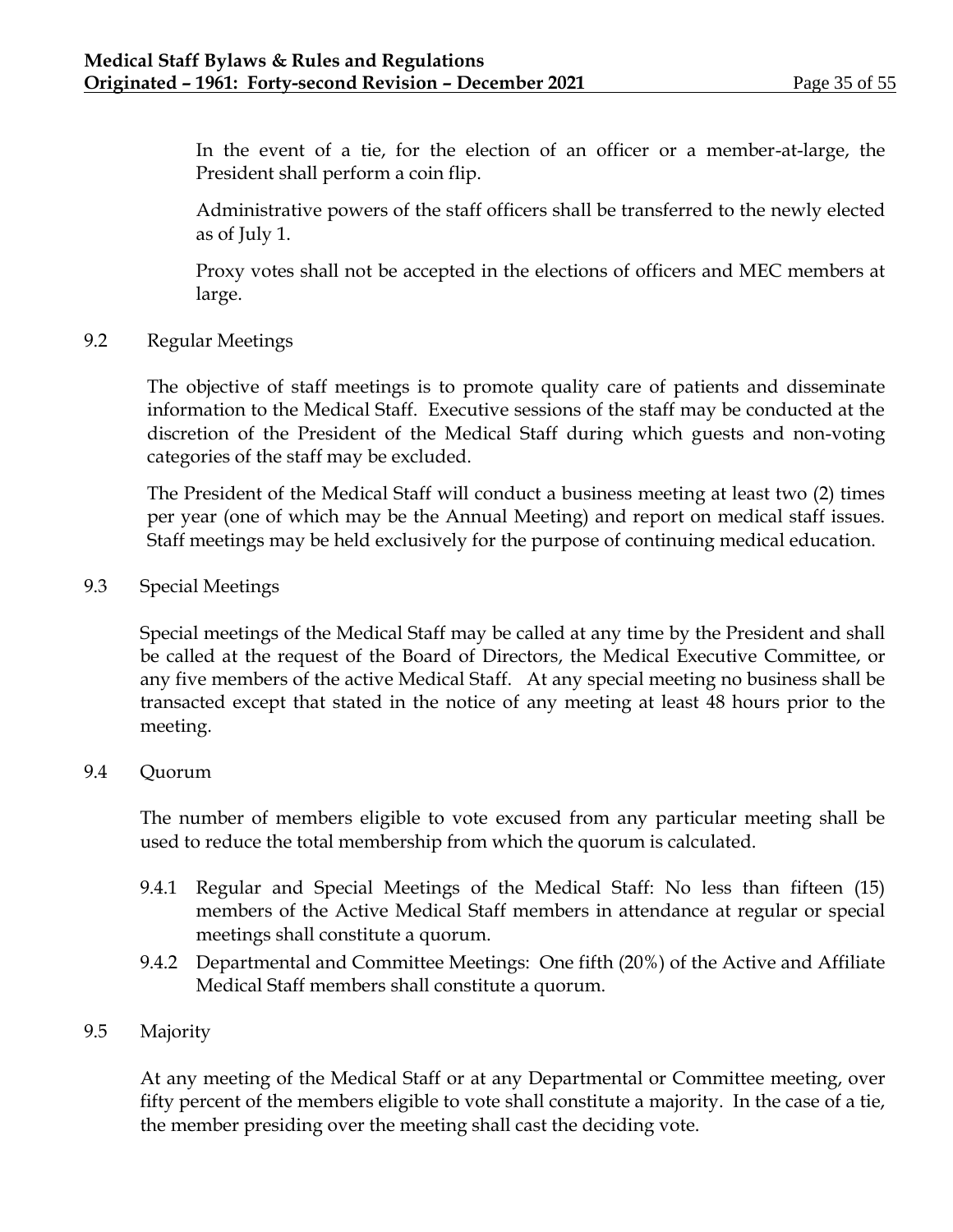In the event of a tie, for the election of an officer or a member-at-large, the President shall perform a coin flip.

Administrative powers of the staff officers shall be transferred to the newly elected as of July 1.

Proxy votes shall not be accepted in the elections of officers and MEC members at large.

### 9.2 Regular Meetings

The objective of staff meetings is to promote quality care of patients and disseminate information to the Medical Staff. Executive sessions of the staff may be conducted at the discretion of the President of the Medical Staff during which guests and non-voting categories of the staff may be excluded.

The President of the Medical Staff will conduct a business meeting at least two (2) times per year (one of which may be the Annual Meeting) and report on medical staff issues. Staff meetings may be held exclusively for the purpose of continuing medical education.

### 9.3 Special Meetings

Special meetings of the Medical Staff may be called at any time by the President and shall be called at the request of the Board of Directors, the Medical Executive Committee, or any five members of the active Medical Staff. At any special meeting no business shall be transacted except that stated in the notice of any meeting at least 48 hours prior to the meeting.

### 9.4 Quorum

The number of members eligible to vote excused from any particular meeting shall be used to reduce the total membership from which the quorum is calculated.

9.4.1 Regular and Special Meetings of the Medical Staff: No less than fifteen (15) members of the Active Medical Staff members in attendance at regular or special meetings shall constitute a quorum.

9.4.2 Departmental and Committee Meetings: One fifth (20%) of the Active and Affiliate Medical Staff members shall constitute a quorum.

### 9.5 Majority

At any meeting of the Medical Staff or at any Departmental or Committee meeting, over fifty percent of the members eligible to vote shall constitute a majority. In the case of a tie, the member presiding over the meeting shall cast the deciding vote.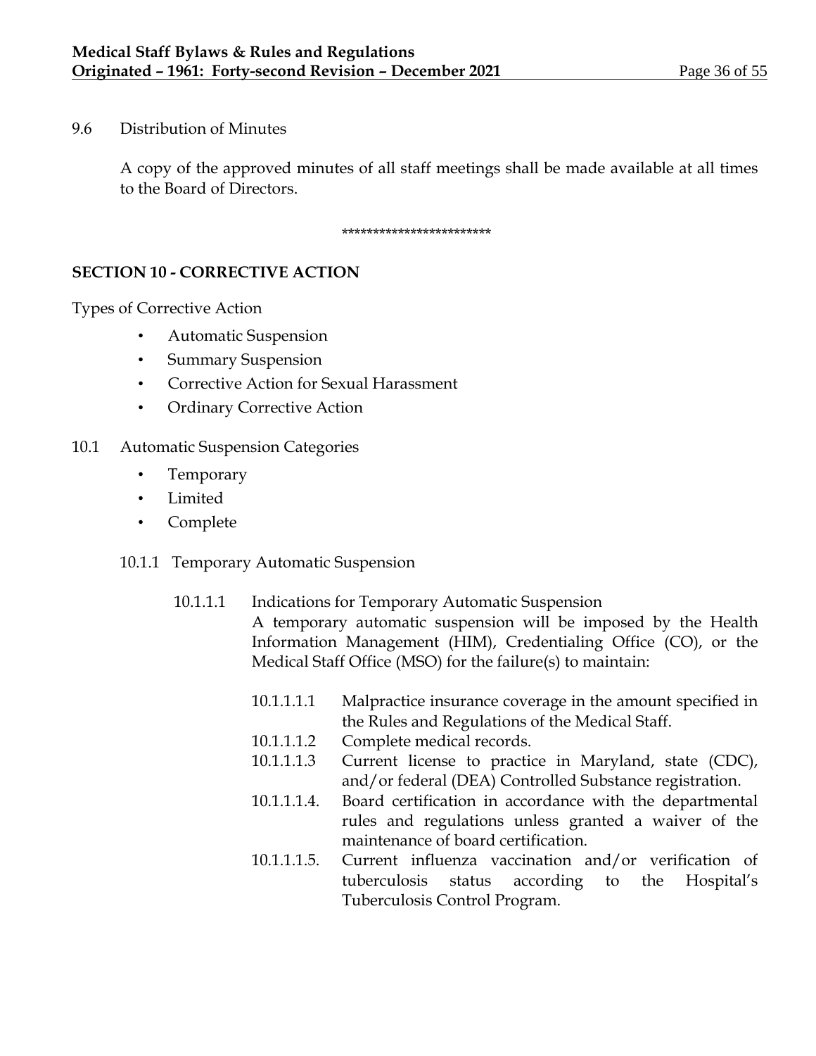9.6 Distribution of Minutes

A copy of the approved minutes of all staff meetings shall be made available at all times to the Board of Directors.

************************

## SECTION 10 - CORRECTIVE ACTION

Types of Corrective Action

- Automatic Suspension
- Summary Suspension
- Corrective Action for Sexual Harassment
- Ordinary Corrective Action

10.1 Automatic Suspension Categories

- Temporary
- Limited
- Complete

10.1.1 Temporary Automatic Suspension

10.1.1.1 Indications for Temporary Automatic Suspension
A temporary automatic suspension will be imposed by the Health Information Management (HIM), Credentialing Office (CO), or the Medical Staff Office (MSO) for the failure(s) to maintain:

10.1.1.1.1 Malpractice insurance coverage in the amount specified in the Rules and Regulations of the Medical Staff.

10.1.1.1.2 Complete medical records.

10.1.1.1.3 Current license to practice in Maryland, state (CDC), and/or federal (DEA) Controlled Substance registration.

10.1.1.1.4. Board certification in accordance with the departmental rules and regulations unless granted a waiver of the maintenance of board certification.

10.1.1.1.5. Current influenza vaccination and/or verification of tuberculosis status according to the Hospital's Tuberculosis Control Program.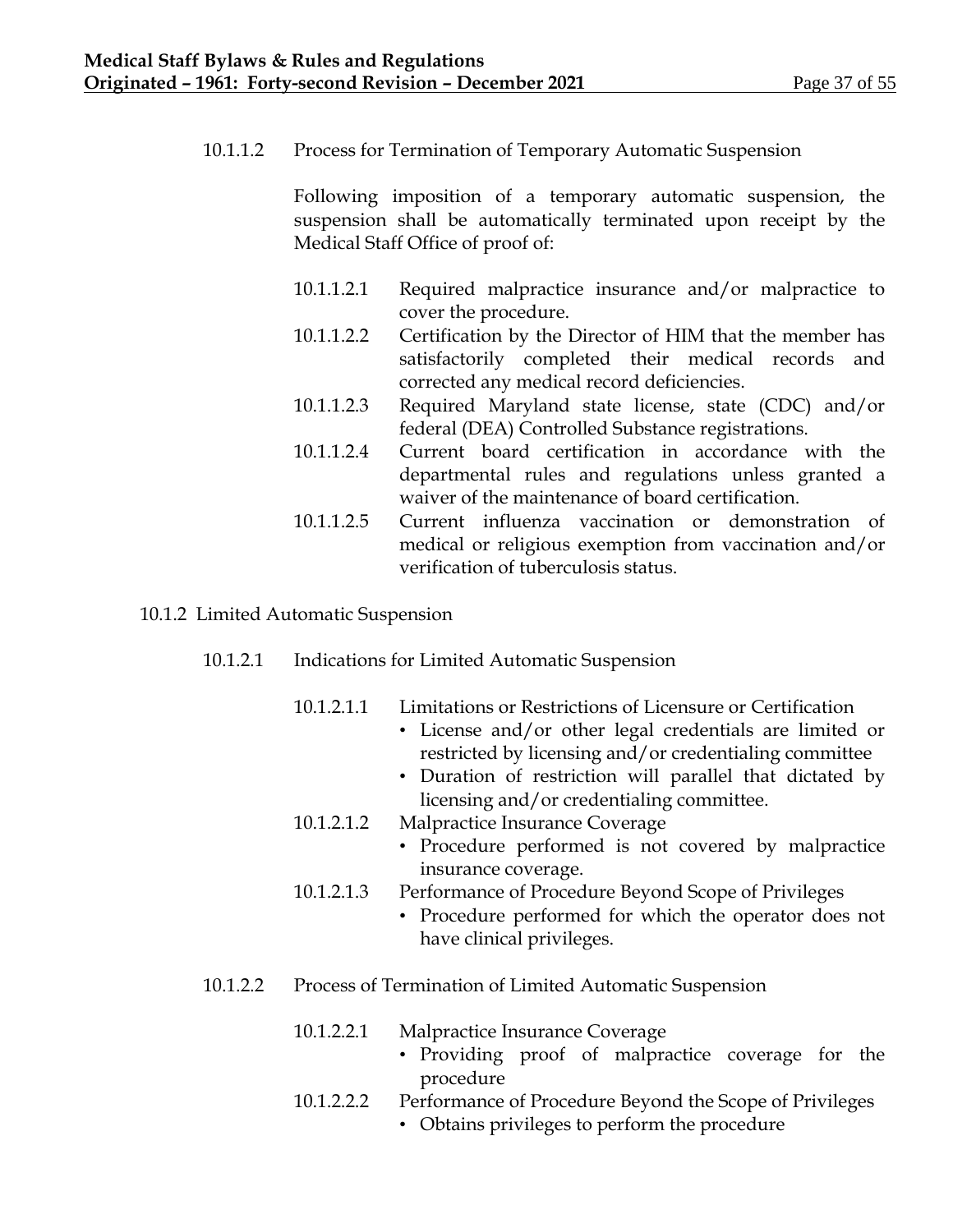10.1.1.2 Process for Termination of Temporary Automatic Suspension

Following imposition of a temporary automatic suspension, the suspension shall be automatically terminated upon receipt by the Medical Staff Office of proof of:

10.1.1.2.1 Required malpractice insurance and/or malpractice to cover the procedure.

10.1.1.2.2 Certification by the Director of HIM that the member has satisfactorily completed their medical records and corrected any medical record deficiencies.

10.1.1.2.3 Required Maryland state license, state (CDC) and/or federal (DEA) Controlled Substance registrations.

10.1.1.2.4 Current board certification in accordance with the departmental rules and regulations unless granted a waiver of the maintenance of board certification.

10.1.1.2.5 Current influenza vaccination or demonstration of medical or religious exemption from vaccination and/or verification of tuberculosis status.

10.1.2 Limited Automatic Suspension

10.1.2.1 Indications for Limited Automatic Suspension

10.1.2.1.1 Limitations or Restrictions of Licensure or Certification

- License and/or other legal credentials are limited or restricted by licensing and/or credentialing committee
- Duration of restriction will parallel that dictated by licensing and/or credentialing committee.

10.1.2.1.2 Malpractice Insurance Coverage

- Procedure performed is not covered by malpractice insurance coverage.

10.1.2.1.3 Performance of Procedure Beyond Scope of Privileges

- Procedure performed for which the operator does not have clinical privileges.

10.1.2.2 Process of Termination of Limited Automatic Suspension

10.1.2.2.1 Malpractice Insurance Coverage

- Providing proof of malpractice coverage for the procedure

10.1.2.2.2 Performance of Procedure Beyond the Scope of Privileges

- Obtains privileges to perform the procedure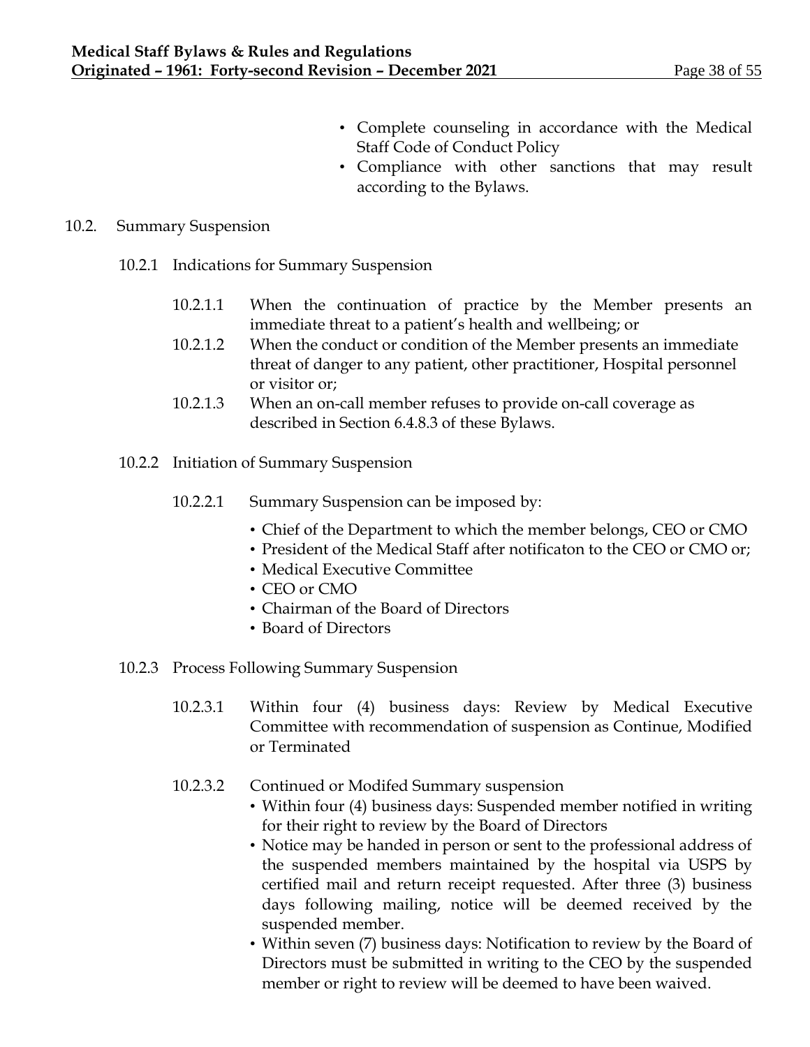- Complete counseling in accordance with the Medical Staff Code of Conduct Policy
- Compliance with other sanctions that may result according to the Bylaws.

10.2. Summary Suspension

10.2.1 Indications for Summary Suspension

10.2.1.1 When the continuation of practice by the Member presents an immediate threat to a patient's health and wellbeing; or

10.2.1.2 When the conduct or condition of the Member presents an immediate threat of danger to any patient, other practitioner, Hospital personnel or visitor or;

10.2.1.3 When an on-call member refuses to provide on-call coverage as described in Section 6.4.8.3 of these Bylaws.

10.2.2 Initiation of Summary Suspension

10.2.2.1 Summary Suspension can be imposed by:

- Chief of the Department to which the member belongs, CEO or CMO
- President of the Medical Staff after notificaton to the CEO or CMO or;
- Medical Executive Committee
- CEO or CMO
- Chairman of the Board of Directors
- Board of Directors

10.2.3 Process Following Summary Suspension

10.2.3.1 Within four (4) business days: Review by Medical Executive Committee with recommendation of suspension as Continue, Modified or Terminated

10.2.3.2 Continued or Modifed Summary suspension

- Within four (4) business days: Suspended member notified in writing for their right to review by the Board of Directors
- Notice may be handed in person or sent to the professional address of the suspended members maintained by the hospital via USPS by certified mail and return receipt requested. After three (3) business days following mailing, notice will be deemed received by the suspended member.
- Within seven (7) business days: Notification to review by the Board of Directors must be submitted in writing to the CEO by the suspended member or right to review will be deemed to have been waived.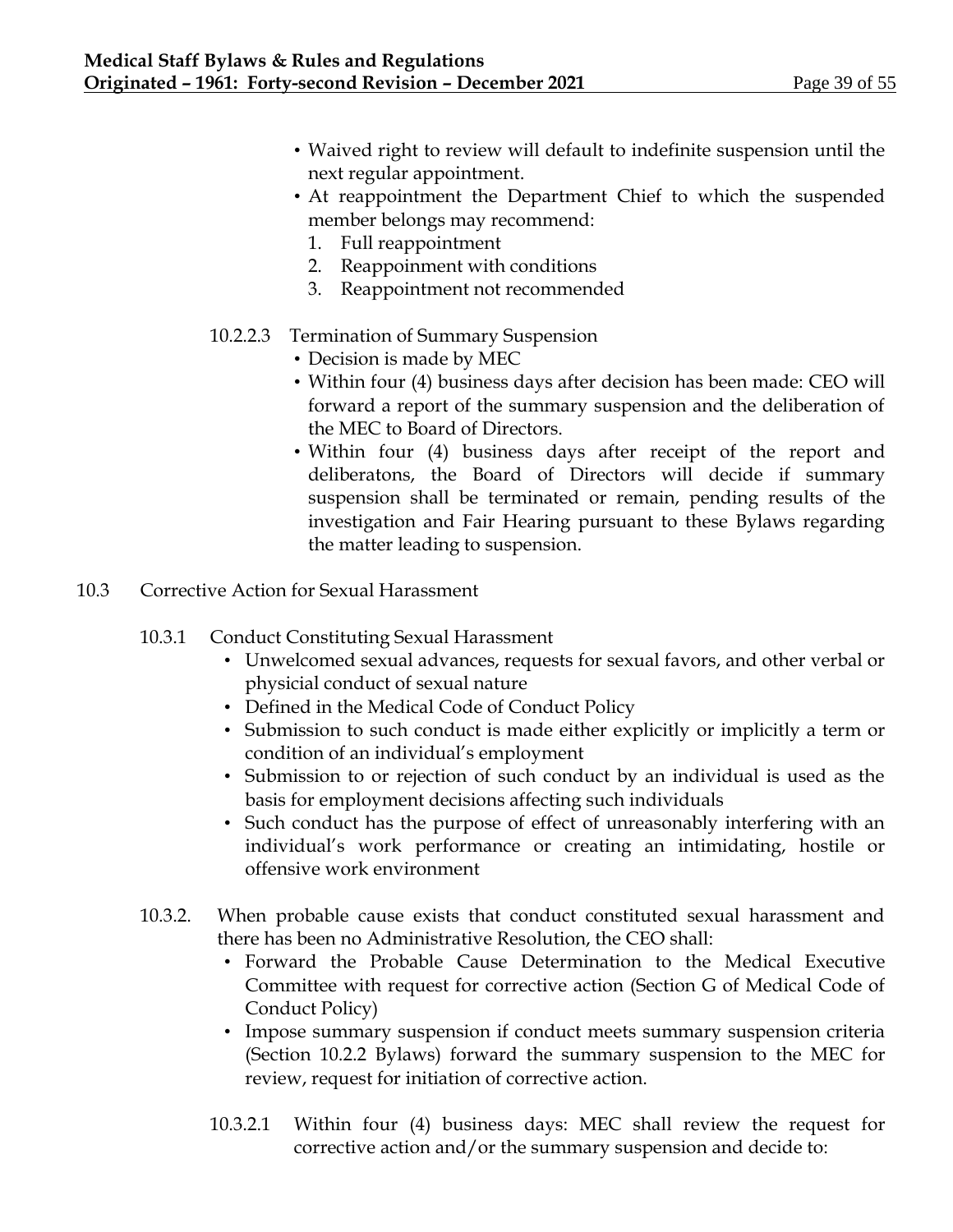- Waived right to review will default to indefinite suspension until the next regular appointment.
- At reappointment the Department Chief to which the suspended member belongs may recommend:
  1. Full reappointment
  2. Reappoinment with conditions
  3. Reappointment not recommended

10.2.2.3 Termination of Summary Suspension

- Decision is made by MEC
- Within four (4) business days after decision has been made: CEO will forward a report of the summary suspension and the deliberation of the MEC to Board of Directors.
- Within four (4) business days after receipt of the report and deliberatons, the Board of Directors will decide if summary suspension shall be terminated or remain, pending results of the investigation and Fair Hearing pursuant to these Bylaws regarding the matter leading to suspension.

10.3 Corrective Action for Sexual Harassment

10.3.1 Conduct Constituting Sexual Harassment

- Unwelcomed sexual advances, requests for sexual favors, and other verbal or physicial conduct of sexual nature
- Defined in the Medical Code of Conduct Policy
- Submission to such conduct is made either explicitly or implicitly a term or condition of an individual's employment
- Submission to or rejection of such conduct by an individual is used as the basis for employment decisions affecting such individuals
- Such conduct has the purpose of effect of unreasonably interfering with an individual's work performance or creating an intimidating, hostile or offensive work environment

10.3.2. When probable cause exists that conduct constituted sexual harassment and there has been no Administrative Resolution, the CEO shall:

- Forward the Probable Cause Determination to the Medical Executive Committee with request for corrective action (Section G of Medical Code of Conduct Policy)
- Impose summary suspension if conduct meets summary suspension criteria (Section 10.2.2 Bylaws) forward the summary suspension to the MEC for review, request for initiation of corrective action.

10.3.2.1 Within four (4) business days: MEC shall review the request for corrective action and/or the summary suspension and decide to: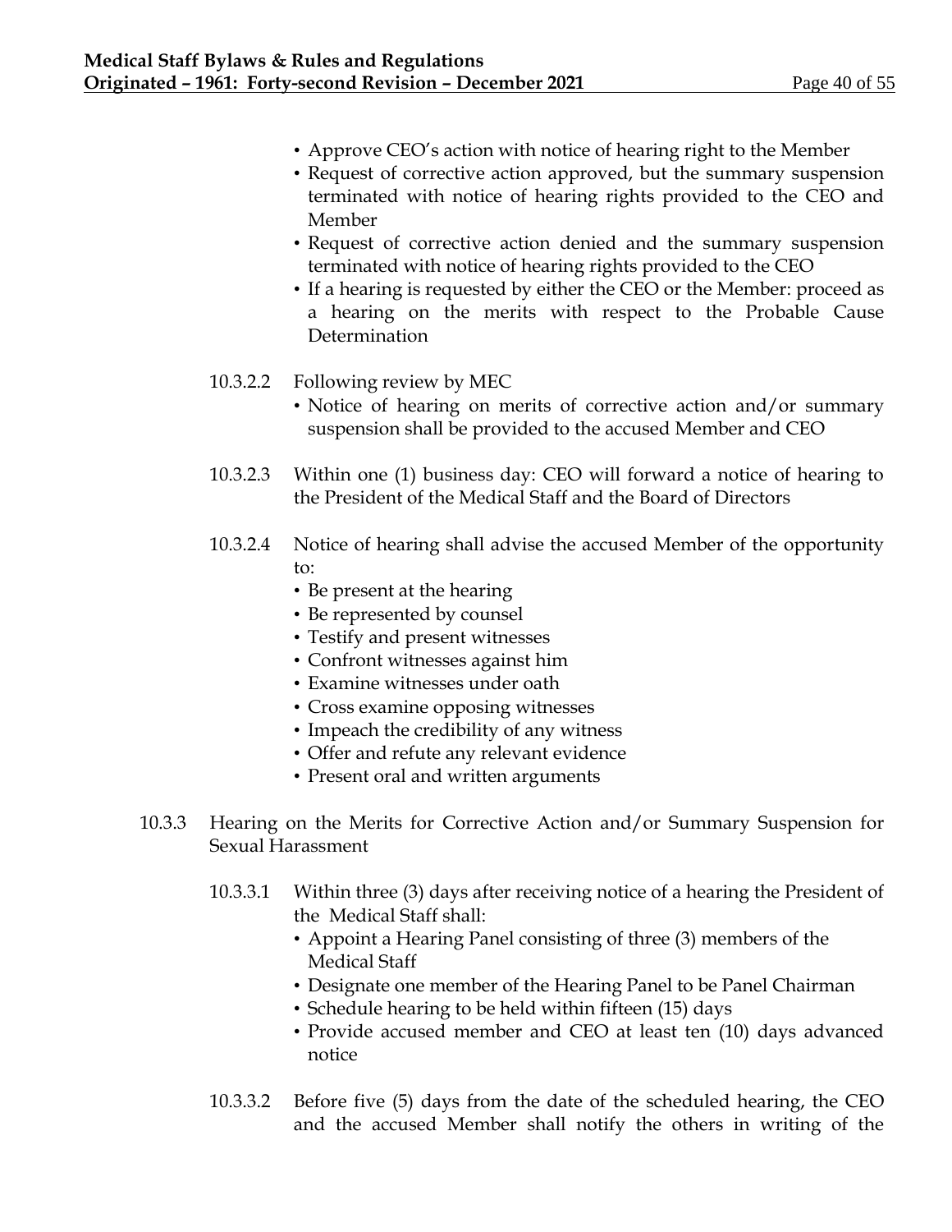- Approve CEO's action with notice of hearing right to the Member
- Request of corrective action approved, but the summary suspension terminated with notice of hearing rights provided to the CEO and Member
- Request of corrective action denied and the summary suspension terminated with notice of hearing rights provided to the CEO
- If a hearing is requested by either the CEO or the Member: proceed as a hearing on the merits with respect to the Probable Cause Determination

10.3.2.2 Following review by MEC

- Notice of hearing on merits of corrective action and/or summary suspension shall be provided to the accused Member and CEO

10.3.2.3 Within one (1) business day: CEO will forward a notice of hearing to the President of the Medical Staff and the Board of Directors

10.3.2.4 Notice of hearing shall advise the accused Member of the opportunity to:

- Be present at the hearing
- Be represented by counsel
- Testify and present witnesses
- Confront witnesses against him
- Examine witnesses under oath
- Cross examine opposing witnesses
- Impeach the credibility of any witness
- Offer and refute any relevant evidence
- Present oral and written arguments

10.3.3 Hearing on the Merits for Corrective Action and/or Summary Suspension for Sexual Harassment

10.3.3.1 Within three (3) days after receiving notice of a hearing the President of the Medical Staff shall:

- Appoint a Hearing Panel consisting of three (3) members of the Medical Staff
- Designate one member of the Hearing Panel to be Panel Chairman
- Schedule hearing to be held within fifteen (15) days
- Provide accused member and CEO at least ten (10) days advanced notice

10.3.3.2 Before five (5) days from the date of the scheduled hearing, the CEO and the accused Member shall notify the others in writing of the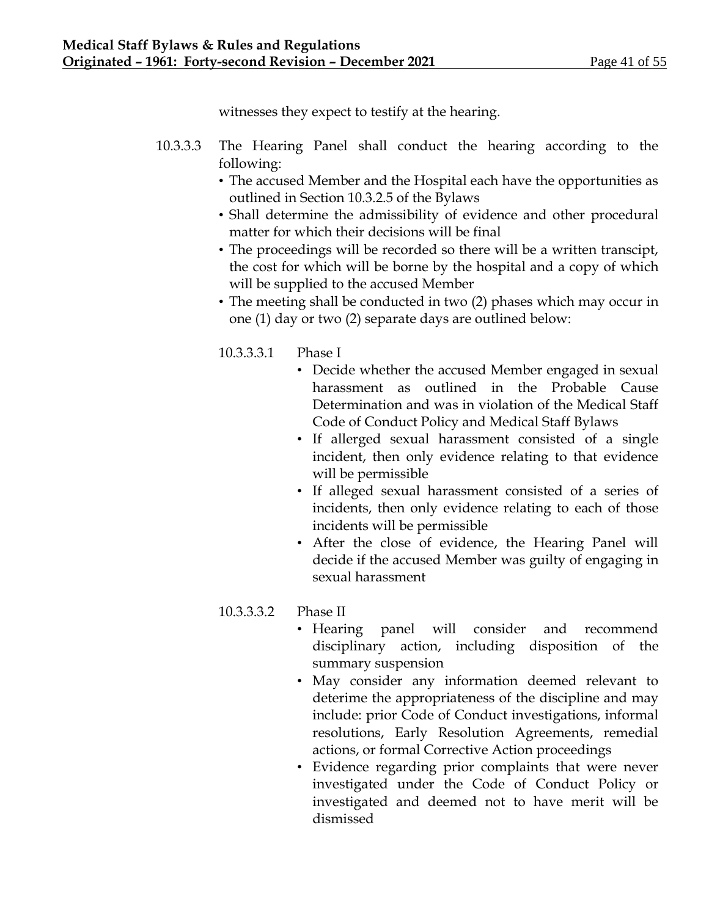witnesses they expect to testify at the hearing.

10.3.3.3 The Hearing Panel shall conduct the hearing according to the following:

- The accused Member and the Hospital each have the opportunities as outlined in Section 10.3.2.5 of the Bylaws
- Shall determine the admissibility of evidence and other procedural matter for which their decisions will be final
- The proceedings will be recorded so there will be a written transcipt, the cost for which will be borne by the hospital and a copy of which will be supplied to the accused Member
- The meeting shall be conducted in two (2) phases which may occur in one (1) day or two (2) separate days are outlined below:

10.3.3.3.1 Phase I

- Decide whether the accused Member engaged in sexual harassment as outlined in the Probable Cause Determination and was in violation of the Medical Staff Code of Conduct Policy and Medical Staff Bylaws
- If allerged sexual harassment consisted of a single incident, then only evidence relating to that evidence will be permissible
- If alleged sexual harassment consisted of a series of incidents, then only evidence relating to each of those incidents will be permissible
- After the close of evidence, the Hearing Panel will decide if the accused Member was guilty of engaging in sexual harassment

10.3.3.3.2 Phase II

- Hearing panel will consider and recommend disciplinary action, including disposition of the summary suspension
- May consider any information deemed relevant to deterime the appropriateness of the discipline and may include: prior Code of Conduct investigations, informal resolutions, Early Resolution Agreements, remedial actions, or formal Corrective Action proceedings
- Evidence regarding prior complaints that were never investigated under the Code of Conduct Policy or investigated and deemed not to have merit will be dismissed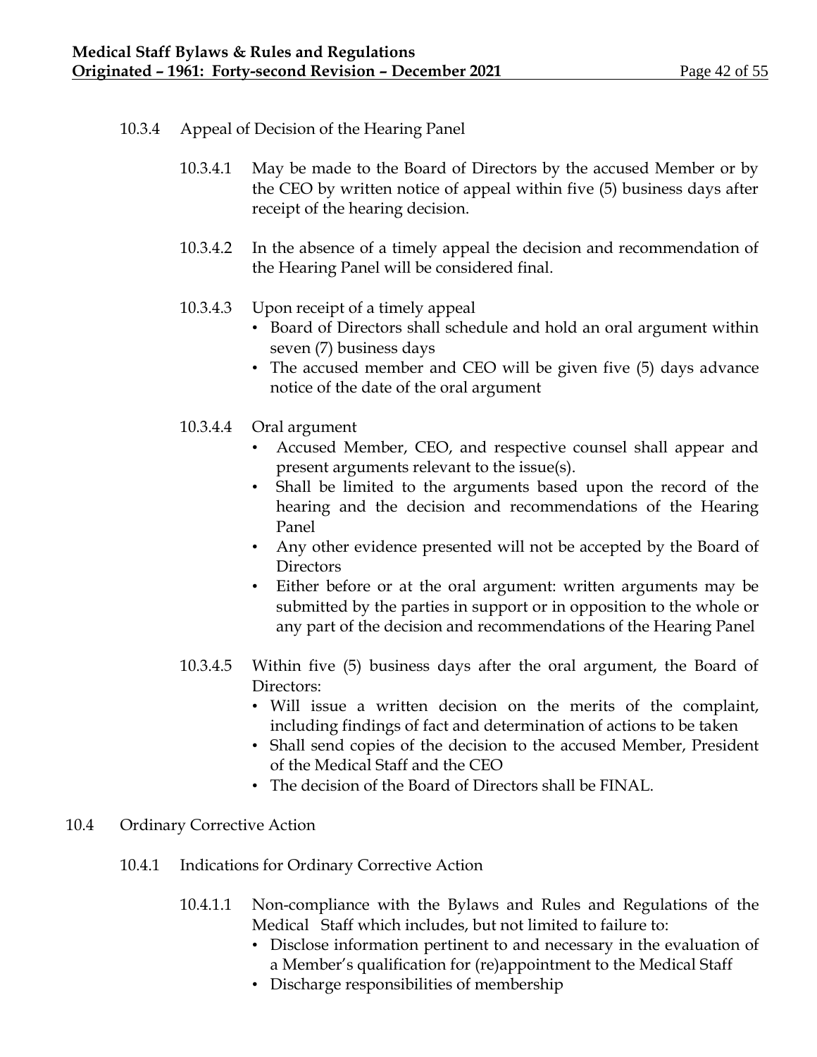10.3.4 Appeal of Decision of the Hearing Panel

10.3.4.1 May be made to the Board of Directors by the accused Member or by the CEO by written notice of appeal within five (5) business days after receipt of the hearing decision.

10.3.4.2 In the absence of a timely appeal the decision and recommendation of the Hearing Panel will be considered final.

10.3.4.3 Upon receipt of a timely appeal

- Board of Directors shall schedule and hold an oral argument within seven (7) business days
- The accused member and CEO will be given five (5) days advance notice of the date of the oral argument

10.3.4.4 Oral argument

- Accused Member, CEO, and respective counsel shall appear and present arguments relevant to the issue(s).
- Shall be limited to the arguments based upon the record of the hearing and the decision and recommendations of the Hearing Panel
- Any other evidence presented will not be accepted by the Board of Directors
- Either before or at the oral argument: written arguments may be submitted by the parties in support or in opposition to the whole or any part of the decision and recommendations of the Hearing Panel

10.3.4.5 Within five (5) business days after the oral argument, the Board of Directors:

- Will issue a written decision on the merits of the complaint, including findings of fact and determination of actions to be taken
- Shall send copies of the decision to the accused Member, President of the Medical Staff and the CEO
- The decision of the Board of Directors shall be FINAL.

10.4 Ordinary Corrective Action

10.4.1 Indications for Ordinary Corrective Action

10.4.1.1 Non-compliance with the Bylaws and Rules and Regulations of the Medical Staff which includes, but not limited to failure to:

- Disclose information pertinent to and necessary in the evaluation of a Member's qualification for (re)appointment to the Medical Staff
- Discharge responsibilities of membership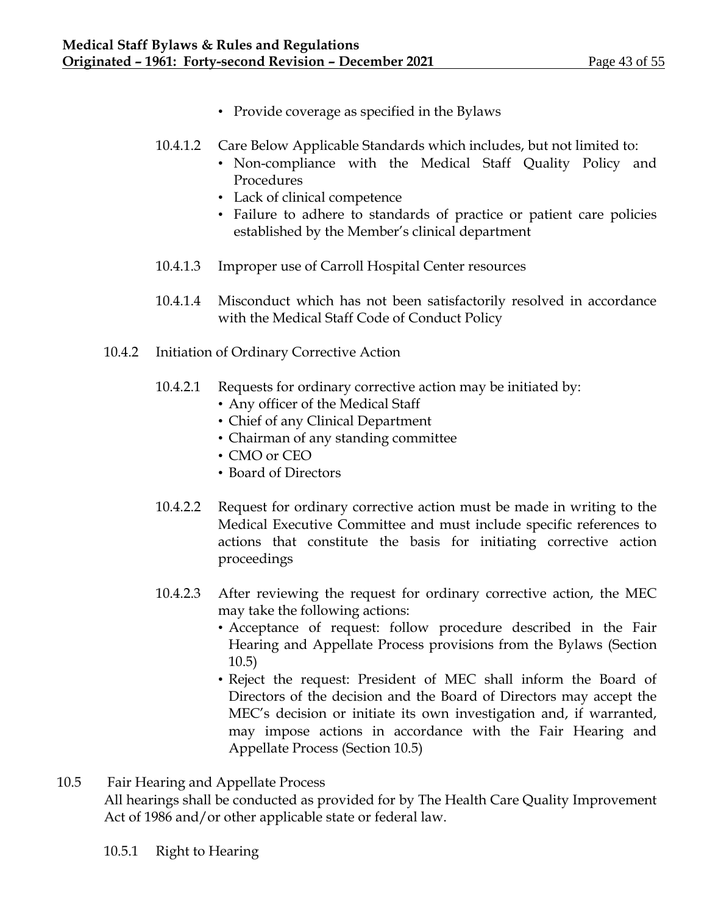- Provide coverage as specified in the Bylaws

10.4.1.2 Care Below Applicable Standards which includes, but not limited to:

- Non-compliance with the Medical Staff Quality Policy and Procedures
- Lack of clinical competence
- Failure to adhere to standards of practice or patient care policies established by the Member's clinical department

10.4.1.3 Improper use of Carroll Hospital Center resources

10.4.1.4 Misconduct which has not been satisfactorily resolved in accordance with the Medical Staff Code of Conduct Policy

10.4.2 Initiation of Ordinary Corrective Action

10.4.2.1 Requests for ordinary corrective action may be initiated by:

- Any officer of the Medical Staff
- Chief of any Clinical Department
- Chairman of any standing committee
- CMO or CEO
- Board of Directors

10.4.2.2 Request for ordinary corrective action must be made in writing to the Medical Executive Committee and must include specific references to actions that constitute the basis for initiating corrective action proceedings

10.4.2.3 After reviewing the request for ordinary corrective action, the MEC may take the following actions:

- Acceptance of request: follow procedure described in the Fair Hearing and Appellate Process provisions from the Bylaws (Section 10.5)
- Reject the request: President of MEC shall inform the Board of Directors of the decision and the Board of Directors may accept the MEC's decision or initiate its own investigation and, if warranted, may impose actions in accordance with the Fair Hearing and Appellate Process (Section 10.5)

10.5 Fair Hearing and Appellate Process

All hearings shall be conducted as provided for by The Health Care Quality Improvement Act of 1986 and/or other applicable state or federal law.

10.5.1 Right to Hearing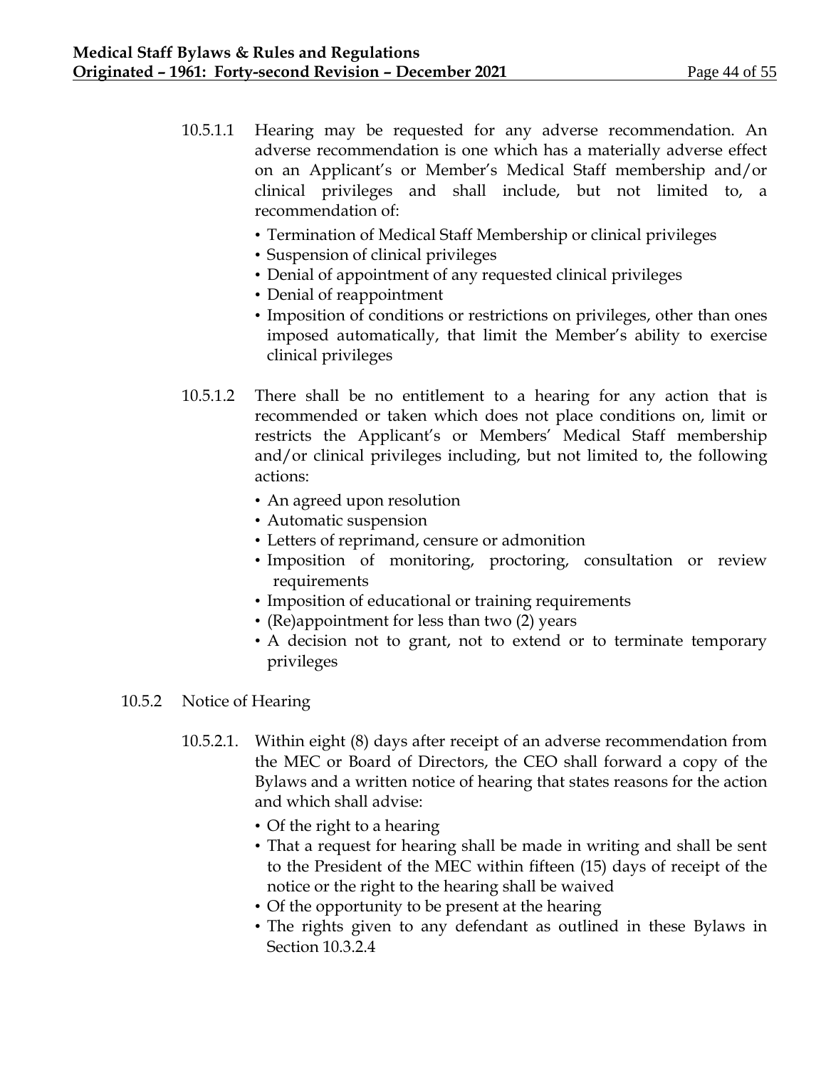10.5.1.1 Hearing may be requested for any adverse recommendation. An adverse recommendation is one which has a materially adverse effect on an Applicant's or Member's Medical Staff membership and/or clinical privileges and shall include, but not limited to, a recommendation of:

- Termination of Medical Staff Membership or clinical privileges
- Suspension of clinical privileges
- Denial of appointment of any requested clinical privileges
- Denial of reappointment
- Imposition of conditions or restrictions on privileges, other than ones imposed automatically, that limit the Member's ability to exercise clinical privileges

10.5.1.2 There shall be no entitlement to a hearing for any action that is recommended or taken which does not place conditions on, limit or restricts the Applicant's or Members' Medical Staff membership and/or clinical privileges including, but not limited to, the following actions:

- An agreed upon resolution
- Automatic suspension
- Letters of reprimand, censure or admonition
- Imposition of monitoring, proctoring, consultation or review requirements
- Imposition of educational or training requirements
- (Re)appointment for less than two (2) years
- A decision not to grant, not to extend or to terminate temporary privileges

10.5.2 Notice of Hearing

10.5.2.1. Within eight (8) days after receipt of an adverse recommendation from the MEC or Board of Directors, the CEO shall forward a copy of the Bylaws and a written notice of hearing that states reasons for the action and which shall advise:

- Of the right to a hearing
- That a request for hearing shall be made in writing and shall be sent to the President of the MEC within fifteen (15) days of receipt of the notice or the right to the hearing shall be waived
- Of the opportunity to be present at the hearing
- The rights given to any defendant as outlined in these Bylaws in Section 10.3.2.4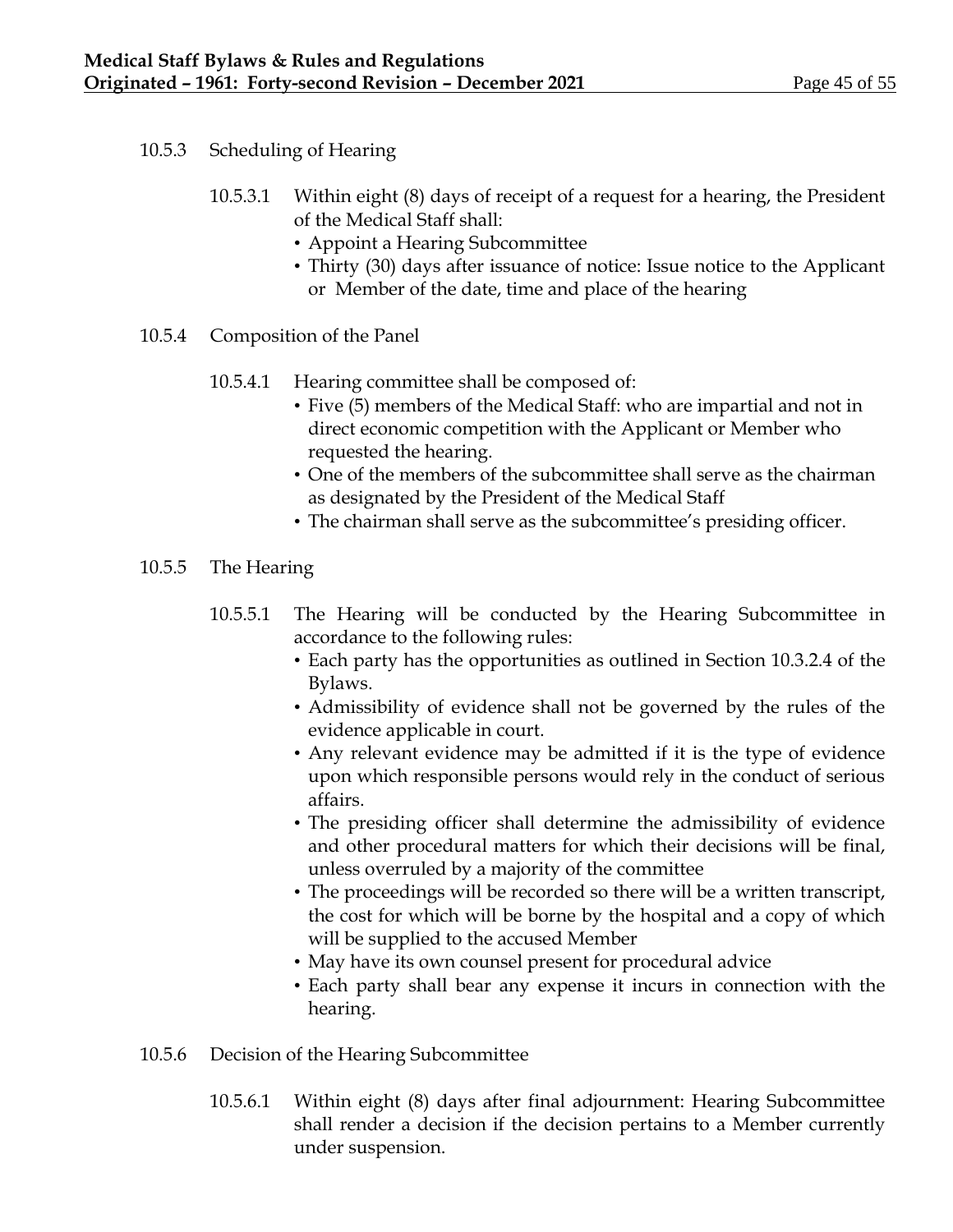10.5.3 Scheduling of Hearing

10.5.3.1 Within eight (8) days of receipt of a request for a hearing, the President of the Medical Staff shall:

- Appoint a Hearing Subcommittee
- Thirty (30) days after issuance of notice: Issue notice to the Applicant or Member of the date, time and place of the hearing

10.5.4 Composition of the Panel

10.5.4.1 Hearing committee shall be composed of:

- Five (5) members of the Medical Staff: who are impartial and not in direct economic competition with the Applicant or Member who requested the hearing.
- One of the members of the subcommittee shall serve as the chairman as designated by the President of the Medical Staff
- The chairman shall serve as the subcommittee's presiding officer.

10.5.5 The Hearing

10.5.5.1 The Hearing will be conducted by the Hearing Subcommittee in accordance to the following rules:

- Each party has the opportunities as outlined in Section 10.3.2.4 of the Bylaws.
- Admissibility of evidence shall not be governed by the rules of the evidence applicable in court.
- Any relevant evidence may be admitted if it is the type of evidence upon which responsible persons would rely in the conduct of serious affairs.
- The presiding officer shall determine the admissibility of evidence and other procedural matters for which their decisions will be final, unless overruled by a majority of the committee
- The proceedings will be recorded so there will be a written transcript, the cost for which will be borne by the hospital and a copy of which will be supplied to the accused Member
- May have its own counsel present for procedural advice
- Each party shall bear any expense it incurs in connection with the hearing.

10.5.6 Decision of the Hearing Subcommittee

10.5.6.1 Within eight (8) days after final adjournment: Hearing Subcommittee shall render a decision if the decision pertains to a Member currently under suspension.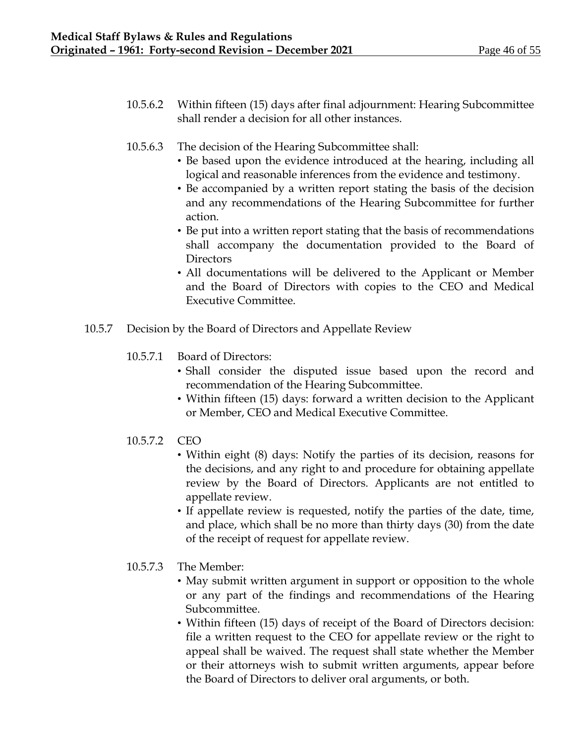10.5.6.2 Within fifteen (15) days after final adjournment: Hearing Subcommittee shall render a decision for all other instances.

10.5.6.3 The decision of the Hearing Subcommittee shall:

- Be based upon the evidence introduced at the hearing, including all logical and reasonable inferences from the evidence and testimony.
- Be accompanied by a written report stating the basis of the decision and any recommendations of the Hearing Subcommittee for further action.
- Be put into a written report stating that the basis of recommendations shall accompany the documentation provided to the Board of Directors
- All documentations will be delivered to the Applicant or Member and the Board of Directors with copies to the CEO and Medical Executive Committee.

10.5.7 Decision by the Board of Directors and Appellate Review

10.5.7.1 Board of Directors:

- Shall consider the disputed issue based upon the record and recommendation of the Hearing Subcommittee.
- Within fifteen (15) days: forward a written decision to the Applicant or Member, CEO and Medical Executive Committee.

10.5.7.2 CEO

- Within eight (8) days: Notify the parties of its decision, reasons for the decisions, and any right to and procedure for obtaining appellate review by the Board of Directors. Applicants are not entitled to appellate review.
- If appellate review is requested, notify the parties of the date, time, and place, which shall be no more than thirty days (30) from the date of the receipt of request for appellate review.

10.5.7.3 The Member:

- May submit written argument in support or opposition to the whole or any part of the findings and recommendations of the Hearing Subcommittee.
- Within fifteen (15) days of receipt of the Board of Directors decision: file a written request to the CEO for appellate review or the right to appeal shall be waived. The request shall state whether the Member or their attorneys wish to submit written arguments, appear before the Board of Directors to deliver oral arguments, or both.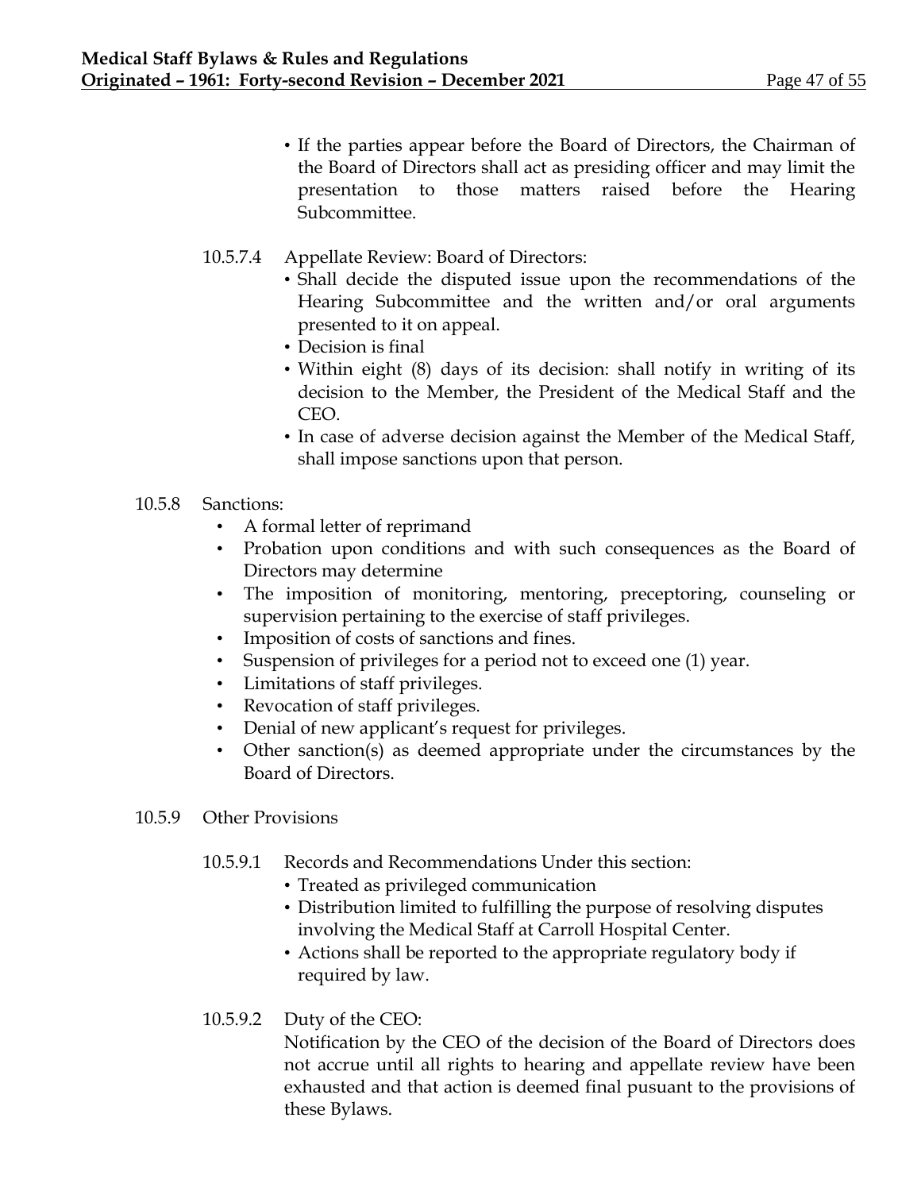- If the parties appear before the Board of Directors, the Chairman of the Board of Directors shall act as presiding officer and may limit the presentation to those matters raised before the Hearing Subcommittee.

10.5.7.4 Appellate Review: Board of Directors:

- Shall decide the disputed issue upon the recommendations of the Hearing Subcommittee and the written and/or oral arguments presented to it on appeal.
- Decision is final
- Within eight (8) days of its decision: shall notify in writing of its decision to the Member, the President of the Medical Staff and the CEO.
- In case of adverse decision against the Member of the Medical Staff, shall impose sanctions upon that person.

10.5.8 Sanctions:

- A formal letter of reprimand
- Probation upon conditions and with such consequences as the Board of Directors may determine
- The imposition of monitoring, mentoring, preceptoring, counseling or supervision pertaining to the exercise of staff privileges.
- Imposition of costs of sanctions and fines.
- Suspension of privileges for a period not to exceed one (1) year.
- Limitations of staff privileges.
- Revocation of staff privileges.
- Denial of new applicant's request for privileges.
- Other sanction(s) as deemed appropriate under the circumstances by the Board of Directors.

10.5.9 Other Provisions

10.5.9.1 Records and Recommendations Under this section:

- Treated as privileged communication
- Distribution limited to fulfilling the purpose of resolving disputes involving the Medical Staff at Carroll Hospital Center.
- Actions shall be reported to the appropriate regulatory body if required by law.

10.5.9.2 Duty of the CEO:

Notification by the CEO of the decision of the Board of Directors does not accrue until all rights to hearing and appellate review have been exhausted and that action is deemed final pusuant to the provisions of these Bylaws.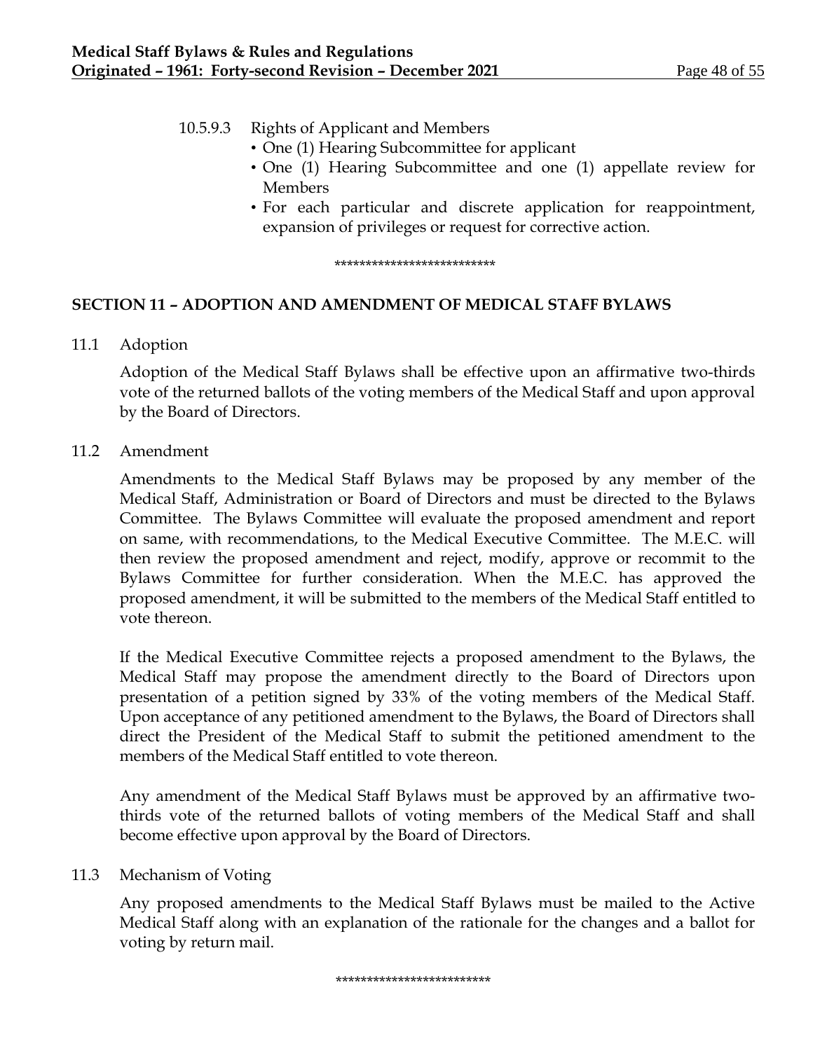10.5.9.3 Rights of Applicant and Members

- One (1) Hearing Subcommittee for applicant
- One (1) Hearing Subcommittee and one (1) appellate review for Members
- For each particular and discrete application for reappointment, expansion of privileges or request for corrective action.

\*\*\*\*\*\*\*\*\*\*\*\*\*\*\*\*\*\*\*\*\*\*\*\*\*

## SECTION 11 – ADOPTION AND AMENDMENT OF MEDICAL STAFF BYLAWS

11.1 Adoption

Adoption of the Medical Staff Bylaws shall be effective upon an affirmative two-thirds vote of the returned ballots of the voting members of the Medical Staff and upon approval by the Board of Directors.

11.2 Amendment

Amendments to the Medical Staff Bylaws may be proposed by any member of the Medical Staff, Administration or Board of Directors and must be directed to the Bylaws Committee. The Bylaws Committee will evaluate the proposed amendment and report on same, with recommendations, to the Medical Executive Committee. The M.E.C. will then review the proposed amendment and reject, modify, approve or recommit to the Bylaws Committee for further consideration. When the M.E.C. has approved the proposed amendment, it will be submitted to the members of the Medical Staff entitled to vote thereon.

If the Medical Executive Committee rejects a proposed amendment to the Bylaws, the Medical Staff may propose the amendment directly to the Board of Directors upon presentation of a petition signed by 33% of the voting members of the Medical Staff. Upon acceptance of any petitioned amendment to the Bylaws, the Board of Directors shall direct the President of the Medical Staff to submit the petitioned amendment to the members of the Medical Staff entitled to vote thereon.

Any amendment of the Medical Staff Bylaws must be approved by an affirmative two-thirds vote of the returned ballots of voting members of the Medical Staff and shall become effective upon approval by the Board of Directors.

11.3 Mechanism of Voting

Any proposed amendments to the Medical Staff Bylaws must be mailed to the Active Medical Staff along with an explanation of the rationale for the changes and a ballot for voting by return mail.

\*\*\*\*\*\*\*\*\*\*\*\*\*\*\*\*\*\*\*\*\*\*\*\*\*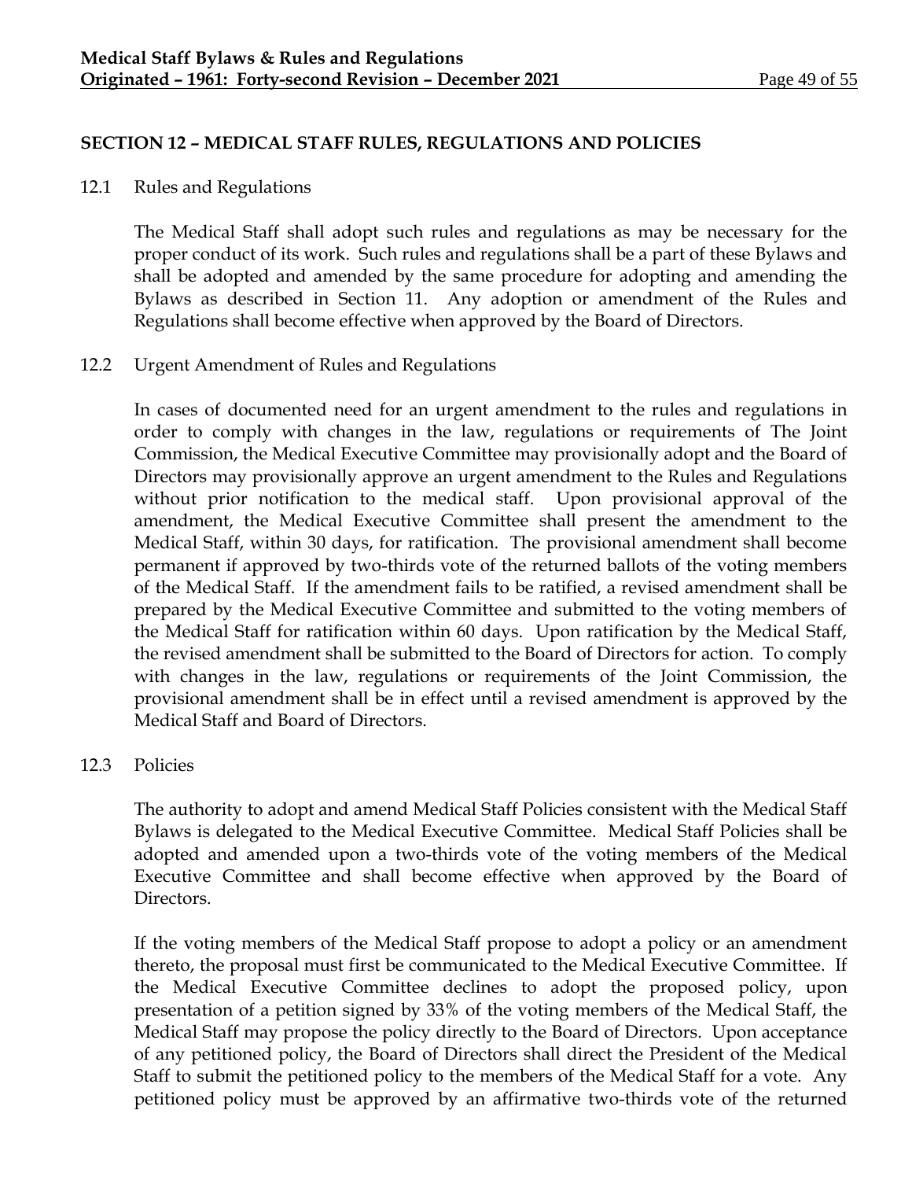## SECTION 12 – MEDICAL STAFF RULES, REGULATIONS AND POLICIES

### 12.1 Rules and Regulations

The Medical Staff shall adopt such rules and regulations as may be necessary for the proper conduct of its work. Such rules and regulations shall be a part of these Bylaws and shall be adopted and amended by the same procedure for adopting and amending the Bylaws as described in Section 11. Any adoption or amendment of the Rules and Regulations shall become effective when approved by the Board of Directors.

### 12.2 Urgent Amendment of Rules and Regulations

In cases of documented need for an urgent amendment to the rules and regulations in order to comply with changes in the law, regulations or requirements of The Joint Commission, the Medical Executive Committee may provisionally adopt and the Board of Directors may provisionally approve an urgent amendment to the Rules and Regulations without prior notification to the medical staff. Upon provisional approval of the amendment, the Medical Executive Committee shall present the amendment to the Medical Staff, within 30 days, for ratification. The provisional amendment shall become permanent if approved by two-thirds vote of the returned ballots of the voting members of the Medical Staff. If the amendment fails to be ratified, a revised amendment shall be prepared by the Medical Executive Committee and submitted to the voting members of the Medical Staff for ratification within 60 days. Upon ratification by the Medical Staff, the revised amendment shall be submitted to the Board of Directors for action. To comply with changes in the law, regulations or requirements of the Joint Commission, the provisional amendment shall be in effect until a revised amendment is approved by the Medical Staff and Board of Directors.

### 12.3 Policies

The authority to adopt and amend Medical Staff Policies consistent with the Medical Staff Bylaws is delegated to the Medical Executive Committee. Medical Staff Policies shall be adopted and amended upon a two-thirds vote of the voting members of the Medical Executive Committee and shall become effective when approved by the Board of Directors.

If the voting members of the Medical Staff propose to adopt a policy or an amendment thereto, the proposal must first be communicated to the Medical Executive Committee. If the Medical Executive Committee declines to adopt the proposed policy, upon presentation of a petition signed by 33% of the voting members of the Medical Staff, the Medical Staff may propose the policy directly to the Board of Directors. Upon acceptance of any petitioned policy, the Board of Directors shall direct the President of the Medical Staff to submit the petitioned policy to the members of the Medical Staff for a vote. Any petitioned policy must be approved by an affirmative two-thirds vote of the returned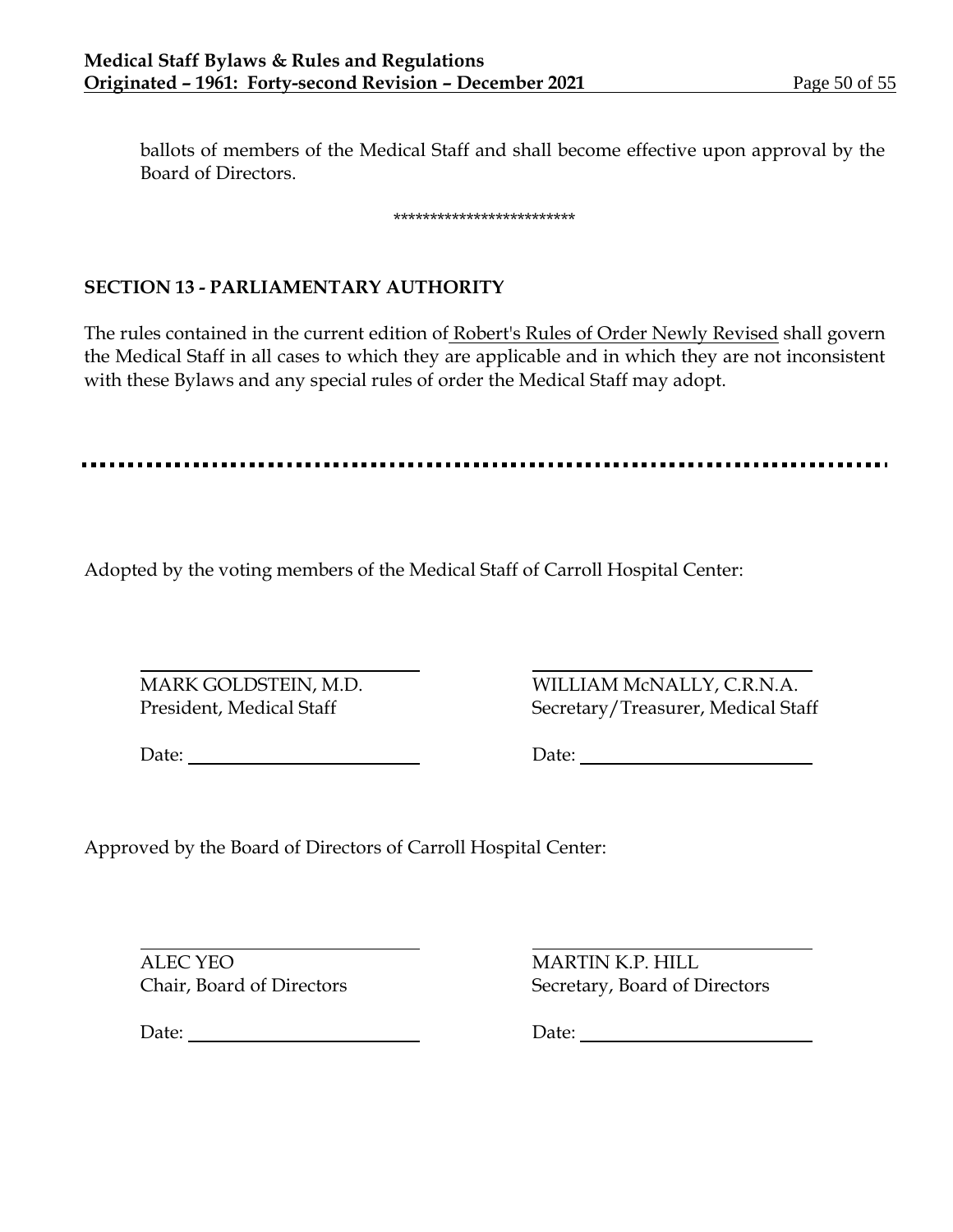ballots of members of the Medical Staff and shall become effective upon approval by the Board of Directors.

*************************

## SECTION 13 - PARLIAMENTARY AUTHORITY

The rules contained in the current edition of Robert's Rules of Order Newly Revised shall govern the Medical Staff in all cases to which they are applicable and in which they are not inconsistent with these Bylaws and any special rules of order the Medical Staff may adopt.

---

Adopted by the voting members of the Medical Staff of Carroll Hospital Center:

| | |
|---|---|
| \_\_\_\_\_\_\_\_\_\_\_\_\_\_\_\_\_\_\_\_\_\_\_\_ | \_\_\_\_\_\_\_\_\_\_\_\_\_\_\_\_\_\_\_\_\_\_\_\_ |
| MARK GOLDSTEIN, M.D.<br>President, Medical Staff | WILLIAM McNALLY, C.R.N.A.<br>Secretary/Treasurer, Medical Staff |
| Date: \_\_\_\_\_\_\_\_\_\_\_\_\_\_\_\_\_\_\_\_ | Date: \_\_\_\_\_\_\_\_\_\_\_\_\_\_\_\_\_\_\_\_ |

Approved by the Board of Directors of Carroll Hospital Center:

| | |
|---|---|
| \_\_\_\_\_\_\_\_\_\_\_\_\_\_\_\_\_\_\_\_\_\_\_\_ | \_\_\_\_\_\_\_\_\_\_\_\_\_\_\_\_\_\_\_\_\_\_\_\_ |
| ALEC YEO<br>Chair, Board of Directors | MARTIN K.P. HILL<br>Secretary, Board of Directors |
| Date: \_\_\_\_\_\_\_\_\_\_\_\_\_\_\_\_\_\_\_\_ | Date: \_\_\_\_\_\_\_\_\_\_\_\_\_\_\_\_\_\_\_\_ |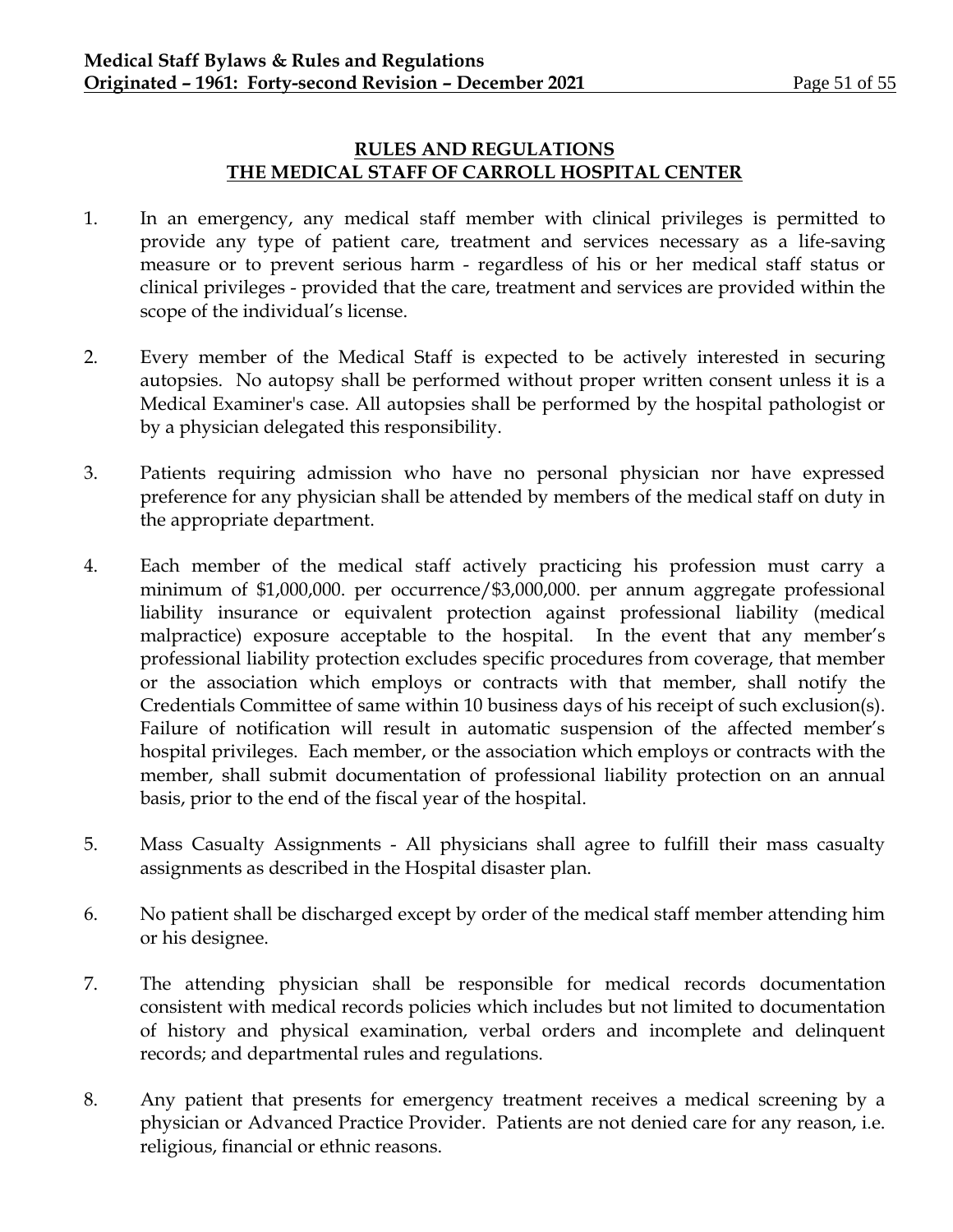## RULES AND REGULATIONS
## THE MEDICAL STAFF OF CARROLL HOSPITAL CENTER

1. In an emergency, any medical staff member with clinical privileges is permitted to provide any type of patient care, treatment and services necessary as a life-saving measure or to prevent serious harm - regardless of his or her medical staff status or clinical privileges - provided that the care, treatment and services are provided within the scope of the individual's license.

2. Every member of the Medical Staff is expected to be actively interested in securing autopsies. No autopsy shall be performed without proper written consent unless it is a Medical Examiner's case. All autopsies shall be performed by the hospital pathologist or by a physician delegated this responsibility.

3. Patients requiring admission who have no personal physician nor have expressed preference for any physician shall be attended by members of the medical staff on duty in the appropriate department.

4. Each member of the medical staff actively practicing his profession must carry a minimum of $1,000,000. per occurrence/$3,000,000. per annum aggregate professional liability insurance or equivalent protection against professional liability (medical malpractice) exposure acceptable to the hospital. In the event that any member's professional liability protection excludes specific procedures from coverage, that member or the association which employs or contracts with that member, shall notify the Credentials Committee of same within 10 business days of his receipt of such exclusion(s). Failure of notification will result in automatic suspension of the affected member's hospital privileges. Each member, or the association which employs or contracts with the member, shall submit documentation of professional liability protection on an annual basis, prior to the end of the fiscal year of the hospital.

5. Mass Casualty Assignments - All physicians shall agree to fulfill their mass casualty assignments as described in the Hospital disaster plan.

6. No patient shall be discharged except by order of the medical staff member attending him or his designee.

7. The attending physician shall be responsible for medical records documentation consistent with medical records policies which includes but not limited to documentation of history and physical examination, verbal orders and incomplete and delinquent records; and departmental rules and regulations.

8. Any patient that presents for emergency treatment receives a medical screening by a physician or Advanced Practice Provider. Patients are not denied care for any reason, i.e. religious, financial or ethnic reasons.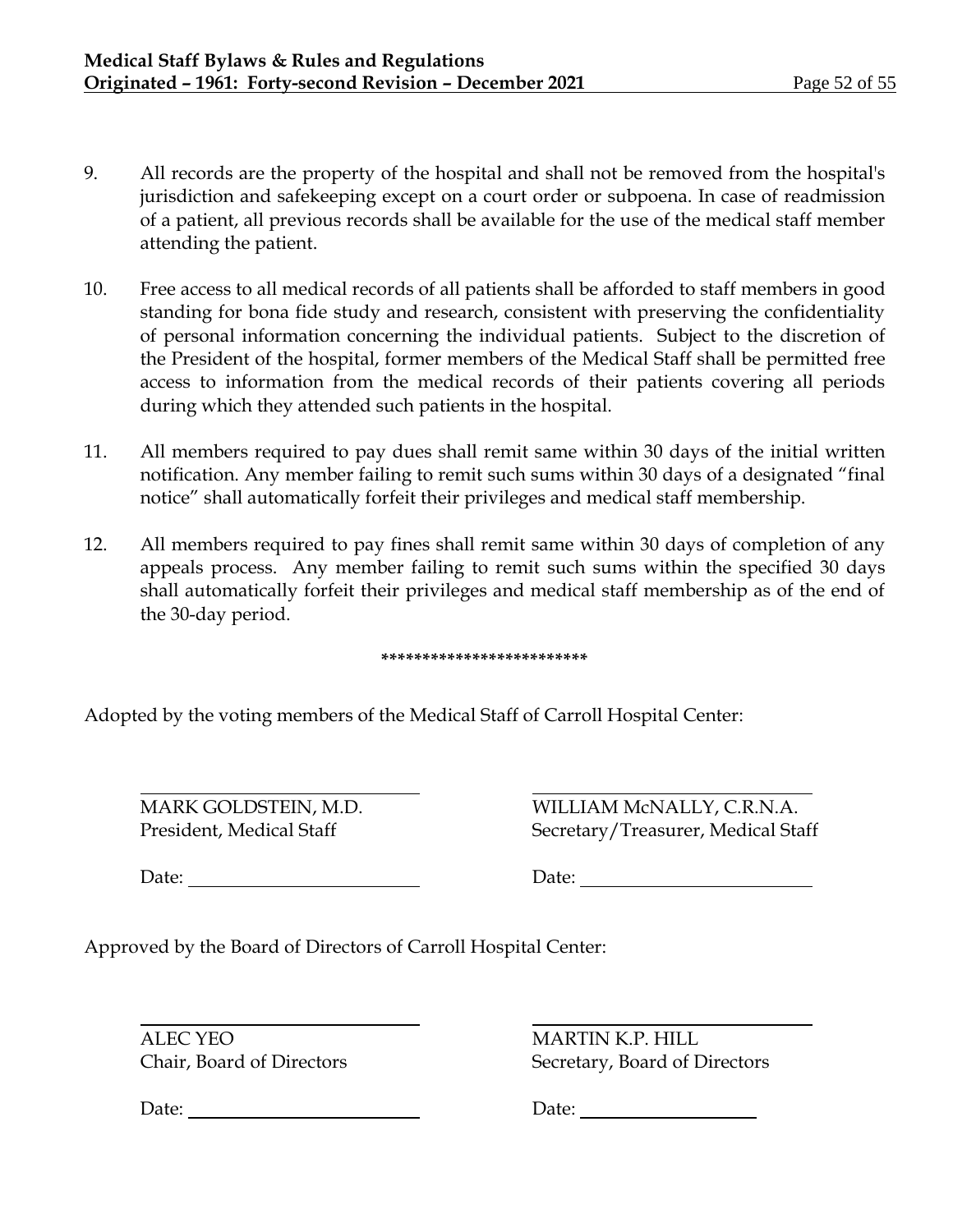9. All records are the property of the hospital and shall not be removed from the hospital's jurisdiction and safekeeping except on a court order or subpoena. In case of readmission of a patient, all previous records shall be available for the use of the medical staff member attending the patient.

10. Free access to all medical records of all patients shall be afforded to staff members in good standing for bona fide study and research, consistent with preserving the confidentiality of personal information concerning the individual patients. Subject to the discretion of the President of the hospital, former members of the Medical Staff shall be permitted free access to information from the medical records of their patients covering all periods during which they attended such patients in the hospital.

11. All members required to pay dues shall remit same within 30 days of the initial written notification. Any member failing to remit such sums within 30 days of a designated "final notice" shall automatically forfeit their privileges and medical staff membership.

12. All members required to pay fines shall remit same within 30 days of completion of any appeals process. Any member failing to remit such sums within the specified 30 days shall automatically forfeit their privileges and medical staff membership as of the end of the 30-day period.

************************

Adopted by the voting members of the Medical Staff of Carroll Hospital Center:

MARK GOLDSTEIN, M.D.
President, Medical Staff

Date: ____________________

WILLIAM McNALLY, C.R.N.A.
Secretary/Treasurer, Medical Staff

Date: ____________________

Approved by the Board of Directors of Carroll Hospital Center:

ALEC YEO
Chair, Board of Directors

Date: ____________________

MARTIN K.P. HILL
Secretary, Board of Directors

Date: ____________________